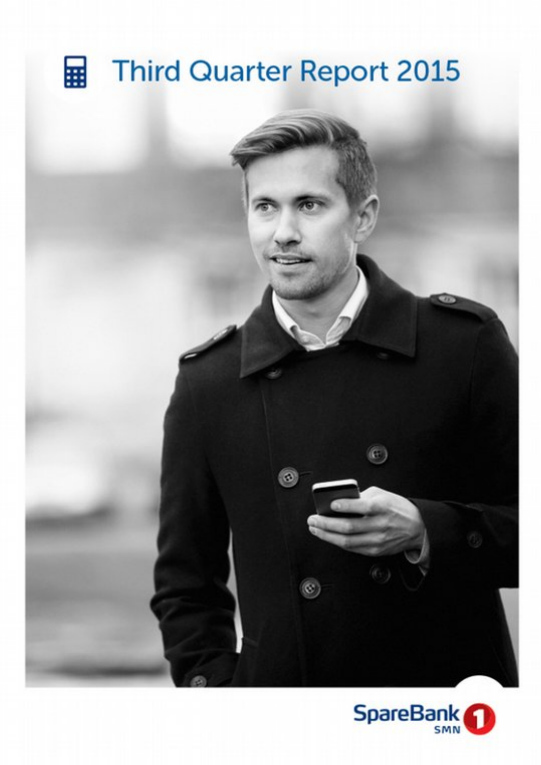# Third Quarter Report 2015

SpareBank 1 SMN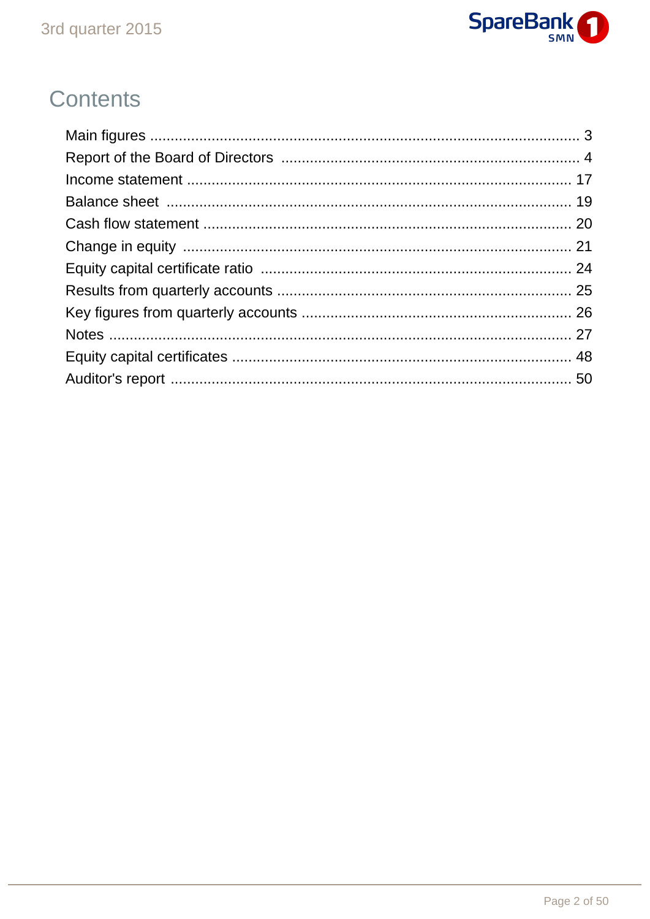# Contents

| | |
|---|---|
| Main figures | 3 |
| Report of the Board of Directors | 4 |
| Income statement | 17 |
| Balance sheet | 19 |
| Cash flow statement | 20 |
| Change in equity | 21 |
| Equity capital certificate ratio | 24 |
| Results from quarterly accounts | 25 |
| Key figures from quarterly accounts | 26 |
| Notes | 27 |
| Equity capital certificates | 48 |
| Auditor's report | 50 |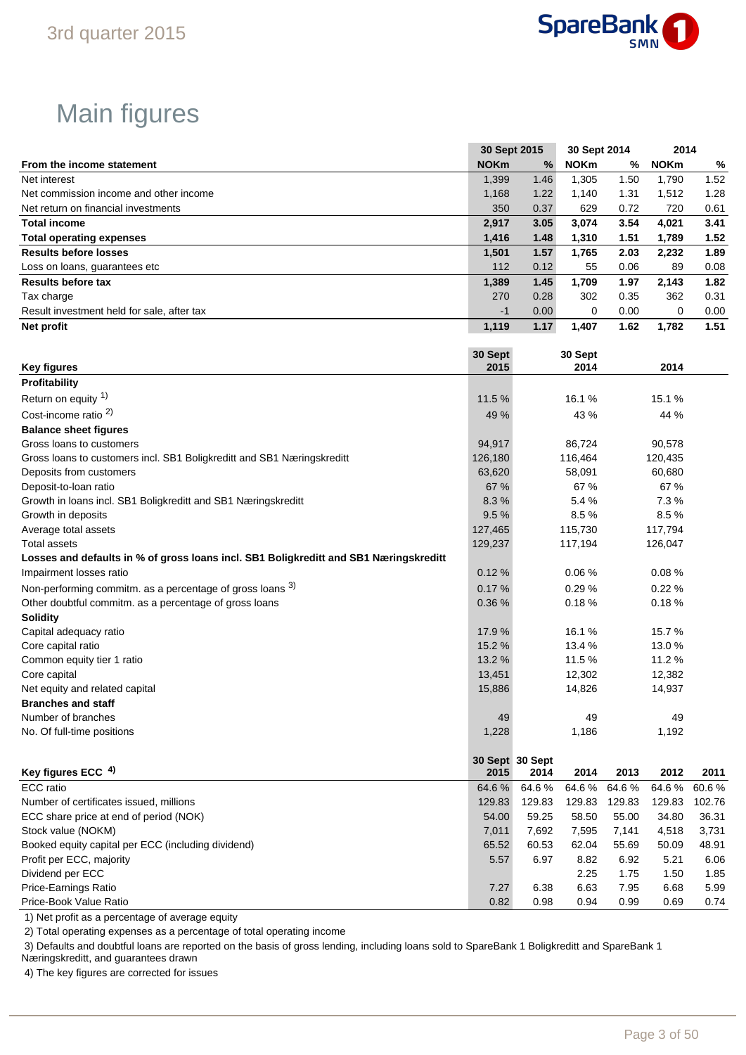# Main figures

| From the income statement | 30 Sept 2015 NOKm | 30 Sept 2015 % | 30 Sept 2014 NOKm | 30 Sept 2014 % | 2014 NOKm | 2014 % |
|---|---|---|---|---|---|---|
| Net interest | 1,399 | 1.46 | 1,305 | 1.50 | 1,790 | 1.52 |
| Net commission income and other income | 1,168 | 1.22 | 1,140 | 1.31 | 1,512 | 1.28 |
| Net return on financial investments | 350 | 0.37 | 629 | 0.72 | 720 | 0.61 |
| **Total income** | **2,917** | **3.05** | **3,074** | **3.54** | **4,021** | **3.41** |
| **Total operating expenses** | **1,416** | **1.48** | **1,310** | **1.51** | **1,789** | **1.52** |
| **Results before losses** | **1,501** | **1.57** | **1,765** | **2.03** | **2,232** | **1.89** |
| Loss on loans, guarantees etc | 112 | 0.12 | 55 | 0.06 | 89 | 0.08 |
| **Results before tax** | **1,389** | **1.45** | **1,709** | **1.97** | **2,143** | **1.82** |
| Tax charge | 270 | 0.28 | 302 | 0.35 | 362 | 0.31 |
| Result investment held for sale, after tax | -1 | 0.00 | 0 | 0.00 | 0 | 0.00 |
| **Net profit** | **1,119** | **1.17** | **1,407** | **1.62** | **1,782** | **1.51** |

| Key figures | 30 Sept 2015 | 30 Sept 2014 | 2014 |
|---|---|---|---|
| **Profitability** | | | |
| Return on equity [1] | 11.5 % | 16.1 % | 15.1 % |
| Cost-income ratio [2] | 49 % | 43 % | 44 % |
| **Balance sheet figures** | | | |
| Gross loans to customers | 94,917 | 86,724 | 90,578 |
| Gross loans to customers incl. SB1 Boligkreditt and SB1 Næringskreditt | 126,180 | 116,464 | 120,435 |
| Deposits from customers | 63,620 | 58,091 | 60,680 |
| Deposit-to-loan ratio | 67 % | 67 % | 67 % |
| Growth in loans incl. SB1 Boligkreditt and SB1 Næringskreditt | 8.3 % | 5.4 % | 7.3 % |
| Growth in deposits | 9.5 % | 8.5 % | 8.5 % |
| Average total assets | 127,465 | 115,730 | 117,794 |
| Total assets | 129,237 | 117,194 | 126,047 |
| **Losses and defaults in % of gross loans incl. SB1 Boligkreditt and SB1 Næringskreditt** | | | |
| Impairment losses ratio | 0.12 % | 0.06 % | 0.08 % |
| Non-performing commitm. as a percentage of gross loans [3] | 0.17 % | 0.29 % | 0.22 % |
| Other doubtful commitm. as a percentage of gross loans | 0.36 % | 0.18 % | 0.18 % |
| **Solidity** | | | |
| Capital adequacy ratio | 17.9 % | 16.1 % | 15.7 % |
| Core capital ratio | 15.2 % | 13.4 % | 13.0 % |
| Common equity tier 1 ratio | 13.2 % | 11.5 % | 11.2 % |
| Core capital | 13,451 | 12,302 | 12,382 |
| Net equity and related capital | 15,886 | 14,826 | 14,937 |
| **Branches and staff** | | | |
| Number of branches | 49 | 49 | 49 |
| No. Of full-time positions | 1,228 | 1,186 | 1,192 |

| Key figures ECC [4] | 30 Sept 2015 | 30 Sept 2014 | 2014 | 2013 | 2012 | 2011 |
|---|---|---|---|---|---|---|
| ECC ratio | 64.6 % | 64.6 % | 64.6 % | 64.6 % | 64.6 % | 60.6 % |
| Number of certificates issued, millions | 129.83 | 129.83 | 129.83 | 129.83 | 129.83 | 102.76 |
| ECC share price at end of period (NOK) | 54.00 | 59.25 | 58.50 | 55.00 | 34.80 | 36.31 |
| Stock value (NOKM) | 7,011 | 7,692 | 7,595 | 7,141 | 4,518 | 3,731 |
| Booked equity capital per ECC (including dividend) | 65.52 | 60.53 | 62.04 | 55.69 | 50.09 | 48.91 |
| Profit per ECC, majority | 5.57 | 6.97 | 8.82 | 6.92 | 5.21 | 6.06 |
| Dividend per ECC | | | 2.25 | 1.75 | 1.50 | 1.85 |
| Price-Earnings Ratio | 7.27 | 6.38 | 6.63 | 7.95 | 6.68 | 5.99 |
| Price-Book Value Ratio | 0.82 | 0.98 | 0.94 | 0.99 | 0.69 | 0.74 |

1) Net profit as a percentage of average equity

2) Total operating expenses as a percentage of total operating income

3) Defaults and doubtful loans are reported on the basis of gross lending, including loans sold to SpareBank 1 Boligkreditt and SpareBank 1 Næringskreditt, and guarantees drawn

4) The key figures are corrected for issues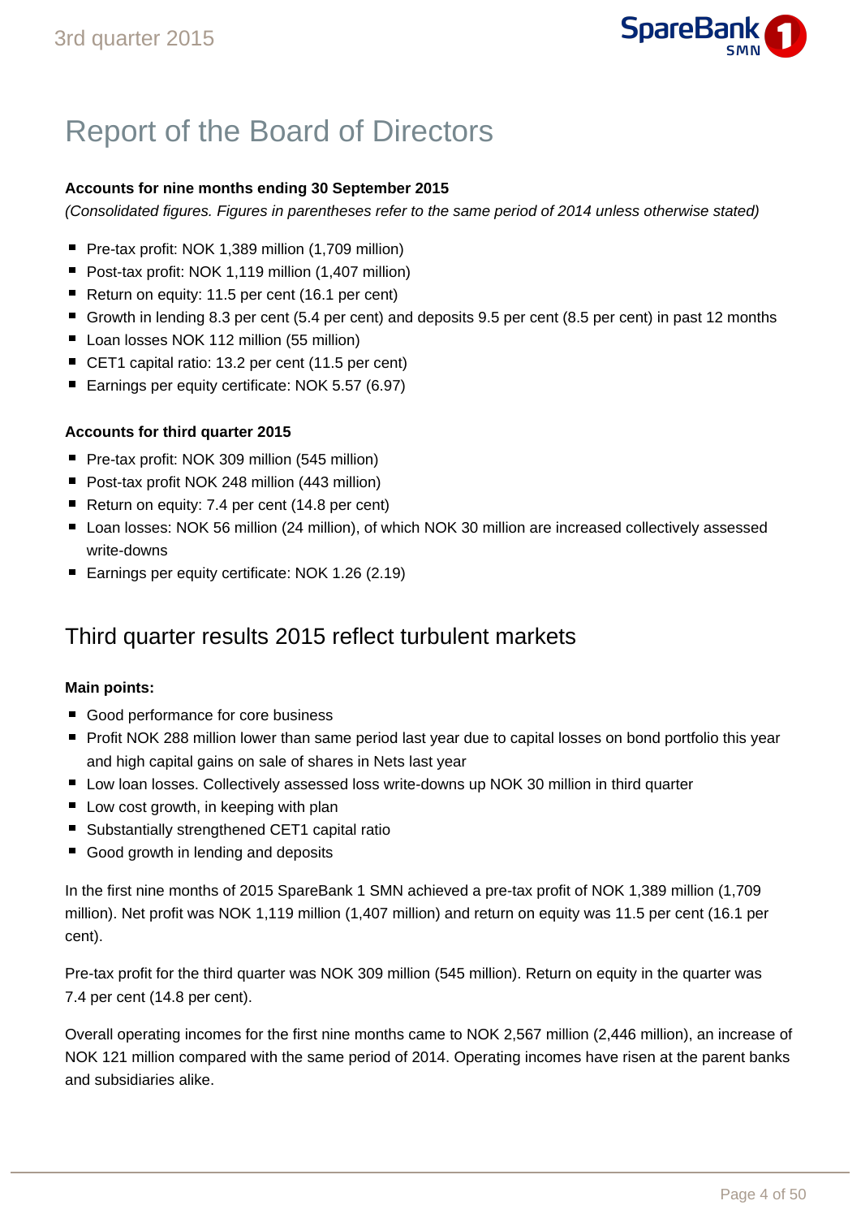# Report of the Board of Directors

**Accounts for nine months ending 30 September 2015**

*(Consolidated figures. Figures in parentheses refer to the same period of 2014 unless otherwise stated)*

- Pre-tax profit: NOK 1,389 million (1,709 million)
- Post-tax profit: NOK 1,119 million (1,407 million)
- Return on equity: 11.5 per cent (16.1 per cent)
- Growth in lending 8.3 per cent (5.4 per cent) and deposits 9.5 per cent (8.5 per cent) in past 12 months
- Loan losses NOK 112 million (55 million)
- CET1 capital ratio: 13.2 per cent (11.5 per cent)
- Earnings per equity certificate: NOK 5.57 (6.97)

**Accounts for third quarter 2015**

- Pre-tax profit: NOK 309 million (545 million)
- Post-tax profit NOK 248 million (443 million)
- Return on equity: 7.4 per cent (14.8 per cent)
- Loan losses: NOK 56 million (24 million), of which NOK 30 million are increased collectively assessed write-downs
- Earnings per equity certificate: NOK 1.26 (2.19)

## Third quarter results 2015 reflect turbulent markets

**Main points:**

- Good performance for core business
- Profit NOK 288 million lower than same period last year due to capital losses on bond portfolio this year and high capital gains on sale of shares in Nets last year
- Low loan losses. Collectively assessed loss write-downs up NOK 30 million in third quarter
- Low cost growth, in keeping with plan
- Substantially strengthened CET1 capital ratio
- Good growth in lending and deposits

In the first nine months of 2015 SpareBank 1 SMN achieved a pre-tax profit of NOK 1,389 million (1,709 million). Net profit was NOK 1,119 million (1,407 million) and return on equity was 11.5 per cent (16.1 per cent).

Pre-tax profit for the third quarter was NOK 309 million (545 million). Return on equity in the quarter was 7.4 per cent (14.8 per cent).

Overall operating incomes for the first nine months came to NOK 2,567 million (2,446 million), an increase of NOK 121 million compared with the same period of 2014. Operating incomes have risen at the parent banks and subsidiaries alike.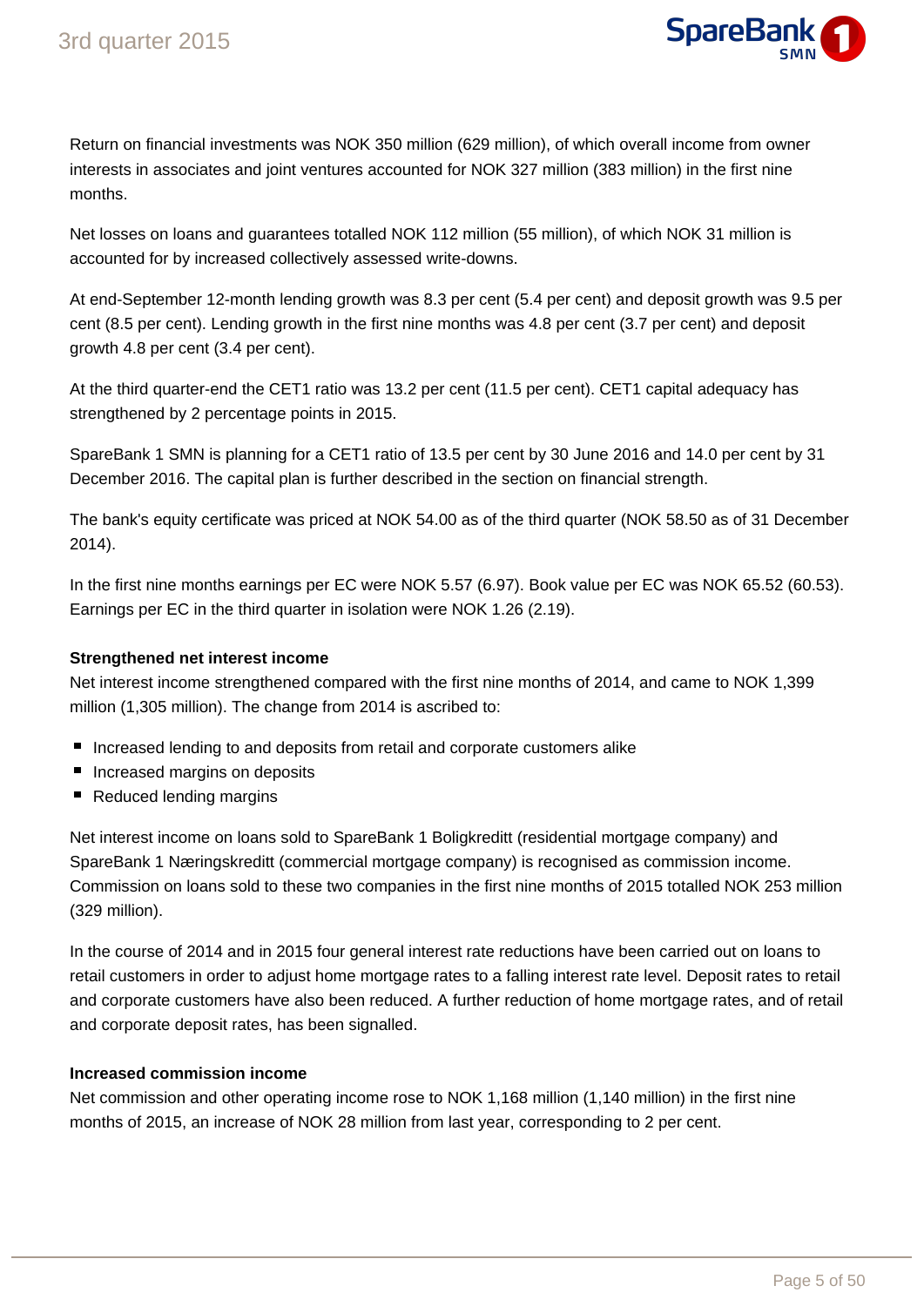Return on financial investments was NOK 350 million (629 million), of which overall income from owner interests in associates and joint ventures accounted for NOK 327 million (383 million) in the first nine months.

Net losses on loans and guarantees totalled NOK 112 million (55 million), of which NOK 31 million is accounted for by increased collectively assessed write-downs.

At end-September 12-month lending growth was 8.3 per cent (5.4 per cent) and deposit growth was 9.5 per cent (8.5 per cent). Lending growth in the first nine months was 4.8 per cent (3.7 per cent) and deposit growth 4.8 per cent (3.4 per cent).

At the third quarter-end the CET1 ratio was 13.2 per cent (11.5 per cent). CET1 capital adequacy has strengthened by 2 percentage points in 2015.

SpareBank 1 SMN is planning for a CET1 ratio of 13.5 per cent by 30 June 2016 and 14.0 per cent by 31 December 2016. The capital plan is further described in the section on financial strength.

The bank's equity certificate was priced at NOK 54.00 as of the third quarter (NOK 58.50 as of 31 December 2014).

In the first nine months earnings per EC were NOK 5.57 (6.97). Book value per EC was NOK 65.52 (60.53). Earnings per EC in the third quarter in isolation were NOK 1.26 (2.19).

**Strengthened net interest income**

Net interest income strengthened compared with the first nine months of 2014, and came to NOK 1,399 million (1,305 million). The change from 2014 is ascribed to:

- Increased lending to and deposits from retail and corporate customers alike
- Increased margins on deposits
- Reduced lending margins

Net interest income on loans sold to SpareBank 1 Boligkreditt (residential mortgage company) and SpareBank 1 Næringskreditt (commercial mortgage company) is recognised as commission income. Commission on loans sold to these two companies in the first nine months of 2015 totalled NOK 253 million (329 million).

In the course of 2014 and in 2015 four general interest rate reductions have been carried out on loans to retail customers in order to adjust home mortgage rates to a falling interest rate level. Deposit rates to retail and corporate customers have also been reduced. A further reduction of home mortgage rates, and of retail and corporate deposit rates, has been signalled.

**Increased commission income**

Net commission and other operating income rose to NOK 1,168 million (1,140 million) in the first nine months of 2015, an increase of NOK 28 million from last year, corresponding to 2 per cent.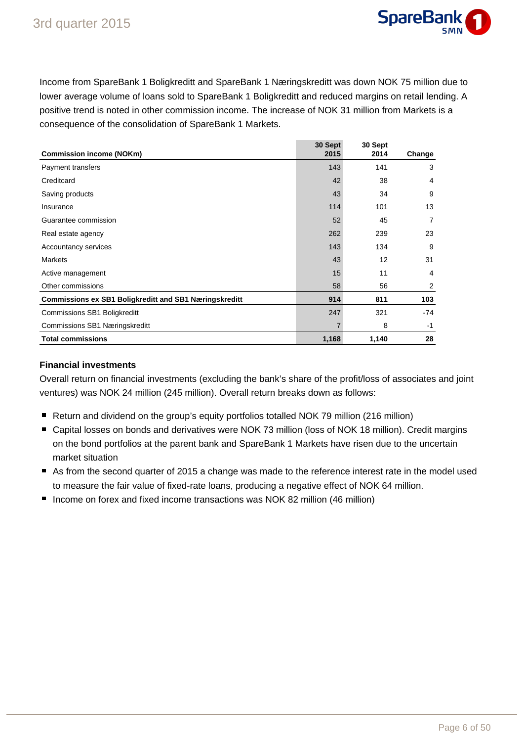Income from SpareBank 1 Boligkreditt and SpareBank 1 Næringskreditt was down NOK 75 million due to lower average volume of loans sold to SpareBank 1 Boligkreditt and reduced margins on retail lending. A positive trend is noted in other commission income. The increase of NOK 31 million from Markets is a consequence of the consolidation of SpareBank 1 Markets.

| Commission income (NOKm) | 30 Sept 2015 | 30 Sept 2014 | Change |
|---|---|---|---|
| Payment transfers | 143 | 141 | 3 |
| Creditcard | 42 | 38 | 4 |
| Saving products | 43 | 34 | 9 |
| Insurance | 114 | 101 | 13 |
| Guarantee commission | 52 | 45 | 7 |
| Real estate agency | 262 | 239 | 23 |
| Accountancy services | 143 | 134 | 9 |
| Markets | 43 | 12 | 31 |
| Active management | 15 | 11 | 4 |
| Other commissions | 58 | 56 | 2 |
| **Commissions ex SB1 Boligkreditt and SB1 Næringskreditt** | **914** | **811** | **103** |
| Commissions SB1 Boligkreditt | 247 | 321 | -74 |
| Commissions SB1 Næringskreditt | 7 | 8 | -1 |
| **Total commissions** | **1,168** | **1,140** | **28** |

**Financial investments**

Overall return on financial investments (excluding the bank's share of the profit/loss of associates and joint ventures) was NOK 24 million (245 million). Overall return breaks down as follows:

- Return and dividend on the group's equity portfolios totalled NOK 79 million (216 million)
- Capital losses on bonds and derivatives were NOK 73 million (loss of NOK 18 million). Credit margins on the bond portfolios at the parent bank and SpareBank 1 Markets have risen due to the uncertain market situation
- As from the second quarter of 2015 a change was made to the reference interest rate in the model used to measure the fair value of fixed-rate loans, producing a negative effect of NOK 64 million.
- Income on forex and fixed income transactions was NOK 82 million (46 million)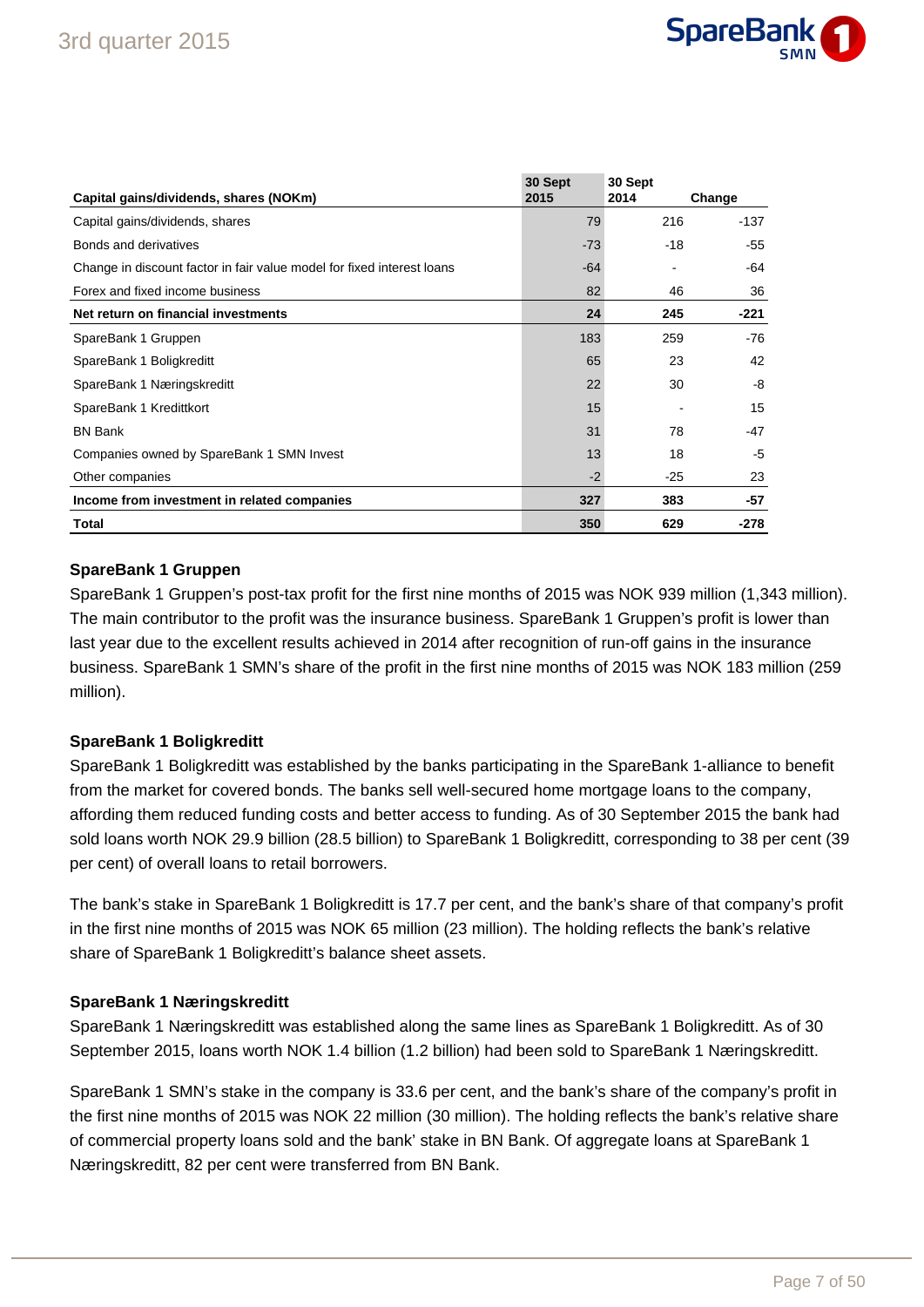| Capital gains/dividends, shares (NOKm) | 30 Sept 2015 | 30 Sept 2014 | Change |
|---|---|---|---|
| Capital gains/dividends, shares | 79 | 216 | -137 |
| Bonds and derivatives | -73 | -18 | -55 |
| Change in discount factor in fair value model for fixed interest loans | -64 | - | -64 |
| Forex and fixed income business | 82 | 46 | 36 |
| **Net return on financial investments** | **24** | **245** | **-221** |
| SpareBank 1 Gruppen | 183 | 259 | -76 |
| SpareBank 1 Boligkreditt | 65 | 23 | 42 |
| SpareBank 1 Næringskreditt | 22 | 30 | -8 |
| SpareBank 1 Kredittkort | 15 | - | 15 |
| BN Bank | 31 | 78 | -47 |
| Companies owned by SpareBank 1 SMN Invest | 13 | 18 | -5 |
| Other companies | -2 | -25 | 23 |
| **Income from investment in related companies** | **327** | **383** | **-57** |
| **Total** | **350** | **629** | **-278** |

**SpareBank 1 Gruppen**

SpareBank 1 Gruppen's post-tax profit for the first nine months of 2015 was NOK 939 million (1,343 million). The main contributor to the profit was the insurance business. SpareBank 1 Gruppen's profit is lower than last year due to the excellent results achieved in 2014 after recognition of run-off gains in the insurance business. SpareBank 1 SMN's share of the profit in the first nine months of 2015 was NOK 183 million (259 million).

**SpareBank 1 Boligkreditt**

SpareBank 1 Boligkreditt was established by the banks participating in the SpareBank 1-alliance to benefit from the market for covered bonds. The banks sell well-secured home mortgage loans to the company, affording them reduced funding costs and better access to funding. As of 30 September 2015 the bank had sold loans worth NOK 29.9 billion (28.5 billion) to SpareBank 1 Boligkreditt, corresponding to 38 per cent (39 per cent) of overall loans to retail borrowers.

The bank's stake in SpareBank 1 Boligkreditt is 17.7 per cent, and the bank's share of that company's profit in the first nine months of 2015 was NOK 65 million (23 million). The holding reflects the bank's relative share of SpareBank 1 Boligkreditt's balance sheet assets.

**SpareBank 1 Næringskreditt**

SpareBank 1 Næringskreditt was established along the same lines as SpareBank 1 Boligkreditt. As of 30 September 2015, loans worth NOK 1.4 billion (1.2 billion) had been sold to SpareBank 1 Næringskreditt.

SpareBank 1 SMN's stake in the company is 33.6 per cent, and the bank's share of the company's profit in the first nine months of 2015 was NOK 22 million (30 million). The holding reflects the bank's relative share of commercial property loans sold and the bank' stake in BN Bank. Of aggregate loans at SpareBank 1 Næringskreditt, 82 per cent were transferred from BN Bank.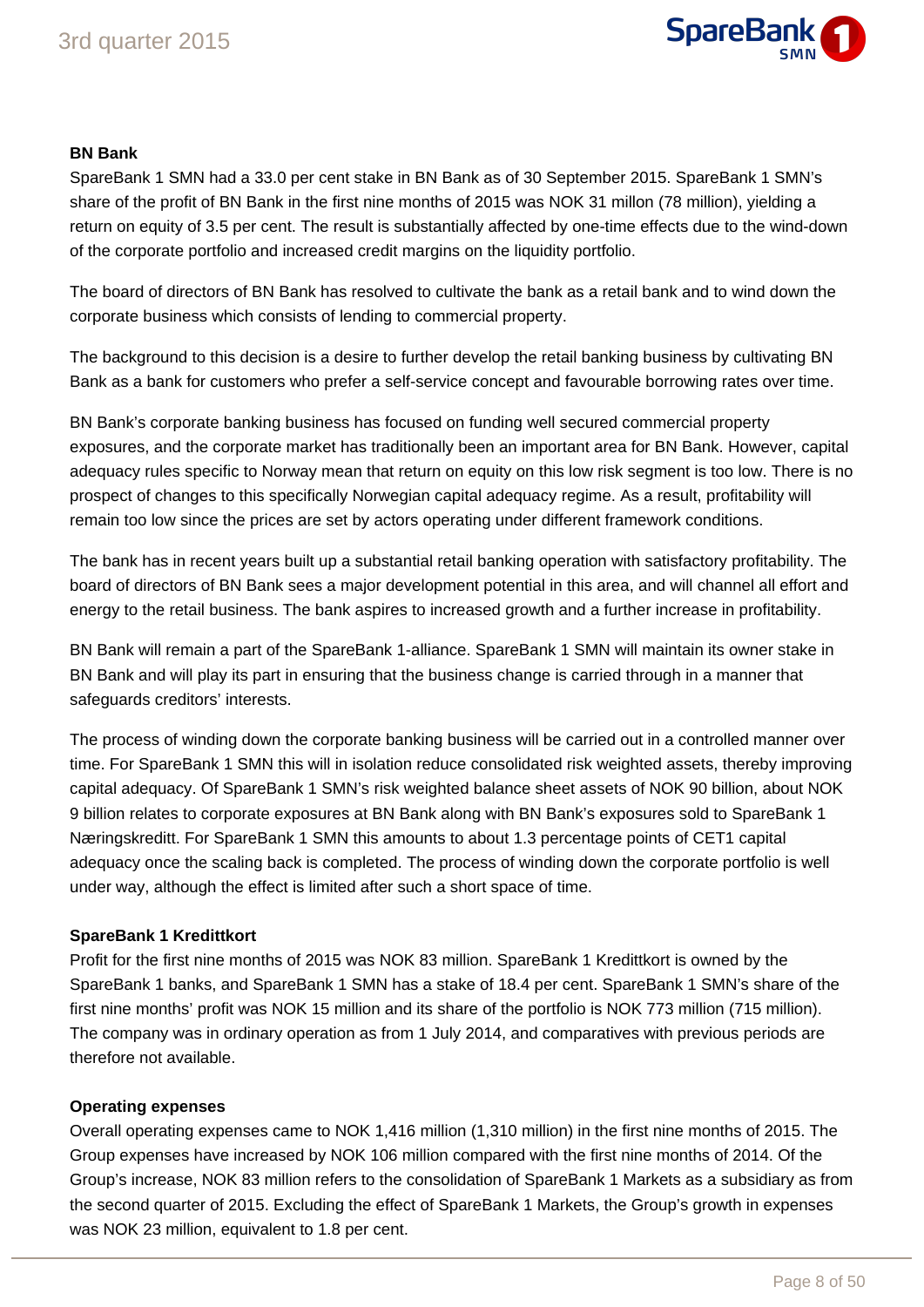**BN Bank**

SpareBank 1 SMN had a 33.0 per cent stake in BN Bank as of 30 September 2015. SpareBank 1 SMN's share of the profit of BN Bank in the first nine months of 2015 was NOK 31 millon (78 million), yielding a return on equity of 3.5 per cent. The result is substantially affected by one-time effects due to the wind-down of the corporate portfolio and increased credit margins on the liquidity portfolio.

The board of directors of BN Bank has resolved to cultivate the bank as a retail bank and to wind down the corporate business which consists of lending to commercial property.

The background to this decision is a desire to further develop the retail banking business by cultivating BN Bank as a bank for customers who prefer a self-service concept and favourable borrowing rates over time.

BN Bank's corporate banking business has focused on funding well secured commercial property exposures, and the corporate market has traditionally been an important area for BN Bank. However, capital adequacy rules specific to Norway mean that return on equity on this low risk segment is too low. There is no prospect of changes to this specifically Norwegian capital adequacy regime. As a result, profitability will remain too low since the prices are set by actors operating under different framework conditions.

The bank has in recent years built up a substantial retail banking operation with satisfactory profitability. The board of directors of BN Bank sees a major development potential in this area, and will channel all effort and energy to the retail business. The bank aspires to increased growth and a further increase in profitability.

BN Bank will remain a part of the SpareBank 1-alliance. SpareBank 1 SMN will maintain its owner stake in BN Bank and will play its part in ensuring that the business change is carried through in a manner that safeguards creditors' interests.

The process of winding down the corporate banking business will be carried out in a controlled manner over time. For SpareBank 1 SMN this will in isolation reduce consolidated risk weighted assets, thereby improving capital adequacy. Of SpareBank 1 SMN's risk weighted balance sheet assets of NOK 90 billion, about NOK 9 billion relates to corporate exposures at BN Bank along with BN Bank's exposures sold to SpareBank 1 Næringskreditt. For SpareBank 1 SMN this amounts to about 1.3 percentage points of CET1 capital adequacy once the scaling back is completed. The process of winding down the corporate portfolio is well under way, although the effect is limited after such a short space of time.

**SpareBank 1 Kredittkort**

Profit for the first nine months of 2015 was NOK 83 million. SpareBank 1 Kredittkort is owned by the SpareBank 1 banks, and SpareBank 1 SMN has a stake of 18.4 per cent. SpareBank 1 SMN's share of the first nine months' profit was NOK 15 million and its share of the portfolio is NOK 773 million (715 million). The company was in ordinary operation as from 1 July 2014, and comparatives with previous periods are therefore not available.

**Operating expenses**

Overall operating expenses came to NOK 1,416 million (1,310 million) in the first nine months of 2015. The Group expenses have increased by NOK 106 million compared with the first nine months of 2014. Of the Group's increase, NOK 83 million refers to the consolidation of SpareBank 1 Markets as a subsidiary as from the second quarter of 2015. Excluding the effect of SpareBank 1 Markets, the Group's growth in expenses was NOK 23 million, equivalent to 1.8 per cent.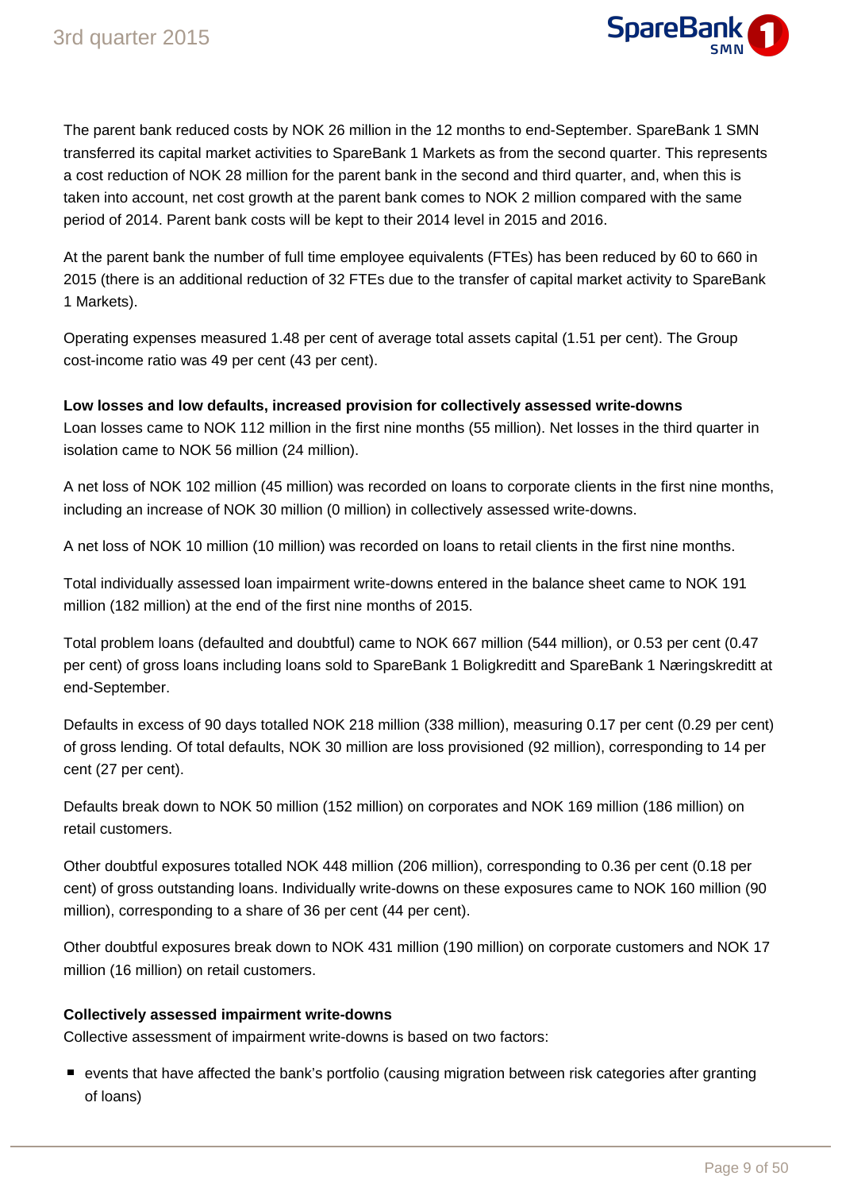The parent bank reduced costs by NOK 26 million in the 12 months to end-September. SpareBank 1 SMN transferred its capital market activities to SpareBank 1 Markets as from the second quarter. This represents a cost reduction of NOK 28 million for the parent bank in the second and third quarter, and, when this is taken into account, net cost growth at the parent bank comes to NOK 2 million compared with the same period of 2014. Parent bank costs will be kept to their 2014 level in 2015 and 2016.

At the parent bank the number of full time employee equivalents (FTEs) has been reduced by 60 to 660 in 2015 (there is an additional reduction of 32 FTEs due to the transfer of capital market activity to SpareBank 1 Markets).

Operating expenses measured 1.48 per cent of average total assets capital (1.51 per cent). The Group cost-income ratio was 49 per cent (43 per cent).

**Low losses and low defaults, increased provision for collectively assessed write-downs**

Loan losses came to NOK 112 million in the first nine months (55 million). Net losses in the third quarter in isolation came to NOK 56 million (24 million).

A net loss of NOK 102 million (45 million) was recorded on loans to corporate clients in the first nine months, including an increase of NOK 30 million (0 million) in collectively assessed write-downs.

A net loss of NOK 10 million (10 million) was recorded on loans to retail clients in the first nine months.

Total individually assessed loan impairment write-downs entered in the balance sheet came to NOK 191 million (182 million) at the end of the first nine months of 2015.

Total problem loans (defaulted and doubtful) came to NOK 667 million (544 million), or 0.53 per cent (0.47 per cent) of gross loans including loans sold to SpareBank 1 Boligkreditt and SpareBank 1 Næringskreditt at end-September.

Defaults in excess of 90 days totalled NOK 218 million (338 million), measuring 0.17 per cent (0.29 per cent) of gross lending. Of total defaults, NOK 30 million are loss provisioned (92 million), corresponding to 14 per cent (27 per cent).

Defaults break down to NOK 50 million (152 million) on corporates and NOK 169 million (186 million) on retail customers.

Other doubtful exposures totalled NOK 448 million (206 million), corresponding to 0.36 per cent (0.18 per cent) of gross outstanding loans. Individually write-downs on these exposures came to NOK 160 million (90 million), corresponding to a share of 36 per cent (44 per cent).

Other doubtful exposures break down to NOK 431 million (190 million) on corporate customers and NOK 17 million (16 million) on retail customers.

**Collectively assessed impairment write-downs**

Collective assessment of impairment write-downs is based on two factors:

- events that have affected the bank's portfolio (causing migration between risk categories after granting of loans)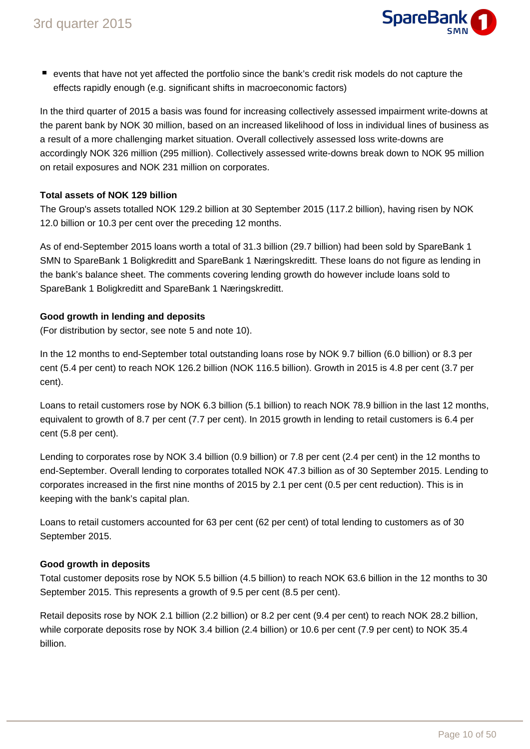- events that have not yet affected the portfolio since the bank's credit risk models do not capture the effects rapidly enough (e.g. significant shifts in macroeconomic factors)

In the third quarter of 2015 a basis was found for increasing collectively assessed impairment write-downs at the parent bank by NOK 30 million, based on an increased likelihood of loss in individual lines of business as a result of a more challenging market situation. Overall collectively assessed loss write-downs are accordingly NOK 326 million (295 million). Collectively assessed write-downs break down to NOK 95 million on retail exposures and NOK 231 million on corporates.

**Total assets of NOK 129 billion**

The Group's assets totalled NOK 129.2 billion at 30 September 2015 (117.2 billion), having risen by NOK 12.0 billion or 10.3 per cent over the preceding 12 months.

As of end-September 2015 loans worth a total of 31.3 billion (29.7 billion) had been sold by SpareBank 1 SMN to SpareBank 1 Boligkreditt and SpareBank 1 Næringskreditt. These loans do not figure as lending in the bank's balance sheet. The comments covering lending growth do however include loans sold to SpareBank 1 Boligkreditt and SpareBank 1 Næringskreditt.

**Good growth in lending and deposits**

(For distribution by sector, see note 5 and note 10).

In the 12 months to end-September total outstanding loans rose by NOK 9.7 billion (6.0 billion) or 8.3 per cent (5.4 per cent) to reach NOK 126.2 billion (NOK 116.5 billion). Growth in 2015 is 4.8 per cent (3.7 per cent).

Loans to retail customers rose by NOK 6.3 billion (5.1 billion) to reach NOK 78.9 billion in the last 12 months, equivalent to growth of 8.7 per cent (7.7 per cent). In 2015 growth in lending to retail customers is 6.4 per cent (5.8 per cent).

Lending to corporates rose by NOK 3.4 billion (0.9 billion) or 7.8 per cent (2.4 per cent) in the 12 months to end-September. Overall lending to corporates totalled NOK 47.3 billion as of 30 September 2015. Lending to corporates increased in the first nine months of 2015 by 2.1 per cent (0.5 per cent reduction). This is in keeping with the bank's capital plan.

Loans to retail customers accounted for 63 per cent (62 per cent) of total lending to customers as of 30 September 2015.

**Good growth in deposits**

Total customer deposits rose by NOK 5.5 billion (4.5 billion) to reach NOK 63.6 billion in the 12 months to 30 September 2015. This represents a growth of 9.5 per cent (8.5 per cent).

Retail deposits rose by NOK 2.1 billion (2.2 billion) or 8.2 per cent (9.4 per cent) to reach NOK 28.2 billion, while corporate deposits rose by NOK 3.4 billion (2.4 billion) or 10.6 per cent (7.9 per cent) to NOK 35.4 billion.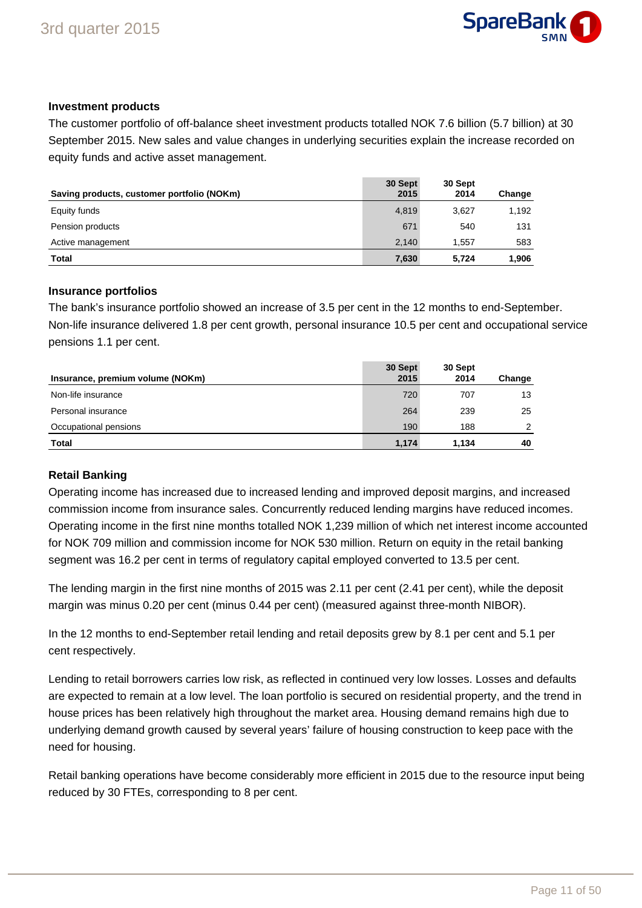### Investment products

The customer portfolio of off-balance sheet investment products totalled NOK 7.6 billion (5.7 billion) at 30 September 2015. New sales and value changes in underlying securities explain the increase recorded on equity funds and active asset management.

| Saving products, customer portfolio (NOKm) | 30 Sept 2015 | 30 Sept 2014 | Change |
|---|---|---|---|
| Equity funds | 4,819 | 3,627 | 1,192 |
| Pension products | 671 | 540 | 131 |
| Active management | 2,140 | 1,557 | 583 |
| **Total** | **7,630** | **5,724** | **1,906** |

### Insurance portfolios

The bank's insurance portfolio showed an increase of 3.5 per cent in the 12 months to end-September. Non-life insurance delivered 1.8 per cent growth, personal insurance 10.5 per cent and occupational service pensions 1.1 per cent.

| Insurance, premium volume (NOKm) | 30 Sept 2015 | 30 Sept 2014 | Change |
|---|---|---|---|
| Non-life insurance | 720 | 707 | 13 |
| Personal insurance | 264 | 239 | 25 |
| Occupational pensions | 190 | 188 | 2 |
| **Total** | **1,174** | **1,134** | **40** |

### Retail Banking

Operating income has increased due to increased lending and improved deposit margins, and increased commission income from insurance sales. Concurrently reduced lending margins have reduced incomes. Operating income in the first nine months totalled NOK 1,239 million of which net interest income accounted for NOK 709 million and commission income for NOK 530 million. Return on equity in the retail banking segment was 16.2 per cent in terms of regulatory capital employed converted to 13.5 per cent.

The lending margin in the first nine months of 2015 was 2.11 per cent (2.41 per cent), while the deposit margin was minus 0.20 per cent (minus 0.44 per cent) (measured against three-month NIBOR).

In the 12 months to end-September retail lending and retail deposits grew by 8.1 per cent and 5.1 per cent respectively.

Lending to retail borrowers carries low risk, as reflected in continued very low losses. Losses and defaults are expected to remain at a low level. The loan portfolio is secured on residential property, and the trend in house prices has been relatively high throughout the market area. Housing demand remains high due to underlying demand growth caused by several years' failure of housing construction to keep pace with the need for housing.

Retail banking operations have become considerably more efficient in 2015 due to the resource input being reduced by 30 FTEs, corresponding to 8 per cent.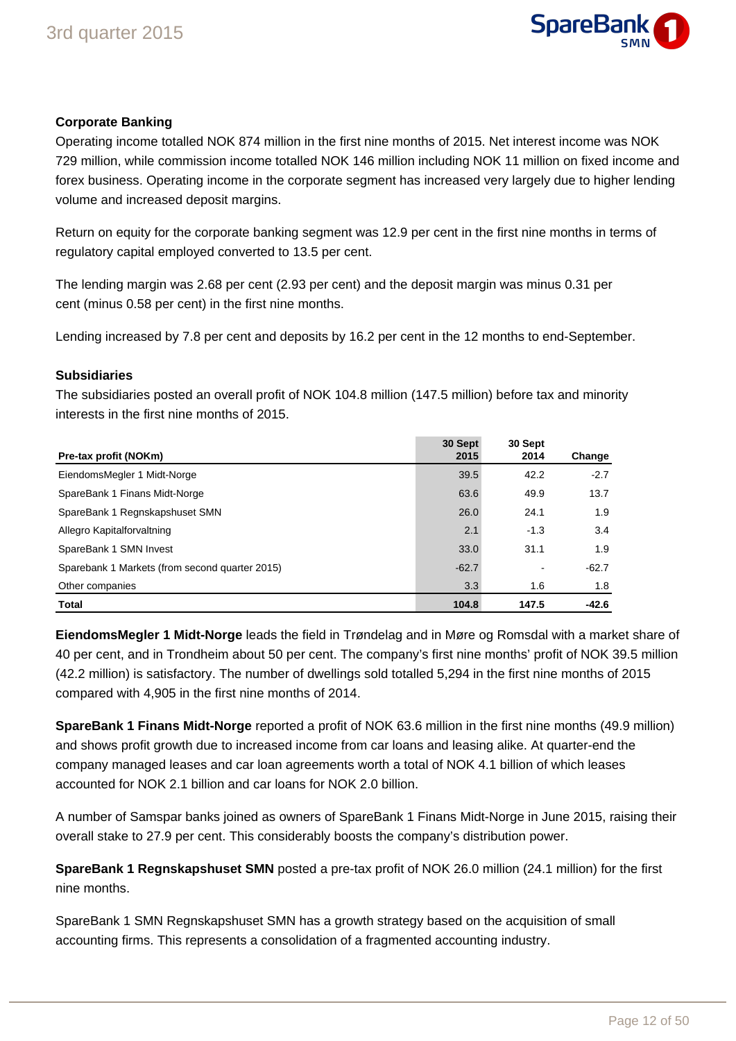### Corporate Banking

Operating income totalled NOK 874 million in the first nine months of 2015. Net interest income was NOK 729 million, while commission income totalled NOK 146 million including NOK 11 million on fixed income and forex business. Operating income in the corporate segment has increased very largely due to higher lending volume and increased deposit margins.

Return on equity for the corporate banking segment was 12.9 per cent in the first nine months in terms of regulatory capital employed converted to 13.5 per cent.

The lending margin was 2.68 per cent (2.93 per cent) and the deposit margin was minus 0.31 per cent (minus 0.58 per cent) in the first nine months.

Lending increased by 7.8 per cent and deposits by 16.2 per cent in the 12 months to end-September.

### Subsidiaries

The subsidiaries posted an overall profit of NOK 104.8 million (147.5 million) before tax and minority interests in the first nine months of 2015.

| Pre-tax profit (NOKm) | 30 Sept 2015 | 30 Sept 2014 | Change |
|---|---|---|---|
| EiendomsMegler 1 Midt-Norge | 39.5 | 42.2 | -2.7 |
| SpareBank 1 Finans Midt-Norge | 63.6 | 49.9 | 13.7 |
| SpareBank 1 Regnskapshuset SMN | 26.0 | 24.1 | 1.9 |
| Allegro Kapitalforvaltning | 2.1 | -1.3 | 3.4 |
| SpareBank 1 SMN Invest | 33.0 | 31.1 | 1.9 |
| Sparebank 1 Markets (from second quarter 2015) | -62.7 | - | -62.7 |
| Other companies | 3.3 | 1.6 | 1.8 |
| **Total** | **104.8** | **147.5** | **-42.6** |

**EiendomsMegler 1 Midt-Norge** leads the field in Trøndelag and in Møre og Romsdal with a market share of 40 per cent, and in Trondheim about 50 per cent. The company's first nine months' profit of NOK 39.5 million (42.2 million) is satisfactory. The number of dwellings sold totalled 5,294 in the first nine months of 2015 compared with 4,905 in the first nine months of 2014.

**SpareBank 1 Finans Midt-Norge** reported a profit of NOK 63.6 million in the first nine months (49.9 million) and shows profit growth due to increased income from car loans and leasing alike. At quarter-end the company managed leases and car loan agreements worth a total of NOK 4.1 billion of which leases accounted for NOK 2.1 billion and car loans for NOK 2.0 billion.

A number of Samspar banks joined as owners of SpareBank 1 Finans Midt-Norge in June 2015, raising their overall stake to 27.9 per cent. This considerably boosts the company's distribution power.

**SpareBank 1 Regnskapshuset SMN** posted a pre-tax profit of NOK 26.0 million (24.1 million) for the first nine months.

SpareBank 1 SMN Regnskapshuset SMN has a growth strategy based on the acquisition of small accounting firms. This represents a consolidation of a fragmented accounting industry.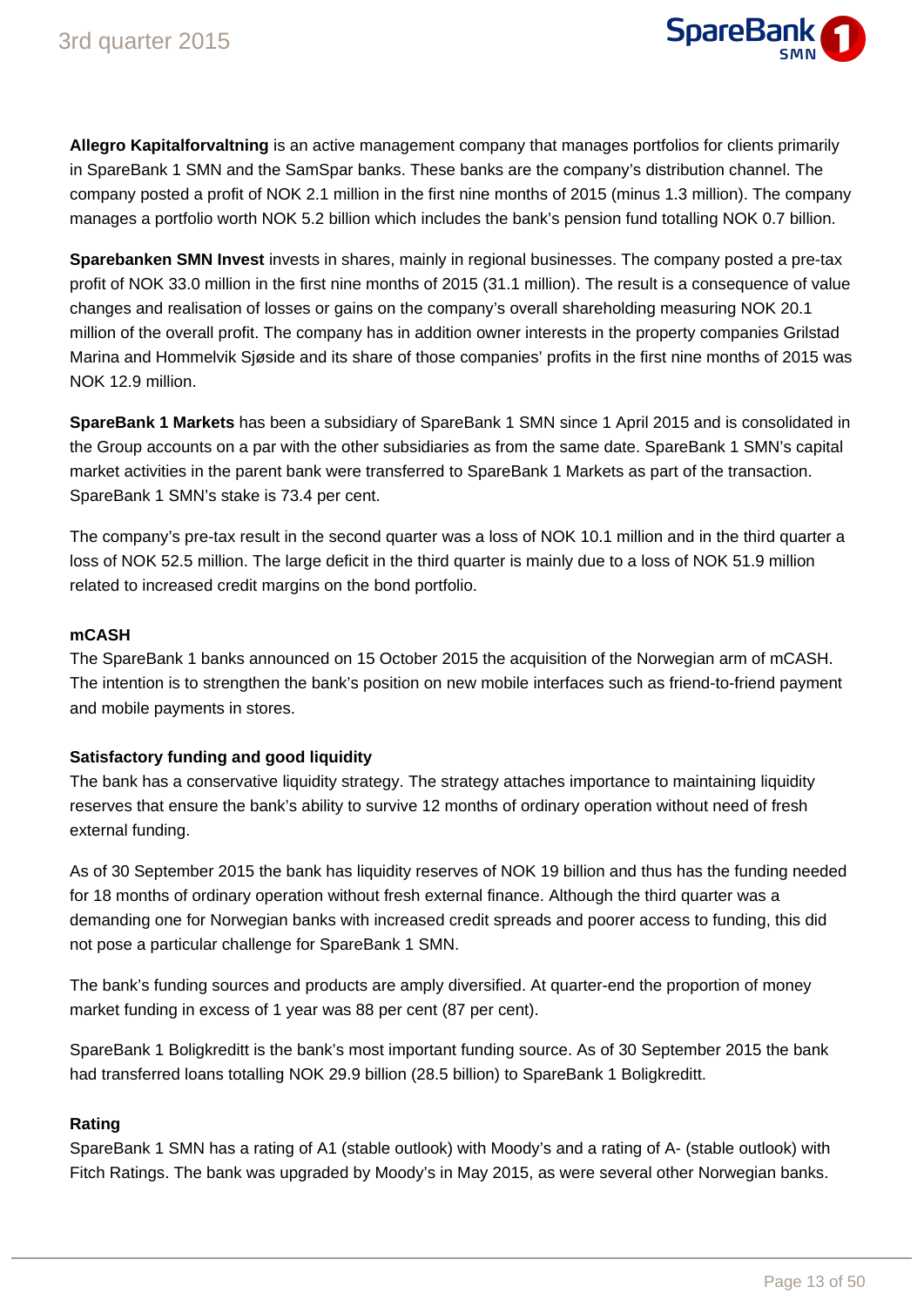**Allegro Kapitalforvaltning** is an active management company that manages portfolios for clients primarily in SpareBank 1 SMN and the SamSpar banks. These banks are the company's distribution channel. The company posted a profit of NOK 2.1 million in the first nine months of 2015 (minus 1.3 million). The company manages a portfolio worth NOK 5.2 billion which includes the bank's pension fund totalling NOK 0.7 billion.

**Sparebanken SMN Invest** invests in shares, mainly in regional businesses. The company posted a pre-tax profit of NOK 33.0 million in the first nine months of 2015 (31.1 million). The result is a consequence of value changes and realisation of losses or gains on the company's overall shareholding measuring NOK 20.1 million of the overall profit. The company has in addition owner interests in the property companies Grilstad Marina and Hommelvik Sjøside and its share of those companies' profits in the first nine months of 2015 was NOK 12.9 million.

**SpareBank 1 Markets** has been a subsidiary of SpareBank 1 SMN since 1 April 2015 and is consolidated in the Group accounts on a par with the other subsidiaries as from the same date. SpareBank 1 SMN's capital market activities in the parent bank were transferred to SpareBank 1 Markets as part of the transaction. SpareBank 1 SMN's stake is 73.4 per cent.

The company's pre-tax result in the second quarter was a loss of NOK 10.1 million and in the third quarter a loss of NOK 52.5 million. The large deficit in the third quarter is mainly due to a loss of NOK 51.9 million related to increased credit margins on the bond portfolio.

**mCASH**

The SpareBank 1 banks announced on 15 October 2015 the acquisition of the Norwegian arm of mCASH. The intention is to strengthen the bank's position on new mobile interfaces such as friend-to-friend payment and mobile payments in stores.

**Satisfactory funding and good liquidity**

The bank has a conservative liquidity strategy. The strategy attaches importance to maintaining liquidity reserves that ensure the bank's ability to survive 12 months of ordinary operation without need of fresh external funding.

As of 30 September 2015 the bank has liquidity reserves of NOK 19 billion and thus has the funding needed for 18 months of ordinary operation without fresh external finance. Although the third quarter was a demanding one for Norwegian banks with increased credit spreads and poorer access to funding, this did not pose a particular challenge for SpareBank 1 SMN.

The bank's funding sources and products are amply diversified. At quarter-end the proportion of money market funding in excess of 1 year was 88 per cent (87 per cent).

SpareBank 1 Boligkreditt is the bank's most important funding source. As of 30 September 2015 the bank had transferred loans totalling NOK 29.9 billion (28.5 billion) to SpareBank 1 Boligkreditt.

**Rating**

SpareBank 1 SMN has a rating of A1 (stable outlook) with Moody's and a rating of A- (stable outlook) with Fitch Ratings. The bank was upgraded by Moody's in May 2015, as were several other Norwegian banks.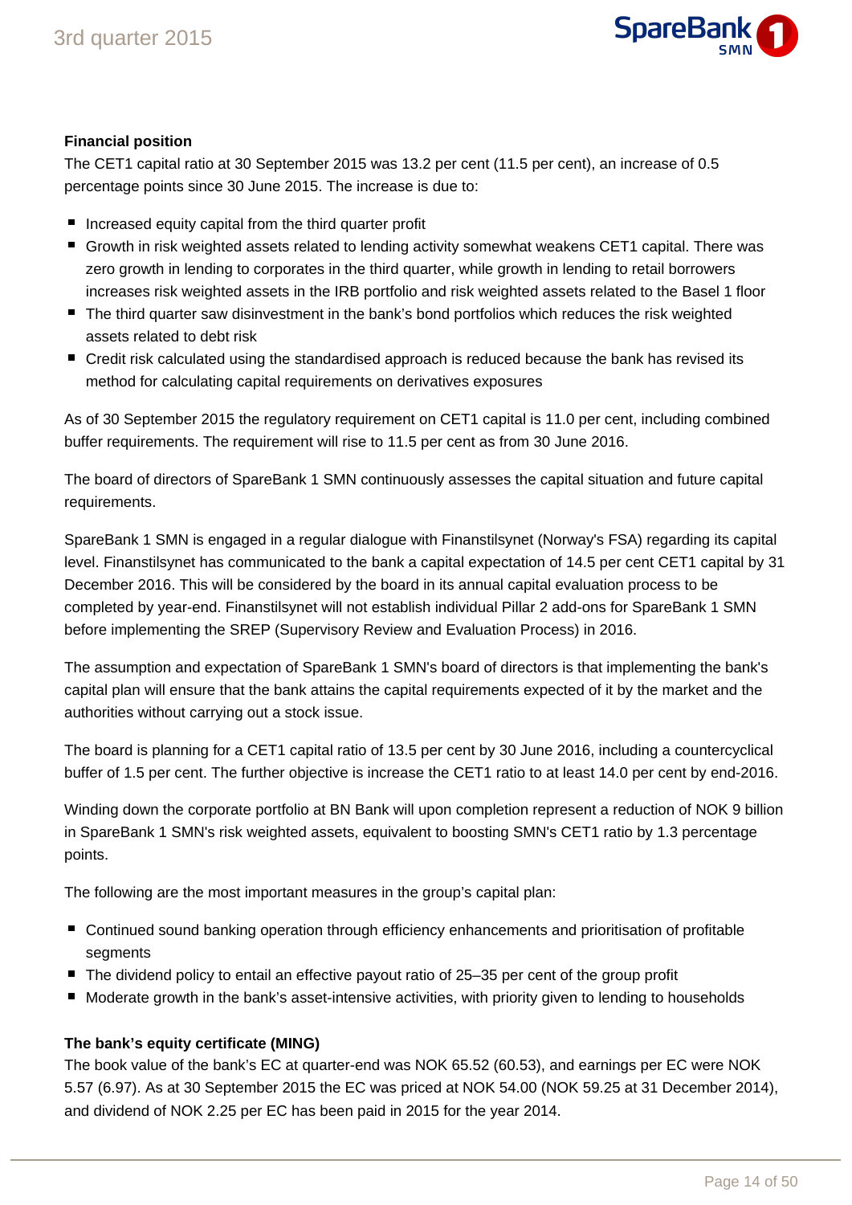**Financial position**

The CET1 capital ratio at 30 September 2015 was 13.2 per cent (11.5 per cent), an increase of 0.5 percentage points since 30 June 2015. The increase is due to:

- Increased equity capital from the third quarter profit
- Growth in risk weighted assets related to lending activity somewhat weakens CET1 capital. There was zero growth in lending to corporates in the third quarter, while growth in lending to retail borrowers increases risk weighted assets in the IRB portfolio and risk weighted assets related to the Basel 1 floor
- The third quarter saw disinvestment in the bank's bond portfolios which reduces the risk weighted assets related to debt risk
- Credit risk calculated using the standardised approach is reduced because the bank has revised its method for calculating capital requirements on derivatives exposures

As of 30 September 2015 the regulatory requirement on CET1 capital is 11.0 per cent, including combined buffer requirements. The requirement will rise to 11.5 per cent as from 30 June 2016.

The board of directors of SpareBank 1 SMN continuously assesses the capital situation and future capital requirements.

SpareBank 1 SMN is engaged in a regular dialogue with Finanstilsynet (Norway's FSA) regarding its capital level. Finanstilsynet has communicated to the bank a capital expectation of 14.5 per cent CET1 capital by 31 December 2016. This will be considered by the board in its annual capital evaluation process to be completed by year-end. Finanstilsynet will not establish individual Pillar 2 add-ons for SpareBank 1 SMN before implementing the SREP (Supervisory Review and Evaluation Process) in 2016.

The assumption and expectation of SpareBank 1 SMN's board of directors is that implementing the bank's capital plan will ensure that the bank attains the capital requirements expected of it by the market and the authorities without carrying out a stock issue.

The board is planning for a CET1 capital ratio of 13.5 per cent by 30 June 2016, including a countercyclical buffer of 1.5 per cent. The further objective is increase the CET1 ratio to at least 14.0 per cent by end-2016.

Winding down the corporate portfolio at BN Bank will upon completion represent a reduction of NOK 9 billion in SpareBank 1 SMN's risk weighted assets, equivalent to boosting SMN's CET1 ratio by 1.3 percentage points.

The following are the most important measures in the group's capital plan:

- Continued sound banking operation through efficiency enhancements and prioritisation of profitable segments
- The dividend policy to entail an effective payout ratio of 25–35 per cent of the group profit
- Moderate growth in the bank's asset-intensive activities, with priority given to lending to households

**The bank's equity certificate (MING)**

The book value of the bank's EC at quarter-end was NOK 65.52 (60.53), and earnings per EC were NOK 5.57 (6.97). As at 30 September 2015 the EC was priced at NOK 54.00 (NOK 59.25 at 31 December 2014), and dividend of NOK 2.25 per EC has been paid in 2015 for the year 2014.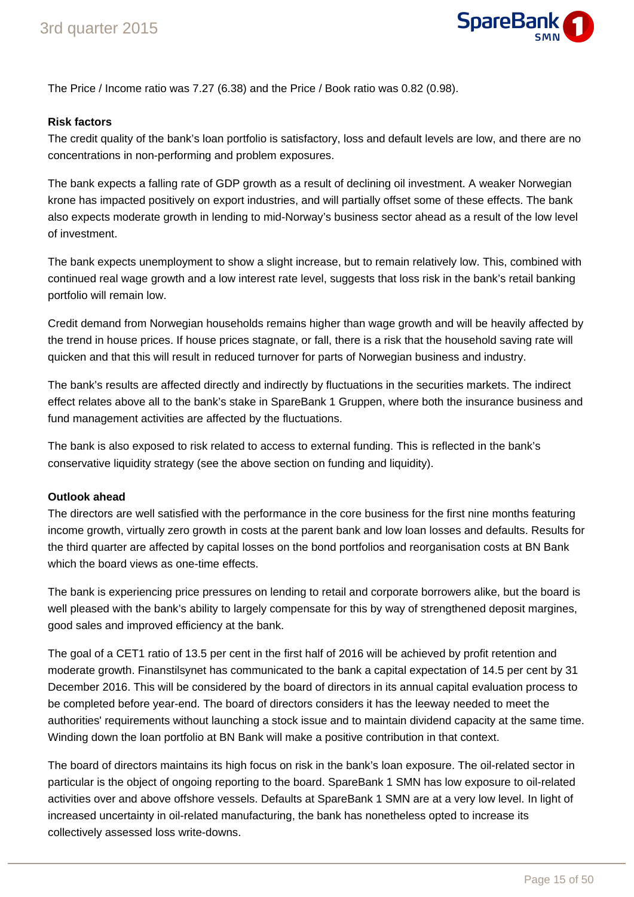The Price / Income ratio was 7.27 (6.38) and the Price / Book ratio was 0.82 (0.98).

**Risk factors**

The credit quality of the bank's loan portfolio is satisfactory, loss and default levels are low, and there are no concentrations in non-performing and problem exposures.

The bank expects a falling rate of GDP growth as a result of declining oil investment. A weaker Norwegian krone has impacted positively on export industries, and will partially offset some of these effects. The bank also expects moderate growth in lending to mid-Norway's business sector ahead as a result of the low level of investment.

The bank expects unemployment to show a slight increase, but to remain relatively low. This, combined with continued real wage growth and a low interest rate level, suggests that loss risk in the bank's retail banking portfolio will remain low.

Credit demand from Norwegian households remains higher than wage growth and will be heavily affected by the trend in house prices. If house prices stagnate, or fall, there is a risk that the household saving rate will quicken and that this will result in reduced turnover for parts of Norwegian business and industry.

The bank's results are affected directly and indirectly by fluctuations in the securities markets. The indirect effect relates above all to the bank's stake in SpareBank 1 Gruppen, where both the insurance business and fund management activities are affected by the fluctuations.

The bank is also exposed to risk related to access to external funding. This is reflected in the bank's conservative liquidity strategy (see the above section on funding and liquidity).

**Outlook ahead**

The directors are well satisfied with the performance in the core business for the first nine months featuring income growth, virtually zero growth in costs at the parent bank and low loan losses and defaults. Results for the third quarter are affected by capital losses on the bond portfolios and reorganisation costs at BN Bank which the board views as one-time effects.

The bank is experiencing price pressures on lending to retail and corporate borrowers alike, but the board is well pleased with the bank's ability to largely compensate for this by way of strengthened deposit margins, good sales and improved efficiency at the bank.

The goal of a CET1 ratio of 13.5 per cent in the first half of 2016 will be achieved by profit retention and moderate growth. Finanstilsynet has communicated to the bank a capital expectation of 14.5 per cent by 31 December 2016. This will be considered by the board of directors in its annual capital evaluation process to be completed before year-end. The board of directors considers it has the leeway needed to meet the authorities' requirements without launching a stock issue and to maintain dividend capacity at the same time. Winding down the loan portfolio at BN Bank will make a positive contribution in that context.

The board of directors maintains its high focus on risk in the bank's loan exposure. The oil-related sector in particular is the object of ongoing reporting to the board. SpareBank 1 SMN has low exposure to oil-related activities over and above offshore vessels. Defaults at SpareBank 1 SMN are at a very low level. In light of increased uncertainty in oil-related manufacturing, the bank has nonetheless opted to increase its collectively assessed loss write-downs.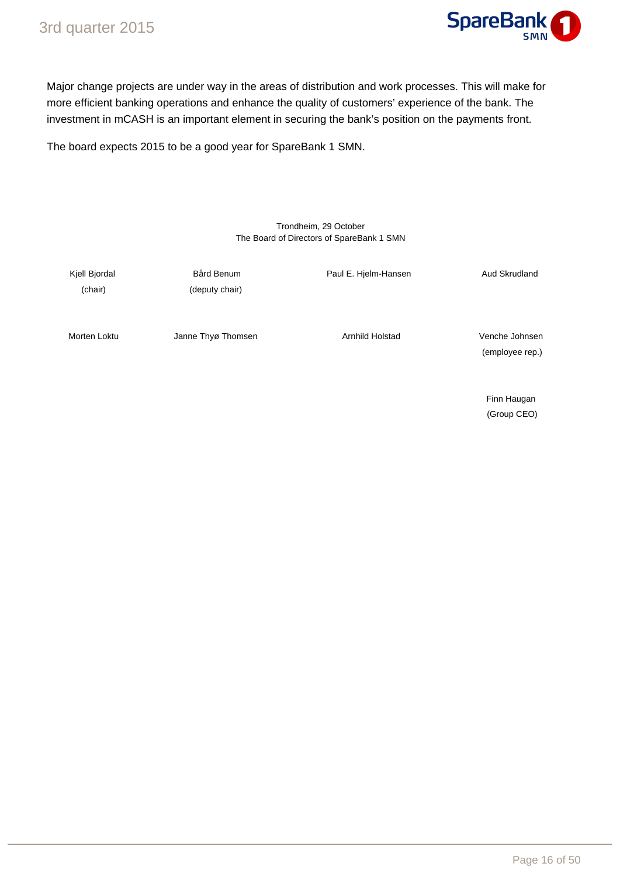Major change projects are under way in the areas of distribution and work processes. This will make for more efficient banking operations and enhance the quality of customers' experience of the bank. The investment in mCASH is an important element in securing the bank's position on the payments front.

The board expects 2015 to be a good year for SpareBank 1 SMN.

Trondheim, 29 October
The Board of Directors of SpareBank 1 SMN

| | | | |
|---|---|---|---|
| Kjell Bjordal (chair) | Bård Benum (deputy chair) | Paul E. Hjelm-Hansen | Aud Skrudland |
| Morten Loktu | Janne Thyø Thomsen | Arnhild Holstad | Venche Johnsen (employee rep.) |
| | | | Finn Haugan (Group CEO) |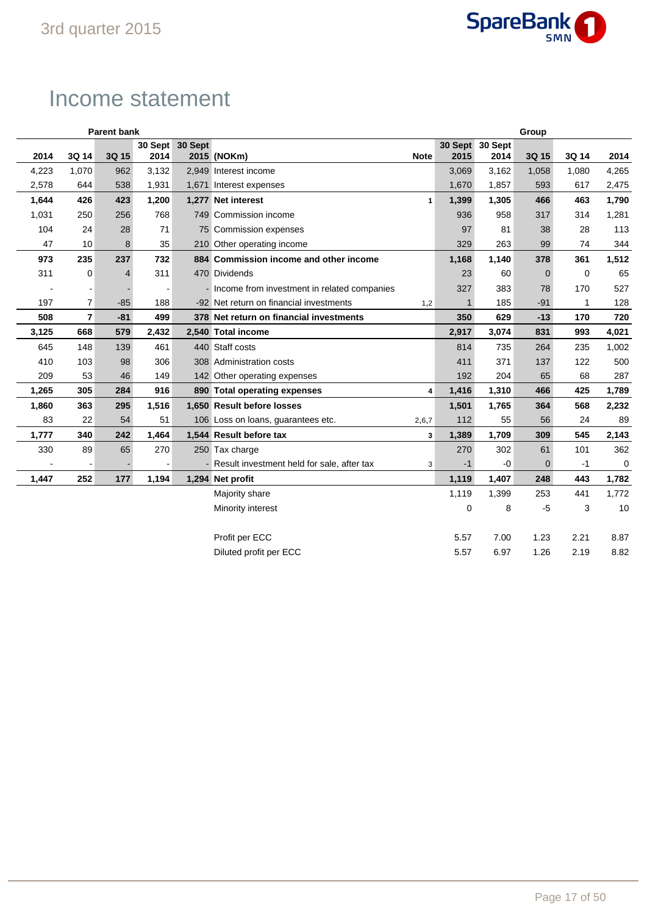# Income statement

| Parent bank | | | | | | | Group | | | | |
|---|---|---|---|---|---|---|---|---|---|---|---|
| 2014 | 3Q 14 | 3Q 15 | 30 Sept 2014 | 30 Sept 2015 | (NOKm) | Note | 30 Sept 2015 | 30 Sept 2014 | 3Q 15 | 3Q 14 | 2014 |
| 4,223 | 1,070 | 962 | 3,132 | 2,949 | Interest income | | 3,069 | 3,162 | 1,058 | 1,080 | 4,265 |
| 2,578 | 644 | 538 | 1,931 | 1,671 | Interest expenses | | 1,670 | 1,857 | 593 | 617 | 2,475 |
| **1,644** | **426** | **423** | **1,200** | **1,277** | **Net interest** | 1 | **1,399** | **1,305** | **466** | **463** | **1,790** |
| 1,031 | 250 | 256 | 768 | 749 | Commission income | | 936 | 958 | 317 | 314 | 1,281 |
| 104 | 24 | 28 | 71 | 75 | Commission expenses | | 97 | 81 | 38 | 28 | 113 |
| 47 | 10 | 8 | 35 | 210 | Other operating income | | 329 | 263 | 99 | 74 | 344 |
| **973** | **235** | **237** | **732** | **884** | **Commission income and other income** | | **1,168** | **1,140** | **378** | **361** | **1,512** |
| 311 | 0 | 4 | 311 | 470 | Dividends | | 23 | 60 | 0 | 0 | 65 |
| - | - | - | - | - | Income from investment in related companies | | 327 | 383 | 78 | 170 | 527 |
| 197 | 7 | -85 | 188 | -92 | Net return on financial investments | 1,2 | 1 | 185 | -91 | 1 | 128 |
| **508** | **7** | **-81** | **499** | **378** | **Net return on financial investments** | | **350** | **629** | **-13** | **170** | **720** |
| **3,125** | **668** | **579** | **2,432** | **2,540** | **Total income** | | **2,917** | **3,074** | **831** | **993** | **4,021** |
| 645 | 148 | 139 | 461 | 440 | Staff costs | | 814 | 735 | 264 | 235 | 1,002 |
| 410 | 103 | 98 | 306 | 308 | Administration costs | | 411 | 371 | 137 | 122 | 500 |
| 209 | 53 | 46 | 149 | 142 | Other operating expenses | | 192 | 204 | 65 | 68 | 287 |
| **1,265** | **305** | **284** | **916** | **890** | **Total operating expenses** | 4 | **1,416** | **1,310** | **466** | **425** | **1,789** |
| **1,860** | **363** | **295** | **1,516** | **1,650** | **Result before losses** | | **1,501** | **1,765** | **364** | **568** | **2,232** |
| 83 | 22 | 54 | 51 | 106 | Loss on loans, guarantees etc. | 2,6,7 | 112 | 55 | 56 | 24 | 89 |
| **1,777** | **340** | **242** | **1,464** | **1,544** | **Result before tax** | 3 | **1,389** | **1,709** | **309** | **545** | **2,143** |
| 330 | 89 | 65 | 270 | 250 | Tax charge | | 270 | 302 | 61 | 101 | 362 |
| - | - | - | - | - | Result investment held for sale, after tax | 3 | -1 | -0 | 0 | -1 | 0 |
| **1,447** | **252** | **177** | **1,194** | **1,294** | **Net profit** | | **1,119** | **1,407** | **248** | **443** | **1,782** |
| | | | | | Majority share | | 1,119 | 1,399 | 253 | 441 | 1,772 |
| | | | | | Minority interest | | 0 | 8 | -5 | 3 | 10 |
| | | | | | | | | | | | |
| | | | | | Profit per ECC | | 5.57 | 7.00 | 1.23 | 2.21 | 8.87 |
| | | | | | Diluted profit per ECC | | 5.57 | 6.97 | 1.26 | 2.19 | 8.82 |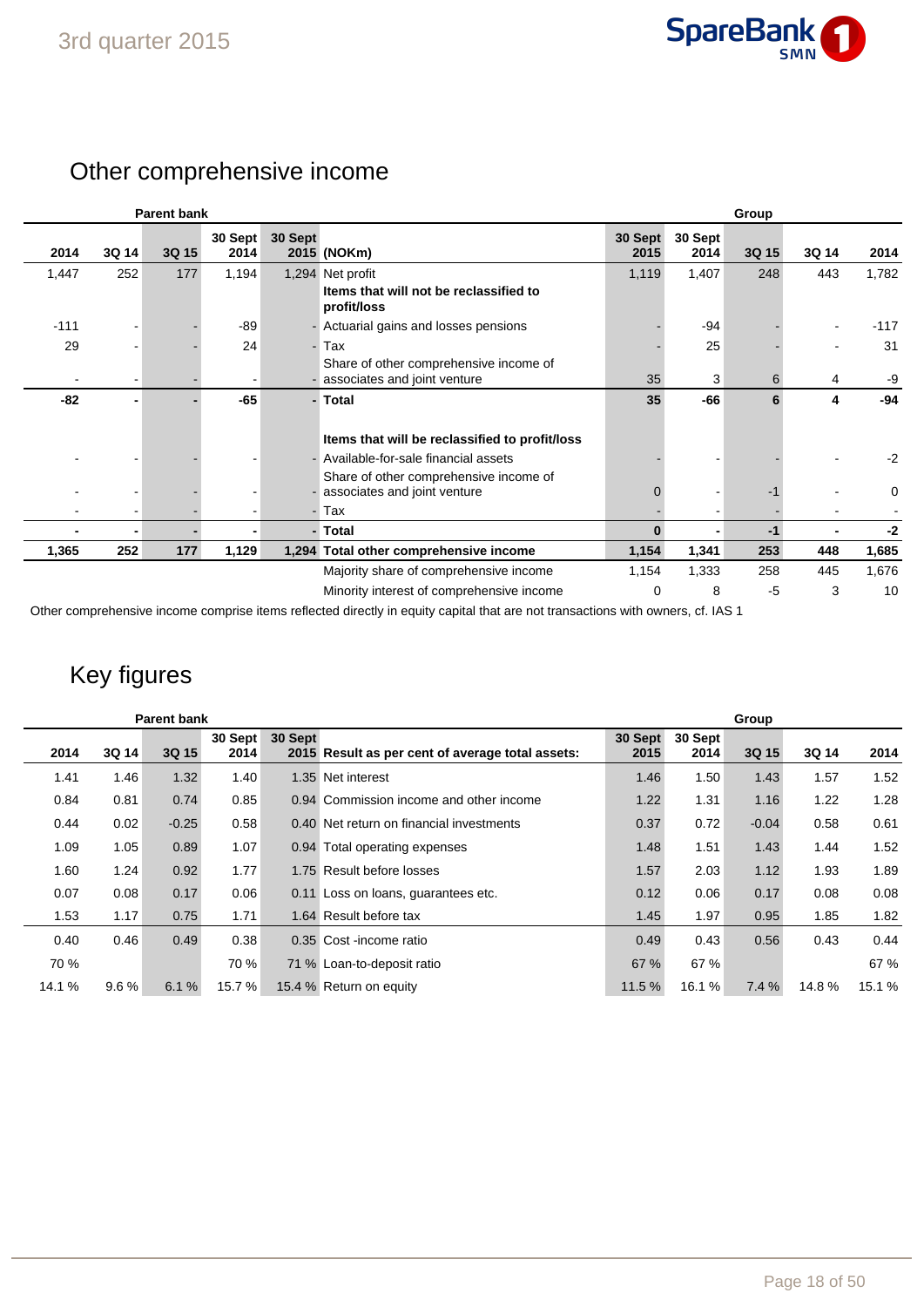## Other comprehensive income

| Parent bank | | | | | | Group | | | | |
|---|---|---|---|---|---|---|---|---|---|---|
| 2014 | 3Q 14 | 3Q 15 | 30 Sept 2014 | 30 Sept 2015 | (NOKm) | 30 Sept 2015 | 30 Sept 2014 | 3Q 15 | 3Q 14 | 2014 |
| 1,447 | 252 | 177 | 1,194 | 1,294 | Net profit | 1,119 | 1,407 | 248 | 443 | 1,782 |
| | | | | | **Items that will not be reclassified to profit/loss** | | | | | |
| -111 | - | - | -89 | - | Actuarial gains and losses pensions | - | -94 | - | - | -117 |
| 29 | - | - | 24 | - | Tax | - | 25 | - | - | 31 |
| - | - | - | - | - | Share of other comprehensive income of associates and joint venture | 35 | 3 | 6 | 4 | -9 |
| **-82** | **-** | **-** | **-65** | **-** | **Total** | **35** | **-66** | **6** | **4** | **-94** |
| | | | | | **Items that will be reclassified to profit/loss** | | | | | |
| - | - | - | - | - | Available-for-sale financial assets | - | - | - | - | -2 |
| - | - | - | - | - | Share of other comprehensive income of associates and joint venture | 0 | - | -1 | - | 0 |
| - | - | - | - | - | Tax | - | - | - | - | - |
| **-** | **-** | **-** | **-** | **-** | **Total** | **0** | **-** | **-1** | **-** | **-2** |
| **1,365** | **252** | **177** | **1,129** | **1,294** | **Total other comprehensive income** | **1,154** | **1,341** | **253** | **448** | **1,685** |
| | | | | | Majority share of comprehensive income | 1,154 | 1,333 | 258 | 445 | 1,676 |
| | | | | | Minority interest of comprehensive income | 0 | 8 | -5 | 3 | 10 |

Other comprehensive income comprise items reflected directly in equity capital that are not transactions with owners, cf. IAS 1

## Key figures

| Parent bank | | | | | | Group | | | | |
|---|---|---|---|---|---|---|---|---|---|---|
| 2014 | 3Q 14 | 3Q 15 | 30 Sept 2014 | 30 Sept 2015 | Result as per cent of average total assets: | 30 Sept 2015 | 30 Sept 2014 | 3Q 15 | 3Q 14 | 2014 |
| 1.41 | 1.46 | 1.32 | 1.40 | 1.35 | Net interest | 1.46 | 1.50 | 1.43 | 1.57 | 1.52 |
| 0.84 | 0.81 | 0.74 | 0.85 | 0.94 | Commission income and other income | 1.22 | 1.31 | 1.16 | 1.22 | 1.28 |
| 0.44 | 0.02 | -0.25 | 0.58 | 0.40 | Net return on financial investments | 0.37 | 0.72 | -0.04 | 0.58 | 0.61 |
| 1.09 | 1.05 | 0.89 | 1.07 | 0.94 | Total operating expenses | 1.48 | 1.51 | 1.43 | 1.44 | 1.52 |
| 1.60 | 1.24 | 0.92 | 1.77 | 1.75 | Result before losses | 1.57 | 2.03 | 1.12 | 1.93 | 1.89 |
| 0.07 | 0.08 | 0.17 | 0.06 | 0.11 | Loss on loans, guarantees etc. | 0.12 | 0.06 | 0.17 | 0.08 | 0.08 |
| 1.53 | 1.17 | 0.75 | 1.71 | 1.64 | Result before tax | 1.45 | 1.97 | 0.95 | 1.85 | 1.82 |
| 0.40 | 0.46 | 0.49 | 0.38 | 0.35 | Cost -income ratio | 0.49 | 0.43 | 0.56 | 0.43 | 0.44 |
| 70 % | | | 70 % | 71 % | Loan-to-deposit ratio | 67 % | 67 % | | | 67 % |
| 14.1 % | 9.6 % | 6.1 % | 15.7 % | 15.4 % | Return on equity | 11.5 % | 16.1 % | 7.4 % | 14.8 % | 15.1 % |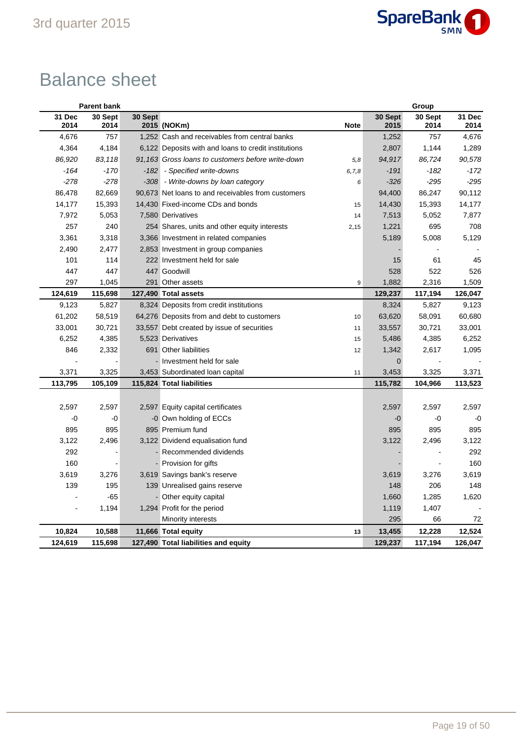# Balance sheet

| Parent bank | | | | | Group | | |
|---|---|---|---|---|---|---|---|
| 31 Dec 2014 | 30 Sept 2014 | 30 Sept 2015 | (NOKm) | Note | 30 Sept 2015 | 30 Sept 2014 | 31 Dec 2014 |
| 4,676 | 757 | 1,252 | Cash and receivables from central banks | | 1,252 | 757 | 4,676 |
| 4,364 | 4,184 | 6,122 | Deposits with and loans to credit institutions | | 2,807 | 1,144 | 1,289 |
| *86,920* | *83,118* | *91,163* | *Gross loans to customers before write-down* | *5,8* | *94,917* | *86,724* | *90,578* |
| *-164* | *-170* | *-182* | *- Specified write-downs* | *6,7,8* | *-191* | *-182* | *-172* |
| *-278* | *-278* | *-308* | *- Write-downs by loan category* | *6* | *-326* | *-295* | *-295* |
| 86,478 | 82,669 | 90,673 | Net loans to and receivables from customers | | 94,400 | 86,247 | 90,112 |
| 14,177 | 15,393 | 14,430 | Fixed-income CDs and bonds | 15 | 14,430 | 15,393 | 14,177 |
| 7,972 | 5,053 | 7,580 | Derivatives | 14 | 7,513 | 5,052 | 7,877 |
| 257 | 240 | 254 | Shares, units and other equity interests | 2,15 | 1,221 | 695 | 708 |
| 3,361 | 3,318 | 3,366 | Investment in related companies | | 5,189 | 5,008 | 5,129 |
| 2,490 | 2,477 | 2,853 | Investment in group companies | | - | - | - |
| 101 | 114 | 222 | Investment held for sale | | 15 | 61 | 45 |
| 447 | 447 | 447 | Goodwill | | 528 | 522 | 526 |
| 297 | 1,045 | 291 | Other assets | 9 | 1,882 | 2,316 | 1,509 |
| **124,619** | **115,698** | **127,490** | **Total assets** | | **129,237** | **117,194** | **126,047** |
| 9,123 | 5,827 | 8,324 | Deposits from credit institutions | | 8,324 | 5,827 | 9,123 |
| 61,202 | 58,519 | 64,276 | Deposits from and debt to customers | 10 | 63,620 | 58,091 | 60,680 |
| 33,001 | 30,721 | 33,557 | Debt created by issue of securities | 11 | 33,557 | 30,721 | 33,001 |
| 6,252 | 4,385 | 5,523 | Derivatives | 15 | 5,486 | 4,385 | 6,252 |
| 846 | 2,332 | 691 | Other liabilities | 12 | 1,342 | 2,617 | 1,095 |
| - | - | - | Investment held for sale | | 0 | - | - |
| 3,371 | 3,325 | 3,453 | Subordinated loan capital | 11 | 3,453 | 3,325 | 3,371 |
| **113,795** | **105,109** | **115,824** | **Total liabilities** | | **115,782** | **104,966** | **113,523** |
| | | | | | | | |
| 2,597 | 2,597 | 2,597 | Equity capital certificates | | 2,597 | 2,597 | 2,597 |
| -0 | -0 | -0 | Own holding of ECCs | | -0 | -0 | -0 |
| 895 | 895 | 895 | Premium fund | | 895 | 895 | 895 |
| 3,122 | 2,496 | 3,122 | Dividend equalisation fund | | 3,122 | 2,496 | 3,122 |
| 292 | - | - | Recommended dividends | | - | - | 292 |
| 160 | - | - | Provision for gifts | | - | - | 160 |
| 3,619 | 3,276 | 3,619 | Savings bank's reserve | | 3,619 | 3,276 | 3,619 |
| 139 | 195 | 139 | Unrealised gains reserve | | 148 | 206 | 148 |
| - | -65 | - | Other equity capital | | 1,660 | 1,285 | 1,620 |
| - | 1,194 | 1,294 | Profit for the period | | 1,119 | 1,407 | - |
| | | | Minority interests | | 295 | 66 | 72 |
| **10,824** | **10,588** | **11,666** | **Total equity** | 13 | **13,455** | **12,228** | **12,524** |
| **124,619** | **115,698** | **127,490** | **Total liabilities and equity** | | **129,237** | **117,194** | **126,047** |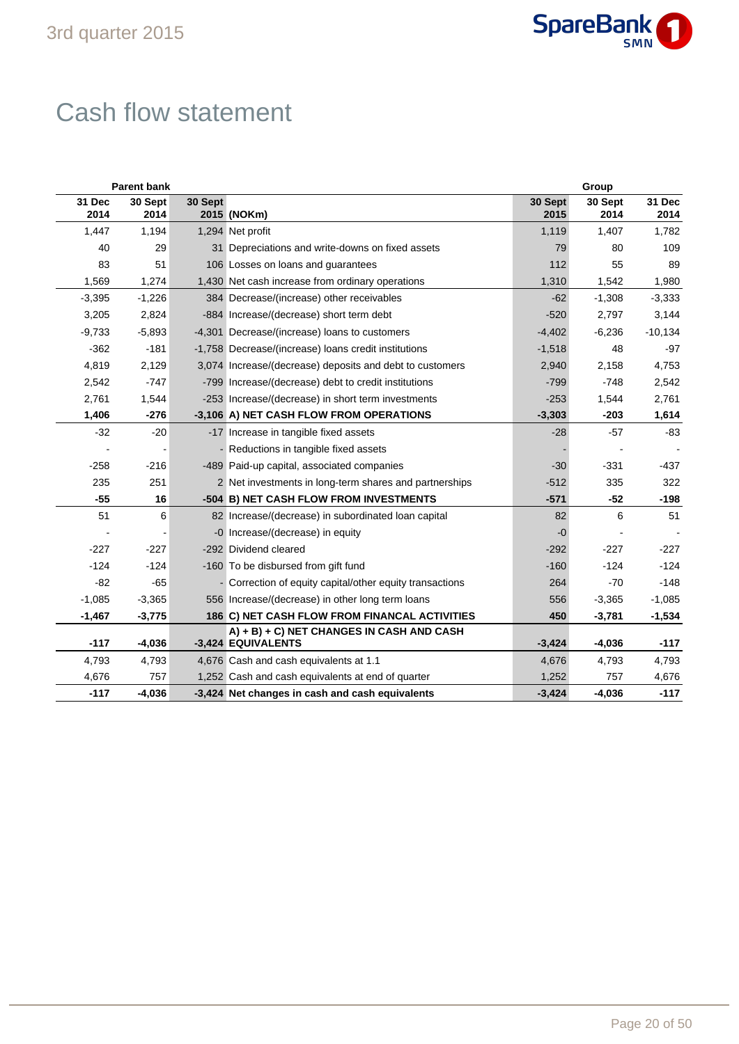# Cash flow statement

| Parent bank | | | | Group | | |
|---|---|---|---|---|---|---|
| 31 Dec 2014 | 30 Sept 2014 | 30 Sept 2015 | (NOKm) | 30 Sept 2015 | 30 Sept 2014 | 31 Dec 2014 |
| 1,447 | 1,194 | 1,294 | Net profit | 1,119 | 1,407 | 1,782 |
| 40 | 29 | 31 | Depreciations and write-downs on fixed assets | 79 | 80 | 109 |
| 83 | 51 | 106 | Losses on loans and guarantees | 112 | 55 | 89 |
| 1,569 | 1,274 | 1,430 | Net cash increase from ordinary operations | 1,310 | 1,542 | 1,980 |
| -3,395 | -1,226 | 384 | Decrease/(increase) other receivables | -62 | -1,308 | -3,333 |
| 3,205 | 2,824 | -884 | Increase/(decrease) short term debt | -520 | 2,797 | 3,144 |
| -9,733 | -5,893 | -4,301 | Decrease/(increase) loans to customers | -4,402 | -6,236 | -10,134 |
| -362 | -181 | -1,758 | Decrease/(increase) loans credit institutions | -1,518 | 48 | -97 |
| 4,819 | 2,129 | 3,074 | Increase/(decrease) deposits and debt to customers | 2,940 | 2,158 | 4,753 |
| 2,542 | -747 | -799 | Increase/(decrease) debt to credit institutions | -799 | -748 | 2,542 |
| 2,761 | 1,544 | -253 | Increase/(decrease) in short term investments | -253 | 1,544 | 2,761 |
| **1,406** | **-276** | **-3,106** | **A) NET CASH FLOW FROM OPERATIONS** | **-3,303** | **-203** | **1,614** |
| -32 | -20 | -17 | Increase in tangible fixed assets | -28 | -57 | -83 |
| - | - | - | Reductions in tangible fixed assets | - | - | - |
| -258 | -216 | -489 | Paid-up capital, associated companies | -30 | -331 | -437 |
| 235 | 251 | 2 | Net investments in long-term shares and partnerships | -512 | 335 | 322 |
| **-55** | **16** | **-504** | **B) NET CASH FLOW FROM INVESTMENTS** | **-571** | **-52** | **-198** |
| 51 | 6 | 82 | Increase/(decrease) in subordinated loan capital | 82 | 6 | 51 |
| - | - | -0 | Increase/(decrease) in equity | -0 | - | - |
| -227 | -227 | -292 | Dividend cleared | -292 | -227 | -227 |
| -124 | -124 | -160 | To be disbursed from gift fund | -160 | -124 | -124 |
| -82 | -65 | - | Correction of equity capital/other equity transactions | 264 | -70 | -148 |
| -1,085 | -3,365 | 556 | Increase/(decrease) in other long term loans | 556 | -3,365 | -1,085 |
| **-1,467** | **-3,775** | **186** | **C) NET CASH FLOW FROM FINANCAL ACTIVITIES** | **450** | **-3,781** | **-1,534** |
| **-117** | **-4,036** | **-3,424** | **A) + B) + C) NET CHANGES IN CASH AND CASH EQUIVALENTS** | **-3,424** | **-4,036** | **-117** |
| 4,793 | 4,793 | 4,676 | Cash and cash equivalents at 1.1 | 4,676 | 4,793 | 4,793 |
| 4,676 | 757 | 1,252 | Cash and cash equivalents at end of quarter | 1,252 | 757 | 4,676 |
| **-117** | **-4,036** | **-3,424** | **Net changes in cash and cash equivalents** | **-3,424** | **-4,036** | **-117** |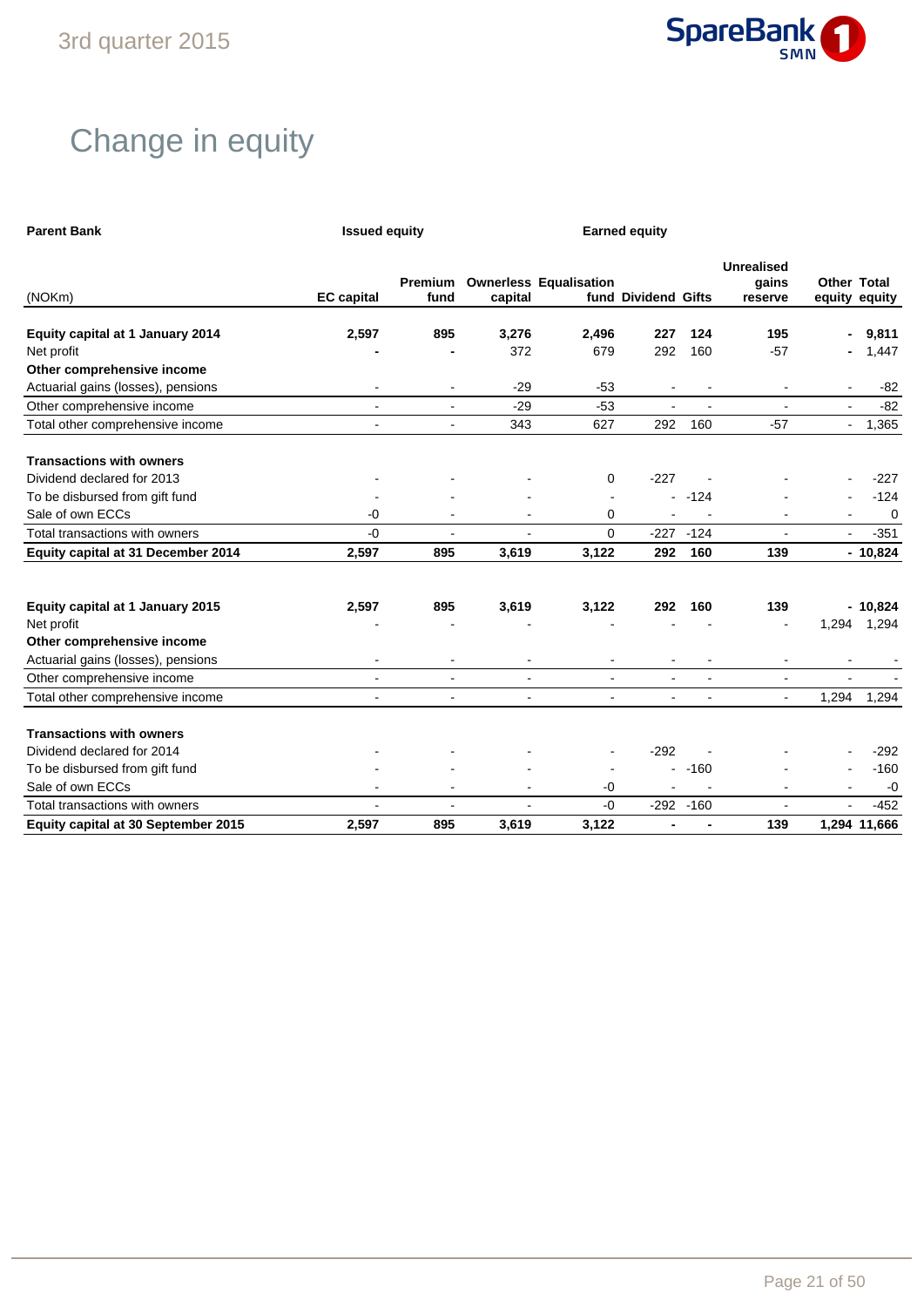# Change in equity

| Parent Bank | Issued equity | | Earned equity | | | | | | |
|---|---|---|---|---|---|---|---|---|---|
| (NOKm) | EC capital | Premium fund | Ownerless capital | Equalisation fund | Dividend | Gifts | Unrealised gains reserve | Other equity | Total equity |
| **Equity capital at 1 January 2014** | **2,597** | **895** | **3,276** | **2,496** | **227** | **124** | **195** | **-** | **9,811** |
| Net profit | **-** | **-** | 372 | 679 | 292 | 160 | -57 | **-** | 1,447 |
| **Other comprehensive income** | | | | | | | | | |
| Actuarial gains (losses), pensions | - | - | -29 | -53 | - | - | - | - | -82 |
| Other comprehensive income | - | - | -29 | -53 | - | - | - | - | -82 |
| Total other comprehensive income | - | - | 343 | 627 | 292 | 160 | -57 | - | 1,365 |
| **Transactions with owners** | | | | | | | | | |
| Dividend declared for 2013 | - | - | - | 0 | -227 | - | - | - | -227 |
| To be disbursed from gift fund | - | - | - | - | - | -124 | - | - | -124 |
| Sale of own ECCs | -0 | - | - | 0 | - | - | - | - | 0 |
| Total transactions with owners | -0 | - | - | 0 | -227 | -124 | - | - | -351 |
| **Equity capital at 31 December 2014** | **2,597** | **895** | **3,619** | **3,122** | **292** | **160** | **139** | **-** | **10,824** |
| | | | | | | | | | |
| **Equity capital at 1 January 2015** | **2,597** | **895** | **3,619** | **3,122** | **292** | **160** | **139** | **-** | **10,824** |
| Net profit | - | - | - | - | - | - | - | 1,294 | 1,294 |
| **Other comprehensive income** | | | | | | | | | |
| Actuarial gains (losses), pensions | - | - | - | - | - | - | - | - | - |
| Other comprehensive income | - | - | - | - | - | - | - | - | - |
| Total other comprehensive income | - | - | - | - | - | - | - | 1,294 | 1,294 |
| **Transactions with owners** | | | | | | | | | |
| Dividend declared for 2014 | - | - | - | - | -292 | - | - | - | -292 |
| To be disbursed from gift fund | - | - | - | - | - | -160 | - | - | -160 |
| Sale of own ECCs | - | - | - | -0 | - | - | - | - | -0 |
| Total transactions with owners | - | - | - | -0 | -292 | -160 | - | - | -452 |
| **Equity capital at 30 September 2015** | **2,597** | **895** | **3,619** | **3,122** | **-** | **-** | **139** | **1,294** | **11,666** |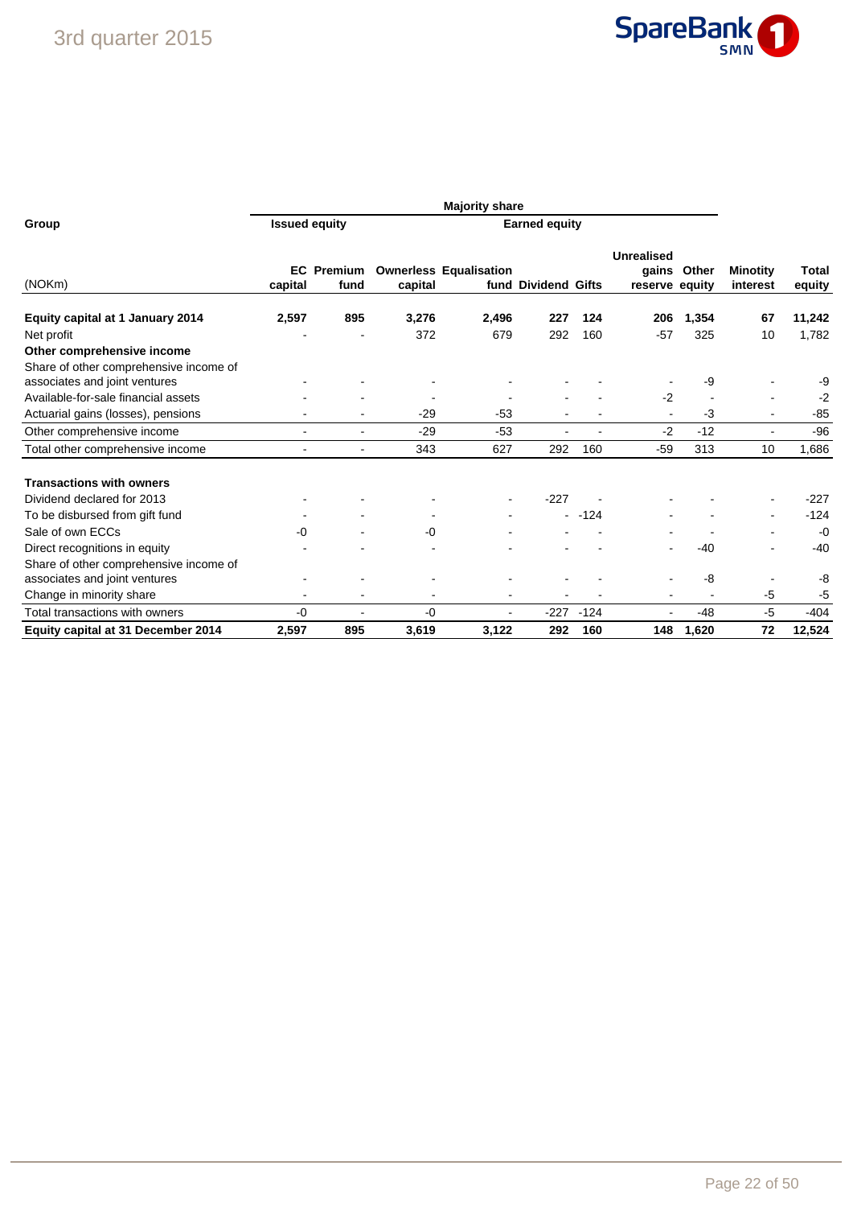| Group | Majority share | | | | | | | | | | |
|---|---|---|---|---|---|---|---|---|---|---|---|
| | Issued equity | | Earned equity | | | | | | | | |
| (NOKm) | EC capital | Premium fund | Ownerless capital | Equalisation fund | Dividend | Gifts | Unrealised gains reserve | Other equity | Minotity interest | Total equity |
| **Equity capital at 1 January 2014** | **2,597** | **895** | **3,276** | **2,496** | **227** | **124** | **206** | **1,354** | **67** | **11,242** |
| Net profit | - | - | 372 | 679 | 292 | 160 | -57 | 325 | 10 | 1,782 |
| **Other comprehensive income** | | | | | | | | | | |
| Share of other comprehensive income of associates and joint ventures | - | - | - | - | - | - | - | -9 | - | -9 |
| Available-for-sale financial assets | - | - | - | - | - | - | -2 | - | - | -2 |
| Actuarial gains (losses), pensions | - | - | -29 | -53 | - | - | - | -3 | - | -85 |
| Other comprehensive income | - | - | -29 | -53 | - | - | -2 | -12 | - | -96 |
| Total other comprehensive income | - | - | 343 | 627 | 292 | 160 | -59 | 313 | 10 | 1,686 |
| **Transactions with owners** | | | | | | | | | | |
| Dividend declared for 2013 | - | - | - | - | -227 | - | - | - | - | -227 |
| To be disbursed from gift fund | - | - | - | - | - | -124 | - | - | - | -124 |
| Sale of own ECCs | -0 | - | -0 | - | - | - | - | - | - | -0 |
| Direct recognitions in equity | - | - | - | - | - | - | - | -40 | - | -40 |
| Share of other comprehensive income of associates and joint ventures | - | - | - | - | - | - | - | -8 | - | -8 |
| Change in minority share | - | - | - | - | - | - | - | - | -5 | -5 |
| Total transactions with owners | -0 | - | -0 | - | -227 | -124 | - | -48 | -5 | -404 |
| **Equity capital at 31 December 2014** | **2,597** | **895** | **3,619** | **3,122** | **292** | **160** | **148** | **1,620** | **72** | **12,524** |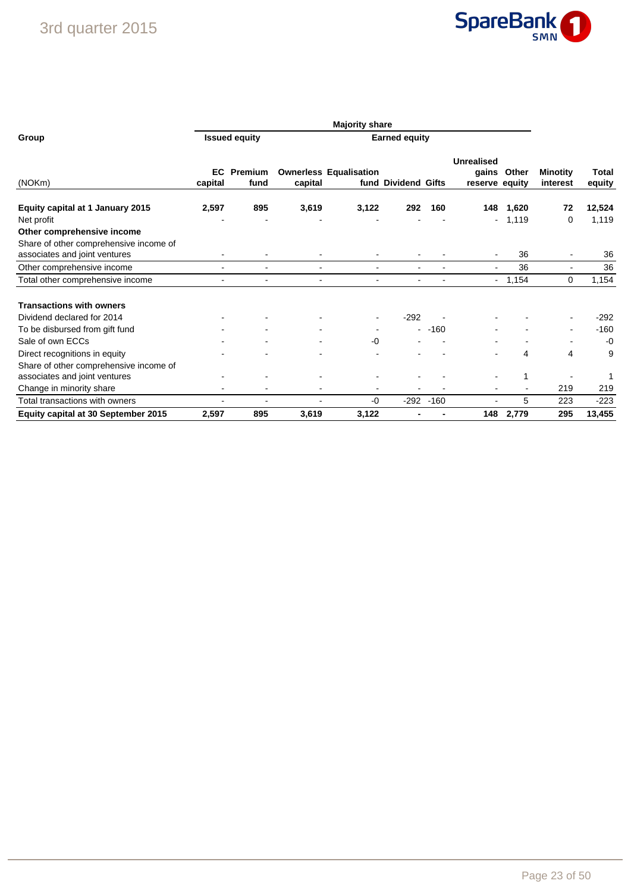| Group | Majority share | | | | | | | | | | |
|---|---|---|---|---|---|---|---|---|---|---|---|
| | Issued equity | | Earned equity | | | | | | | | |
| (NOKm) | EC capital | Premium fund | Ownerless capital | Equalisation fund | Dividend | Gifts | Unrealised gains reserve | Other equity | Minotity interest | Total equity |
| **Equity capital at 1 January 2015** | **2,597** | **895** | **3,619** | **3,122** | **292** | **160** | **148** | **1,620** | **72** | **12,524** |
| Net profit | - | - | - | - | - | - | - | 1,119 | 0 | 1,119 |
| **Other comprehensive income** | | | | | | | | | | |
| Share of other comprehensive income of associates and joint ventures | - | - | - | - | - | - | - | 36 | - | 36 |
| Other comprehensive income | - | - | - | - | - | - | - | 36 | - | 36 |
| Total other comprehensive income | - | - | - | - | - | - | - | 1,154 | 0 | 1,154 |
| **Transactions with owners** | | | | | | | | | | |
| Dividend declared for 2014 | - | - | - | - | -292 | - | - | - | - | -292 |
| To be disbursed from gift fund | - | - | - | - | - | -160 | - | - | - | -160 |
| Sale of own ECCs | - | - | - | -0 | - | - | - | - | - | -0 |
| Direct recognitions in equity | - | - | - | - | - | - | - | 4 | 4 | 9 |
| Share of other comprehensive income of associates and joint ventures | - | - | - | - | - | - | - | 1 | - | 1 |
| Change in minority share | - | - | - | - | - | - | - | - | 219 | 219 |
| Total transactions with owners | - | - | - | -0 | -292 | -160 | - | 5 | 223 | -223 |
| **Equity capital at 30 September 2015** | **2,597** | **895** | **3,619** | **3,122** | **-** | **-** | **148** | **2,779** | **295** | **13,455** |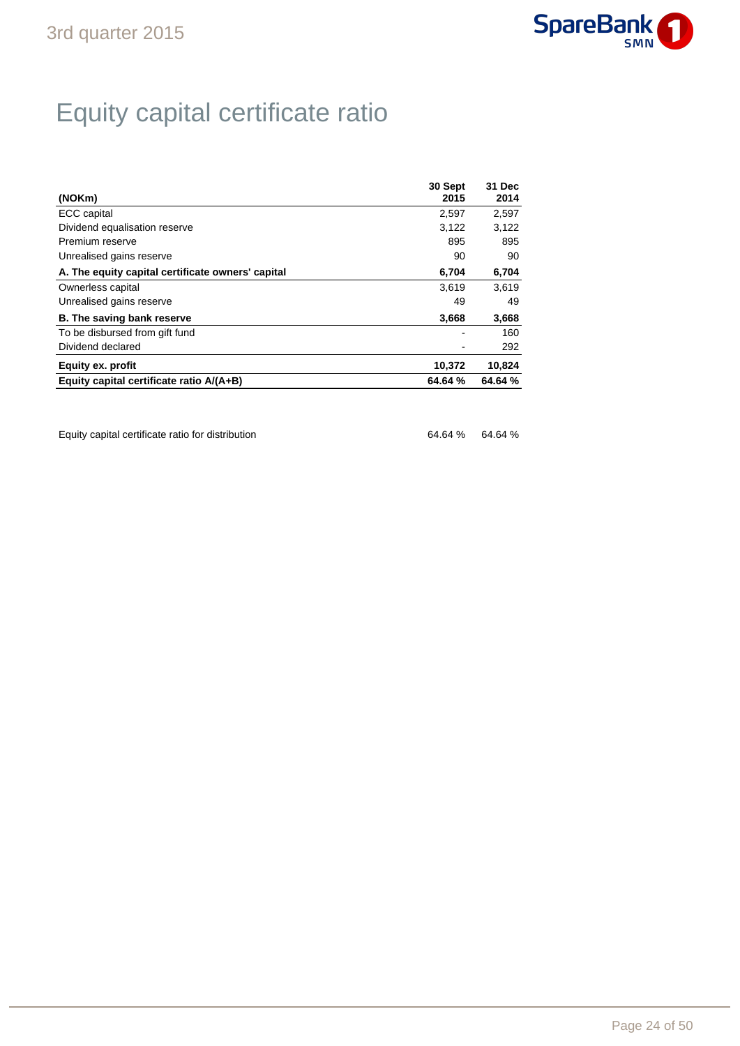# Equity capital certificate ratio

| (NOKm) | 30 Sept 2015 | 31 Dec 2014 |
|---|---|---|
| ECC capital | 2,597 | 2,597 |
| Dividend equalisation reserve | 3,122 | 3,122 |
| Premium reserve | 895 | 895 |
| Unrealised gains reserve | 90 | 90 |
| **A. The equity capital certificate owners' capital** | **6,704** | **6,704** |
| Ownerless capital | 3,619 | 3,619 |
| Unrealised gains reserve | 49 | 49 |
| **B. The saving bank reserve** | **3,668** | **3,668** |
| To be disbursed from gift fund | - | 160 |
| Dividend declared | - | 292 |
| **Equity ex. profit** | **10,372** | **10,824** |
| **Equity capital certificate ratio A/(A+B)** | **64.64 %** | **64.64 %** |

| | | |
|---|---|---|
| Equity capital certificate ratio for distribution | 64.64 % | 64.64 % |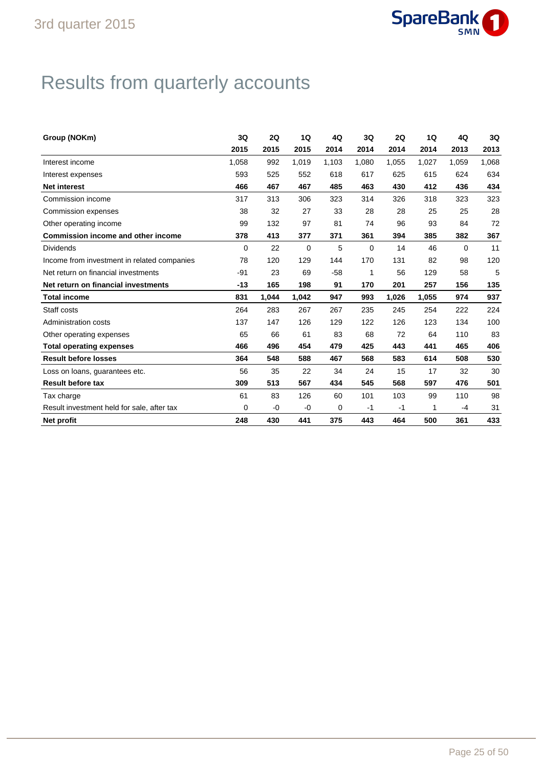# Results from quarterly accounts

| Group (NOKm) | 3Q 2015 | 2Q 2015 | 1Q 2015 | 4Q 2014 | 3Q 2014 | 2Q 2014 | 1Q 2014 | 4Q 2013 | 3Q 2013 |
|---|---|---|---|---|---|---|---|---|---|
| Interest income | 1,058 | 992 | 1,019 | 1,103 | 1,080 | 1,055 | 1,027 | 1,059 | 1,068 |
| Interest expenses | 593 | 525 | 552 | 618 | 617 | 625 | 615 | 624 | 634 |
| **Net interest** | **466** | **467** | **467** | **485** | **463** | **430** | **412** | **436** | **434** |
| Commission income | 317 | 313 | 306 | 323 | 314 | 326 | 318 | 323 | 323 |
| Commission expenses | 38 | 32 | 27 | 33 | 28 | 28 | 25 | 25 | 28 |
| Other operating income | 99 | 132 | 97 | 81 | 74 | 96 | 93 | 84 | 72 |
| **Commission income and other income** | **378** | **413** | **377** | **371** | **361** | **394** | **385** | **382** | **367** |
| Dividends | 0 | 22 | 0 | 5 | 0 | 14 | 46 | 0 | 11 |
| Income from investment in related companies | 78 | 120 | 129 | 144 | 170 | 131 | 82 | 98 | 120 |
| Net return on financial investments | -91 | 23 | 69 | -58 | 1 | 56 | 129 | 58 | 5 |
| **Net return on financial investments** | **-13** | **165** | **198** | **91** | **170** | **201** | **257** | **156** | **135** |
| **Total income** | **831** | **1,044** | **1,042** | **947** | **993** | **1,026** | **1,055** | **974** | **937** |
| Staff costs | 264 | 283 | 267 | 267 | 235 | 245 | 254 | 222 | 224 |
| Administration costs | 137 | 147 | 126 | 129 | 122 | 126 | 123 | 134 | 100 |
| Other operating expenses | 65 | 66 | 61 | 83 | 68 | 72 | 64 | 110 | 83 |
| **Total operating expenses** | **466** | **496** | **454** | **479** | **425** | **443** | **441** | **465** | **406** |
| **Result before losses** | **364** | **548** | **588** | **467** | **568** | **583** | **614** | **508** | **530** |
| Loss on loans, guarantees etc. | 56 | 35 | 22 | 34 | 24 | 15 | 17 | 32 | 30 |
| **Result before tax** | **309** | **513** | **567** | **434** | **545** | **568** | **597** | **476** | **501** |
| Tax charge | 61 | 83 | 126 | 60 | 101 | 103 | 99 | 110 | 98 |
| Result investment held for sale, after tax | 0 | -0 | -0 | 0 | -1 | -1 | 1 | -4 | 31 |
| **Net profit** | **248** | **430** | **441** | **375** | **443** | **464** | **500** | **361** | **433** |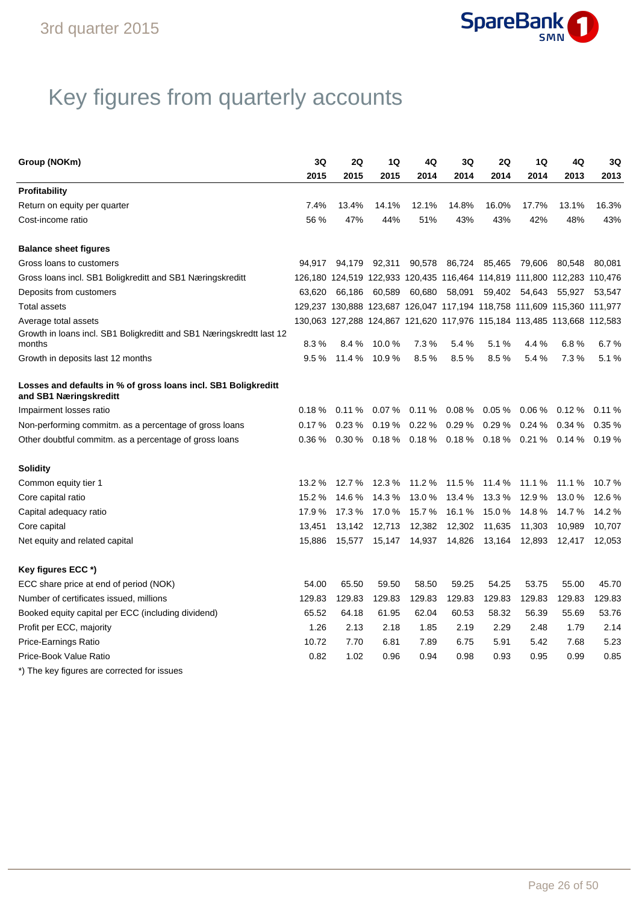# Key figures from quarterly accounts

| Group (NOKm) | 3Q 2015 | 2Q 2015 | 1Q 2015 | 4Q 2014 | 3Q 2014 | 2Q 2014 | 1Q 2014 | 4Q 2013 | 3Q 2013 |
|---|---|---|---|---|---|---|---|---|---|
| **Profitability** | | | | | | | | | |
| Return on equity per quarter | 7.4% | 13.4% | 14.1% | 12.1% | 14.8% | 16.0% | 17.7% | 13.1% | 16.3% |
| Cost-income ratio | 56 % | 47% | 44% | 51% | 43% | 43% | 42% | 48% | 43% |
| **Balance sheet figures** | | | | | | | | | |
| Gross loans to customers | 94,917 | 94,179 | 92,311 | 90,578 | 86,724 | 85,465 | 79,606 | 80,548 | 80,081 |
| Gross loans incl. SB1 Boligkreditt and SB1 Næringskreditt | 126,180 | 124,519 | 122,933 | 120,435 | 116,464 | 114,819 | 111,800 | 112,283 | 110,476 |
| Deposits from customers | 63,620 | 66,186 | 60,589 | 60,680 | 58,091 | 59,402 | 54,643 | 55,927 | 53,547 |
| Total assets | 129,237 | 130,888 | 123,687 | 126,047 | 117,194 | 118,758 | 111,609 | 115,360 | 111,977 |
| Average total assets | 130,063 | 127,288 | 124,867 | 121,620 | 117,976 | 115,184 | 113,485 | 113,668 | 112,583 |
| Growth in loans incl. SB1 Boligkreditt and SB1 Næringskredtt last 12 months | 8.3 % | 8.4 % | 10.0 % | 7.3 % | 5.4 % | 5.1 % | 4.4 % | 6.8 % | 6.7 % |
| Growth in deposits last 12 months | 9.5 % | 11.4 % | 10.9 % | 8.5 % | 8.5 % | 8.5 % | 5.4 % | 7.3 % | 5.1 % |
| **Losses and defaults in % of gross loans incl. SB1 Boligkreditt and SB1 Næringskreditt** | | | | | | | | | |
| Impairment losses ratio | 0.18 % | 0.11 % | 0.07 % | 0.11 % | 0.08 % | 0.05 % | 0.06 % | 0.12 % | 0.11 % |
| Non-performing commitm. as a percentage of gross loans | 0.17 % | 0.23 % | 0.19 % | 0.22 % | 0.29 % | 0.29 % | 0.24 % | 0.34 % | 0.35 % |
| Other doubtful commitm. as a percentage of gross loans | 0.36 % | 0.30 % | 0.18 % | 0.18 % | 0.18 % | 0.18 % | 0.21 % | 0.14 % | 0.19 % |
| **Solidity** | | | | | | | | | |
| Common equity tier 1 | 13.2 % | 12.7 % | 12.3 % | 11.2 % | 11.5 % | 11.4 % | 11.1 % | 11.1 % | 10.7 % |
| Core capital ratio | 15.2 % | 14.6 % | 14.3 % | 13.0 % | 13.4 % | 13.3 % | 12.9 % | 13.0 % | 12.6 % |
| Capital adequacy ratio | 17.9 % | 17.3 % | 17.0 % | 15.7 % | 16.1 % | 15.0 % | 14.8 % | 14.7 % | 14.2 % |
| Core capital | 13,451 | 13,142 | 12,713 | 12,382 | 12,302 | 11,635 | 11,303 | 10,989 | 10,707 |
| Net equity and related capital | 15,886 | 15,577 | 15,147 | 14,937 | 14,826 | 13,164 | 12,893 | 12,417 | 12,053 |
| **Key figures ECC \*)** | | | | | | | | | |
| ECC share price at end of period (NOK) | 54.00 | 65.50 | 59.50 | 58.50 | 59.25 | 54.25 | 53.75 | 55.00 | 45.70 |
| Number of certificates issued, millions | 129.83 | 129.83 | 129.83 | 129.83 | 129.83 | 129.83 | 129.83 | 129.83 | 129.83 |
| Booked equity capital per ECC (including dividend) | 65.52 | 64.18 | 61.95 | 62.04 | 60.53 | 58.32 | 56.39 | 55.69 | 53.76 |
| Profit per ECC, majority | 1.26 | 2.13 | 2.18 | 1.85 | 2.19 | 2.29 | 2.48 | 1.79 | 2.14 |
| Price-Earnings Ratio | 10.72 | 7.70 | 6.81 | 7.89 | 6.75 | 5.91 | 5.42 | 7.68 | 5.23 |
| Price-Book Value Ratio | 0.82 | 1.02 | 0.96 | 0.94 | 0.98 | 0.93 | 0.95 | 0.99 | 0.85 |

*) The key figures are corrected for issues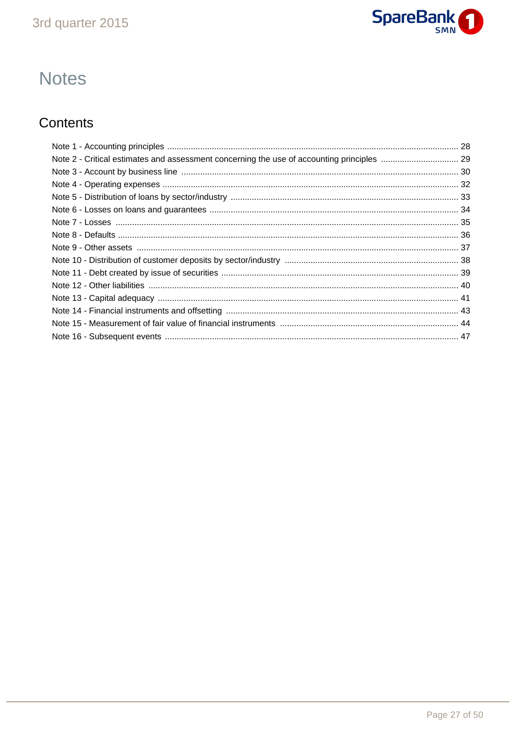# Notes

## Contents

Note 1 - Accounting principles ........................................................................................................................ 28
Note 2 - Critical estimates and assessment concerning the use of accounting principles ................................. 29
Note 3 - Account by business line ..................................................................................................................... 30
Note 4 - Operating expenses ............................................................................................................................. 32
Note 5 - Distribution of loans by sector/industry ................................................................................................ 33
Note 6 - Losses on loans and guarantees ......................................................................................................... 34
Note 7 - Losses ................................................................................................................................................. 35
Note 8 - Defaults ................................................................................................................................................ 36
Note 9 - Other assets ........................................................................................................................................ 37
Note 10 - Distribution of customer deposits by sector/industry ......................................................................... 38
Note 11 - Debt created by issue of securities .................................................................................................... 39
Note 12 - Other liabilities ................................................................................................................................... 40
Note 13 - Capital adequacy ............................................................................................................................... 41
Note 14 - Financial instruments and offsetting .................................................................................................. 43
Note 15 - Measurement of fair value of financial instruments ........................................................................... 44
Note 16 - Subsequent events ............................................................................................................................ 47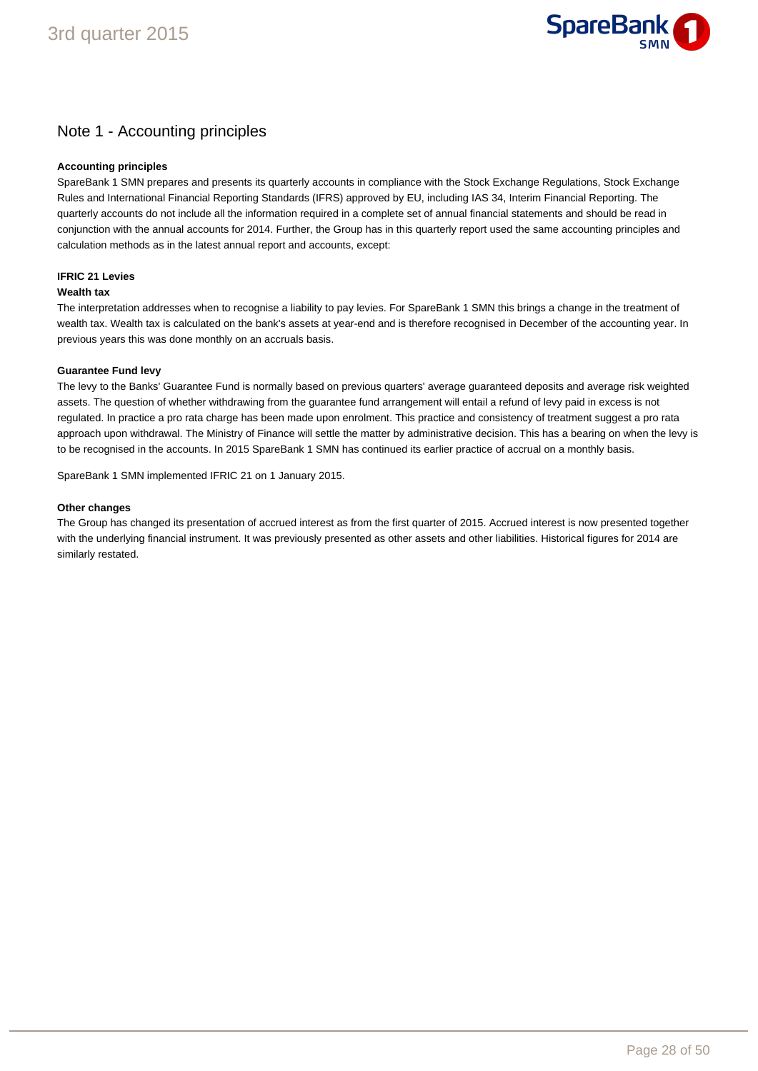# Note 1 - Accounting principles

**Accounting principles**

SpareBank 1 SMN prepares and presents its quarterly accounts in compliance with the Stock Exchange Regulations, Stock Exchange Rules and International Financial Reporting Standards (IFRS) approved by EU, including IAS 34, Interim Financial Reporting. The quarterly accounts do not include all the information required in a complete set of annual financial statements and should be read in conjunction with the annual accounts for 2014. Further, the Group has in this quarterly report used the same accounting principles and calculation methods as in the latest annual report and accounts, except:

**IFRIC 21 Levies**

**Wealth tax**

The interpretation addresses when to recognise a liability to pay levies. For SpareBank 1 SMN this brings a change in the treatment of wealth tax. Wealth tax is calculated on the bank's assets at year-end and is therefore recognised in December of the accounting year. In previous years this was done monthly on an accruals basis.

**Guarantee Fund levy**

The levy to the Banks' Guarantee Fund is normally based on previous quarters' average guaranteed deposits and average risk weighted assets. The question of whether withdrawing from the guarantee fund arrangement will entail a refund of levy paid in excess is not regulated. In practice a pro rata charge has been made upon enrolment. This practice and consistency of treatment suggest a pro rata approach upon withdrawal. The Ministry of Finance will settle the matter by administrative decision. This has a bearing on when the levy is to be recognised in the accounts. In 2015 SpareBank 1 SMN has continued its earlier practice of accrual on a monthly basis.

SpareBank 1 SMN implemented IFRIC 21 on 1 January 2015.

**Other changes**

The Group has changed its presentation of accrued interest as from the first quarter of 2015. Accrued interest is now presented together with the underlying financial instrument. It was previously presented as other assets and other liabilities. Historical figures for 2014 are similarly restated.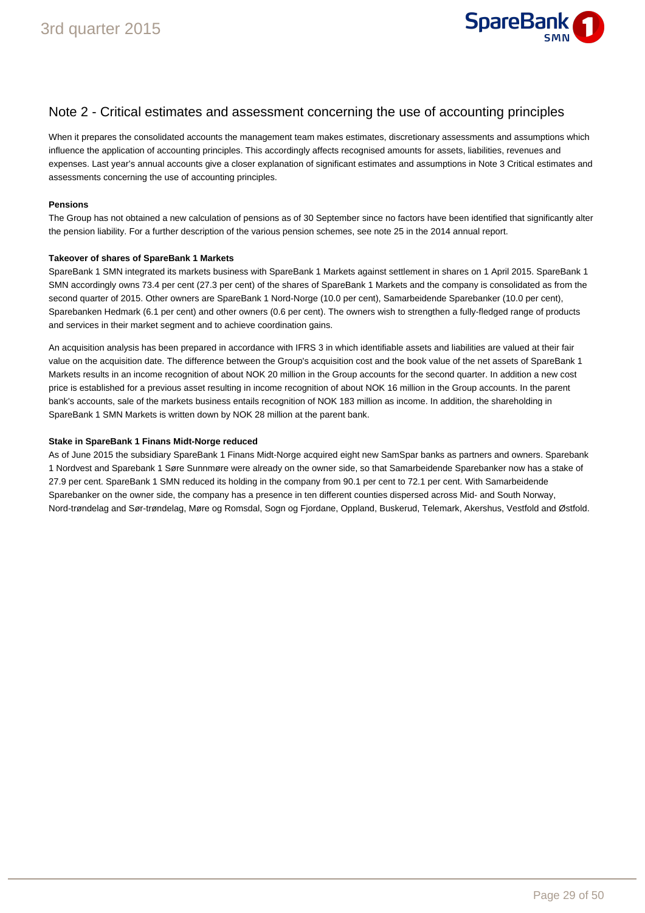## Note 2 - Critical estimates and assessment concerning the use of accounting principles

When it prepares the consolidated accounts the management team makes estimates, discretionary assessments and assumptions which influence the application of accounting principles. This accordingly affects recognised amounts for assets, liabilities, revenues and expenses. Last year's annual accounts give a closer explanation of significant estimates and assumptions in Note 3 Critical estimates and assessments concerning the use of accounting principles.

**Pensions**

The Group has not obtained a new calculation of pensions as of 30 September since no factors have been identified that significantly alter the pension liability. For a further description of the various pension schemes, see note 25 in the 2014 annual report.

**Takeover of shares of SpareBank 1 Markets**

SpareBank 1 SMN integrated its markets business with SpareBank 1 Markets against settlement in shares on 1 April 2015. SpareBank 1 SMN accordingly owns 73.4 per cent (27.3 per cent) of the shares of SpareBank 1 Markets and the company is consolidated as from the second quarter of 2015. Other owners are SpareBank 1 Nord-Norge (10.0 per cent), Samarbeidende Sparebanker (10.0 per cent), Sparebanken Hedmark (6.1 per cent) and other owners (0.6 per cent). The owners wish to strengthen a fully-fledged range of products and services in their market segment and to achieve coordination gains.

An acquisition analysis has been prepared in accordance with IFRS 3 in which identifiable assets and liabilities are valued at their fair value on the acquisition date. The difference between the Group's acquisition cost and the book value of the net assets of SpareBank 1 Markets results in an income recognition of about NOK 20 million in the Group accounts for the second quarter. In addition a new cost price is established for a previous asset resulting in income recognition of about NOK 16 million in the Group accounts. In the parent bank's accounts, sale of the markets business entails recognition of NOK 183 million as income. In addition, the shareholding in SpareBank 1 SMN Markets is written down by NOK 28 million at the parent bank.

**Stake in SpareBank 1 Finans Midt-Norge reduced**

As of June 2015 the subsidiary SpareBank 1 Finans Midt-Norge acquired eight new SamSpar banks as partners and owners. Sparebank 1 Nordvest and Sparebank 1 Søre Sunnmøre were already on the owner side, so that Samarbeidende Sparebanker now has a stake of 27.9 per cent. SpareBank 1 SMN reduced its holding in the company from 90.1 per cent to 72.1 per cent. With Samarbeidende Sparebanker on the owner side, the company has a presence in ten different counties dispersed across Mid- and South Norway, Nord-trøndelag and Sør-trøndelag, Møre og Romsdal, Sogn og Fjordane, Oppland, Buskerud, Telemark, Akershus, Vestfold and Østfold.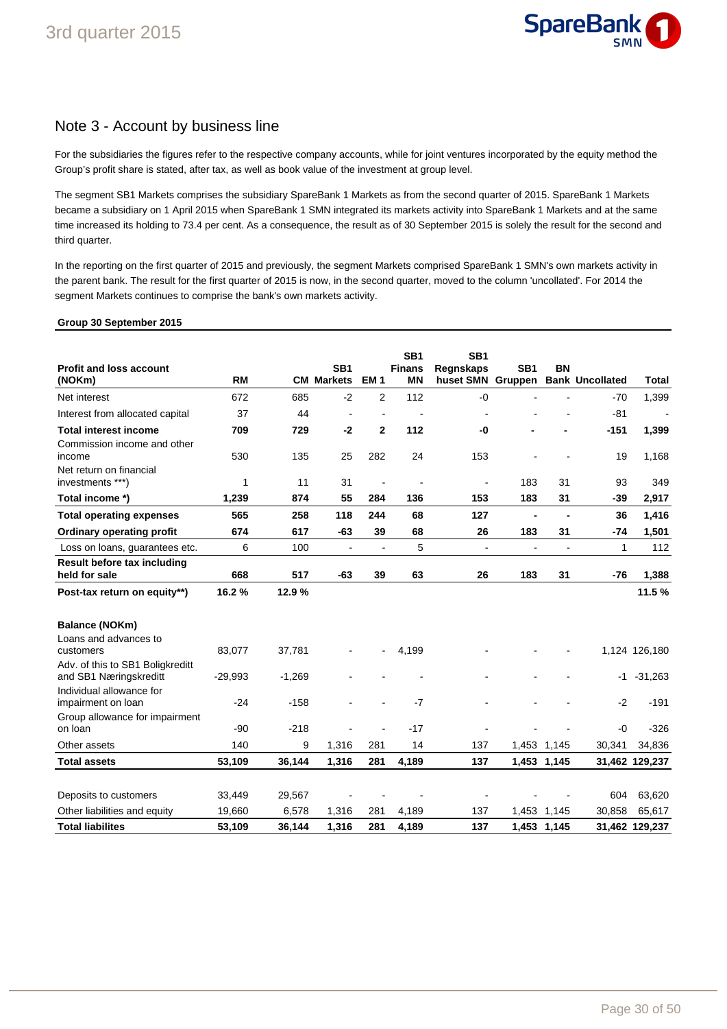## Note 3 - Account by business line

For the subsidiaries the figures refer to the respective company accounts, while for joint ventures incorporated by the equity method the Group's profit share is stated, after tax, as well as book value of the investment at group level.

The segment SB1 Markets comprises the subsidiary SpareBank 1 Markets as from the second quarter of 2015. SpareBank 1 Markets became a subsidiary on 1 April 2015 when SpareBank 1 SMN integrated its markets activity into SpareBank 1 Markets and at the same time increased its holding to 73.4 per cent. As a consequence, the result as of 30 September 2015 is solely the result for the second and third quarter.

In the reporting on the first quarter of 2015 and previously, the segment Markets comprised SpareBank 1 SMN's own markets activity in the parent bank. The result for the first quarter of 2015 is now, in the second quarter, moved to the column 'uncollated'. For 2014 the segment Markets continues to comprise the bank's own markets activity.

**Group 30 September 2015**

| Profit and loss account (NOKm) | RM | CM | SB1 Markets | EM 1 | SB1 Finans MN | SB1 Regnskaps huset SMN | SB1 Gruppen | BN Bank | Uncollated | Total |
|---|---|---|---|---|---|---|---|---|---|---|
| Net interest | 672 | 685 | -2 | 2 | 112 | -0 | - | - | -70 | 1,399 |
| Interest from allocated capital | 37 | 44 | - | - | - | - | - | - | -81 | - |
| **Total interest income** | **709** | **729** | **-2** | **2** | **112** | **-0** | **-** | **-** | **-151** | **1,399** |
| Commission income and other income | 530 | 135 | 25 | 282 | 24 | 153 | - | - | 19 | 1,168 |
| Net return on financial investments ***) | 1 | 11 | 31 | - | - | - | 183 | 31 | 93 | 349 |
| **Total income *)** | **1,239** | **874** | **55** | **284** | **136** | **153** | **183** | **31** | **-39** | **2,917** |
| **Total operating expenses** | **565** | **258** | **118** | **244** | **68** | **127** | **-** | **-** | **36** | **1,416** |
| **Ordinary operating profit** | **674** | **617** | **-63** | **39** | **68** | **26** | **183** | **31** | **-74** | **1,501** |
| Loss on loans, guarantees etc. | 6 | 100 | - | - | 5 | - | - | - | 1 | 112 |
| **Result before tax including held for sale** | **668** | **517** | **-63** | **39** | **63** | **26** | **183** | **31** | **-76** | **1,388** |
| **Post-tax return on equity**)** | **16.2 %** | **12.9 %** | | | | | | | | **11.5 %** |
| | | | | | | | | | | |
| **Balance (NOKm)** | | | | | | | | | | |
| Loans and advances to customers | 83,077 | 37,781 | - | - | 4,199 | - | - | - | 1,124 | 126,180 |
| Adv. of this to SB1 Boligkreditt and SB1 Næringskreditt | -29,993 | -1,269 | - | - | - | - | - | - | -1 | -31,263 |
| Individual allowance for impairment on loan | -24 | -158 | - | - | -7 | - | - | - | -2 | -191 |
| Group allowance for impairment on loan | -90 | -218 | - | - | -17 | - | - | - | -0 | -326 |
| Other assets | 140 | 9 | 1,316 | 281 | 14 | 137 | 1,453 | 1,145 | 30,341 | 34,836 |
| **Total assets** | **53,109** | **36,144** | **1,316** | **281** | **4,189** | **137** | **1,453** | **1,145** | **31,462** | **129,237** |
| | | | | | | | | | | |
| Deposits to customers | 33,449 | 29,567 | - | - | - | - | - | - | 604 | 63,620 |
| Other liabilities and equity | 19,660 | 6,578 | 1,316 | 281 | 4,189 | 137 | 1,453 | 1,145 | 30,858 | 65,617 |
| **Total liabilites** | **53,109** | **36,144** | **1,316** | **281** | **4,189** | **137** | **1,453** | **1,145** | **31,462** | **129,237** |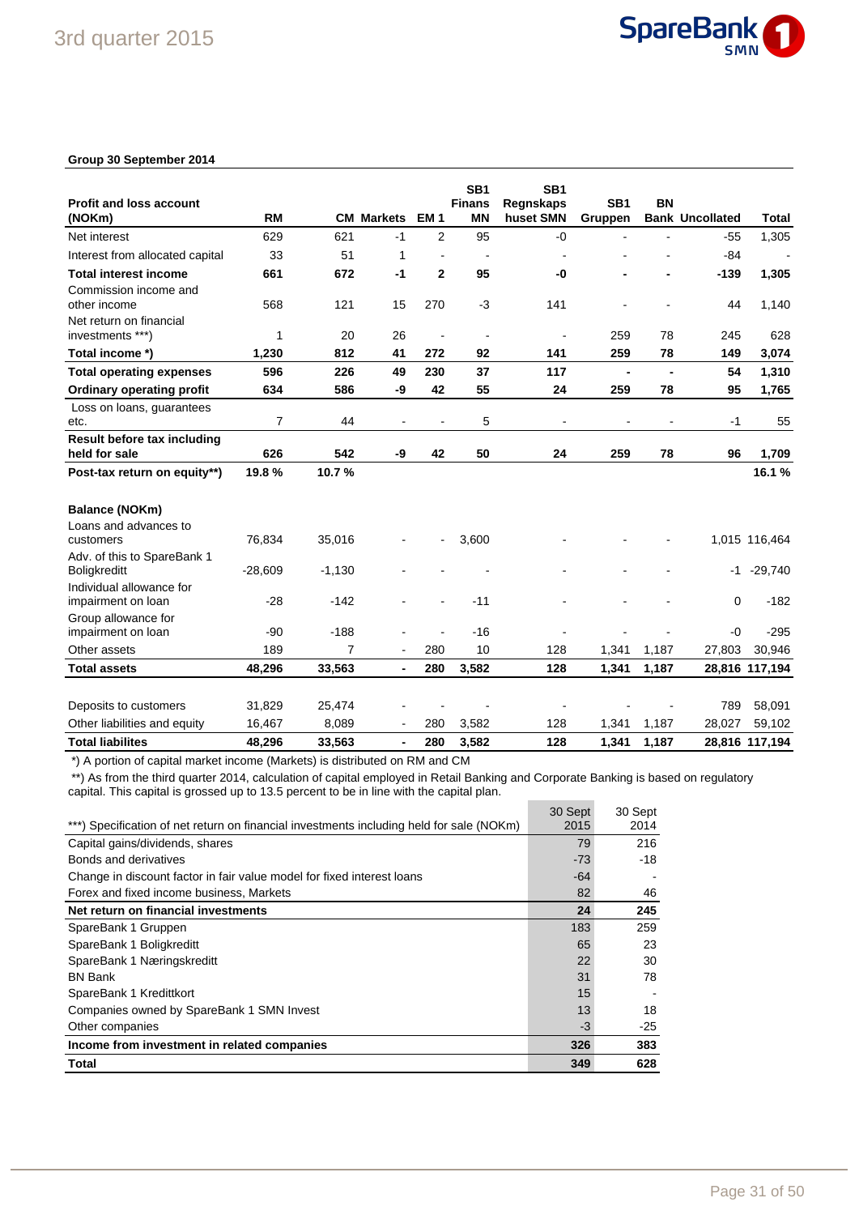**Group 30 September 2014**

| Profit and loss account (NOKm) | RM | CM | Markets | EM 1 | SB1 Finans MN | SB1 Regnskaps huset SMN | SB1 Gruppen | BN Bank | Uncollated | Total |
|---|---|---|---|---|---|---|---|---|---|---|
| Net interest | 629 | 621 | -1 | 2 | 95 | -0 | - | - | -55 | 1,305 |
| Interest from allocated capital | 33 | 51 | 1 | - | - | - | - | - | -84 | - |
| **Total interest income** | **661** | **672** | **-1** | **2** | **95** | **-0** | **-** | **-** | **-139** | **1,305** |
| Commission income and other income | 568 | 121 | 15 | 270 | -3 | 141 | - | - | 44 | 1,140 |
| Net return on financial investments ***) | 1 | 20 | 26 | - | - | - | 259 | 78 | 245 | 628 |
| **Total income \*)** | **1,230** | **812** | **41** | **272** | **92** | **141** | **259** | **78** | **149** | **3,074** |
| **Total operating expenses** | **596** | **226** | **49** | **230** | **37** | **117** | **-** | **-** | **54** | **1,310** |
| **Ordinary operating profit** | **634** | **586** | **-9** | **42** | **55** | **24** | **259** | **78** | **95** | **1,765** |
| Loss on loans, guarantees etc. | 7 | 44 | - | - | 5 | - | - | - | -1 | 55 |
| **Result before tax including held for sale** | **626** | **542** | **-9** | **42** | **50** | **24** | **259** | **78** | **96** | **1,709** |
| **Post-tax return on equity\*\*)** | **19.8 %** | **10.7 %** | | | | | | | | **16.1 %** |
| | | | | | | | | | | |
| **Balance (NOKm)** | | | | | | | | | | |
| Loans and advances to customers | 76,834 | 35,016 | - | - | 3,600 | - | - | - | 1,015 | 116,464 |
| Adv. of this to SpareBank 1 Boligkreditt | -28,609 | -1,130 | - | - | - | - | - | - | -1 | -29,740 |
| Individual allowance for impairment on loan | -28 | -142 | - | - | -11 | - | - | - | 0 | -182 |
| Group allowance for impairment on loan | -90 | -188 | - | - | -16 | - | - | - | -0 | -295 |
| Other assets | 189 | 7 | - | 280 | 10 | 128 | 1,341 | 1,187 | 27,803 | 30,946 |
| **Total assets** | **48,296** | **33,563** | **-** | **280** | **3,582** | **128** | **1,341** | **1,187** | **28,816** | **117,194** |
| | | | | | | | | | | |
| Deposits to customers | 31,829 | 25,474 | - | - | - | - | - | - | 789 | 58,091 |
| Other liabilities and equity | 16,467 | 8,089 | - | 280 | 3,582 | 128 | 1,341 | 1,187 | 28,027 | 59,102 |
| **Total liabilites** | **48,296** | **33,563** | **-** | **280** | **3,582** | **128** | **1,341** | **1,187** | **28,816** | **117,194** |

*) A portion of capital market income (Markets) is distributed on RM and CM

**) As from the third quarter 2014, calculation of capital employed in Retail Banking and Corporate Banking is based on regulatory capital. This capital is grossed up to 13.5 percent to be in line with the capital plan.

| ***) Specification of net return on financial investments including held for sale (NOKm) | 30 Sept 2015 | 30 Sept 2014 |
|---|---|---|
| Capital gains/dividends, shares | 79 | 216 |
| Bonds and derivatives | -73 | -18 |
| Change in discount factor in fair value model for fixed interest loans | -64 | - |
| Forex and fixed income business, Markets | 82 | 46 |
| **Net return on financial investments** | **24** | **245** |
| SpareBank 1 Gruppen | 183 | 259 |
| SpareBank 1 Boligkreditt | 65 | 23 |
| SpareBank 1 Næringskreditt | 22 | 30 |
| BN Bank | 31 | 78 |
| SpareBank 1 Kredittkort | 15 | - |
| Companies owned by SpareBank 1 SMN Invest | 13 | 18 |
| Other companies | -3 | -25 |
| **Income from investment in related companies** | **326** | **383** |
| **Total** | **349** | **628** |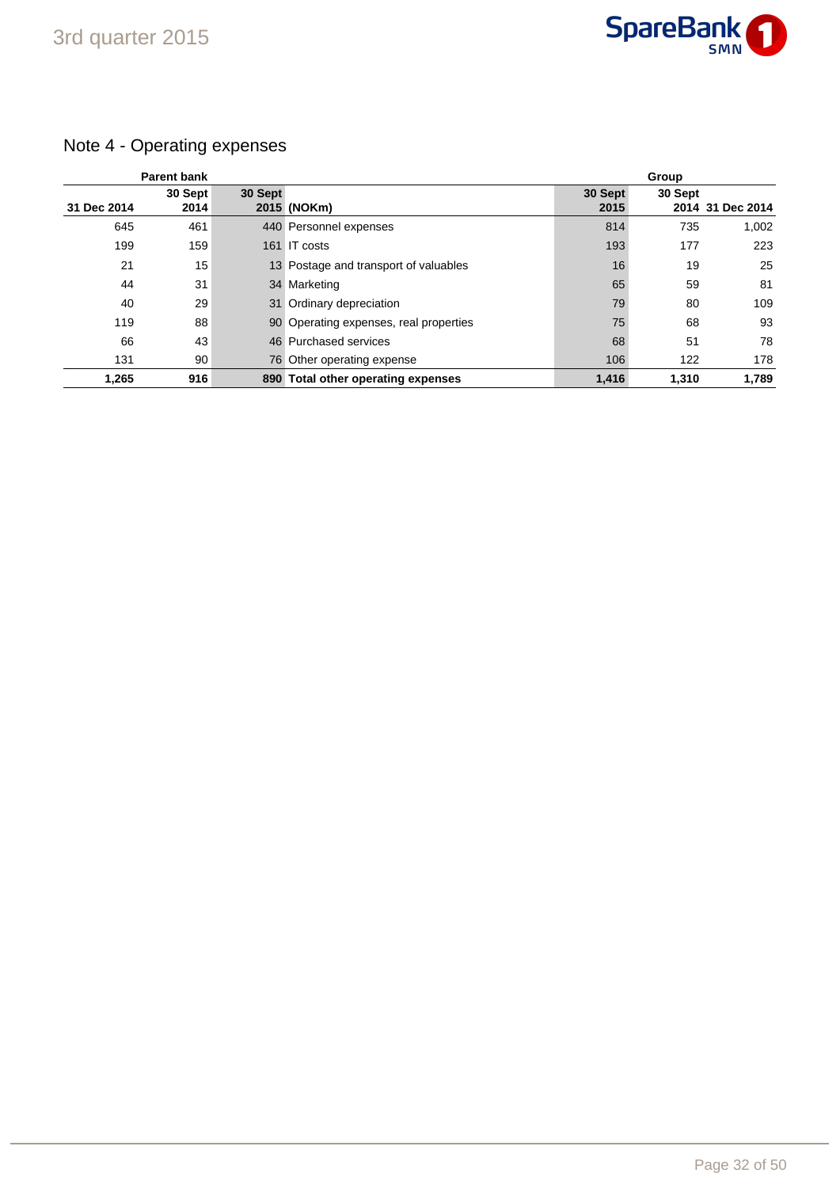## Note 4 - Operating expenses

| Parent bank | | | | Group | | |
|---|---|---|---|---|---|---|
| 31 Dec 2014 | 30 Sept 2014 | 30 Sept 2015 | (NOKm) | 30 Sept 2015 | 30 Sept 2014 | 31 Dec 2014 |
| 645 | 461 | 440 | Personnel expenses | 814 | 735 | 1,002 |
| 199 | 159 | 161 | IT costs | 193 | 177 | 223 |
| 21 | 15 | 13 | Postage and transport of valuables | 16 | 19 | 25 |
| 44 | 31 | 34 | Marketing | 65 | 59 | 81 |
| 40 | 29 | 31 | Ordinary depreciation | 79 | 80 | 109 |
| 119 | 88 | 90 | Operating expenses, real properties | 75 | 68 | 93 |
| 66 | 43 | 46 | Purchased services | 68 | 51 | 78 |
| 131 | 90 | 76 | Other operating expense | 106 | 122 | 178 |
| **1,265** | **916** | **890** | **Total other operating expenses** | **1,416** | **1,310** | **1,789** |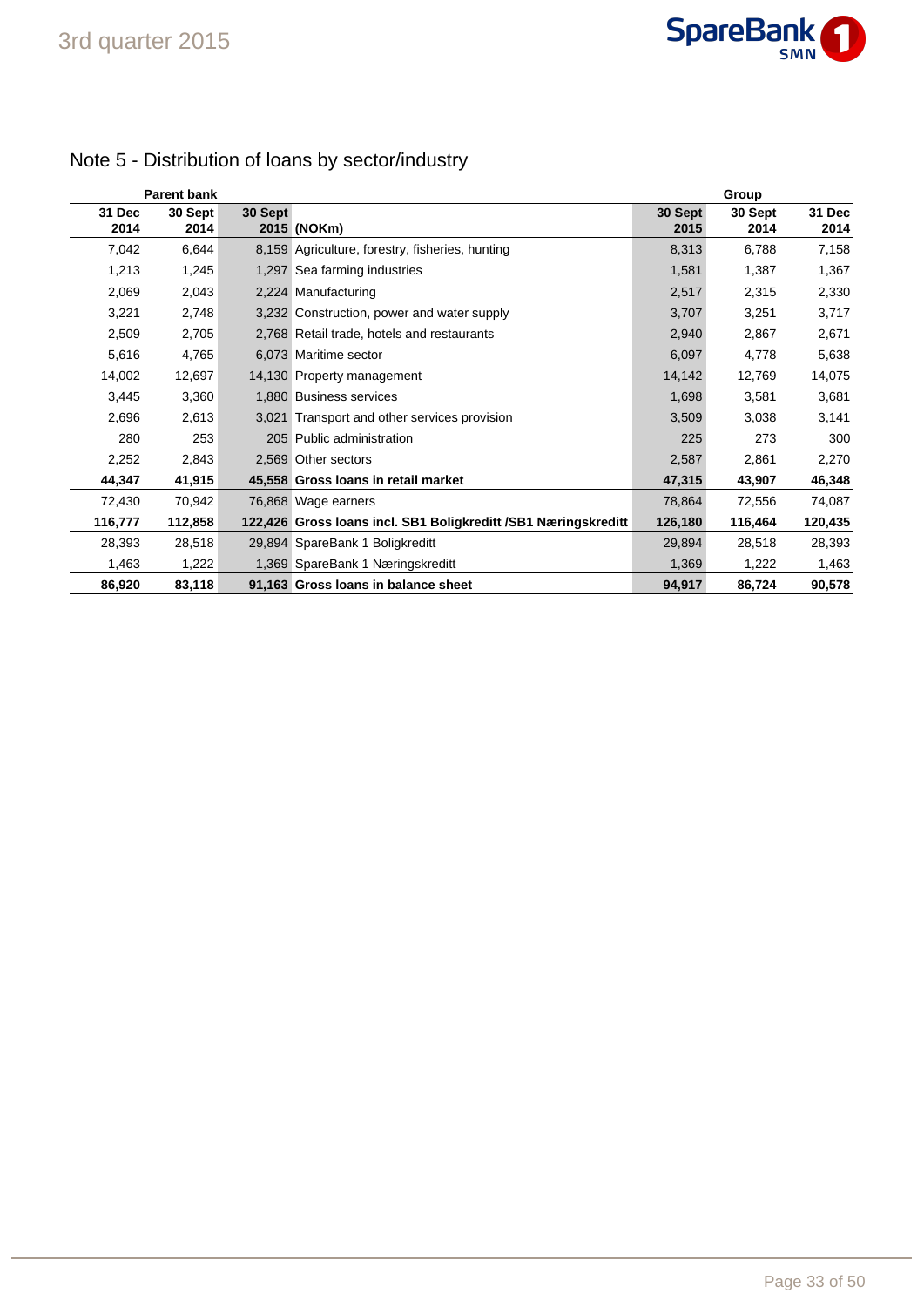# Note 5 - Distribution of loans by sector/industry

| Parent bank | | | | Group | | |
|---|---|---|---|---|---|---|
| 31 Dec 2014 | 30 Sept 2014 | 30 Sept 2015 | (NOKm) | 30 Sept 2015 | 30 Sept 2014 | 31 Dec 2014 |
| 7,042 | 6,644 | 8,159 | Agriculture, forestry, fisheries, hunting | 8,313 | 6,788 | 7,158 |
| 1,213 | 1,245 | 1,297 | Sea farming industries | 1,581 | 1,387 | 1,367 |
| 2,069 | 2,043 | 2,224 | Manufacturing | 2,517 | 2,315 | 2,330 |
| 3,221 | 2,748 | 3,232 | Construction, power and water supply | 3,707 | 3,251 | 3,717 |
| 2,509 | 2,705 | 2,768 | Retail trade, hotels and restaurants | 2,940 | 2,867 | 2,671 |
| 5,616 | 4,765 | 6,073 | Maritime sector | 6,097 | 4,778 | 5,638 |
| 14,002 | 12,697 | 14,130 | Property management | 14,142 | 12,769 | 14,075 |
| 3,445 | 3,360 | 1,880 | Business services | 1,698 | 3,581 | 3,681 |
| 2,696 | 2,613 | 3,021 | Transport and other services provision | 3,509 | 3,038 | 3,141 |
| 280 | 253 | 205 | Public administration | 225 | 273 | 300 |
| 2,252 | 2,843 | 2,569 | Other sectors | 2,587 | 2,861 | 2,270 |
| **44,347** | **41,915** | **45,558** | **Gross loans in retail market** | **47,315** | **43,907** | **46,348** |
| 72,430 | 70,942 | 76,868 | Wage earners | 78,864 | 72,556 | 74,087 |
| **116,777** | **112,858** | **122,426** | **Gross loans incl. SB1 Boligkreditt /SB1 Næringskreditt** | **126,180** | **116,464** | **120,435** |
| 28,393 | 28,518 | 29,894 | SpareBank 1 Boligkreditt | 29,894 | 28,518 | 28,393 |
| 1,463 | 1,222 | 1,369 | SpareBank 1 Næringskreditt | 1,369 | 1,222 | 1,463 |
| **86,920** | **83,118** | **91,163** | **Gross loans in balance sheet** | **94,917** | **86,724** | **90,578** |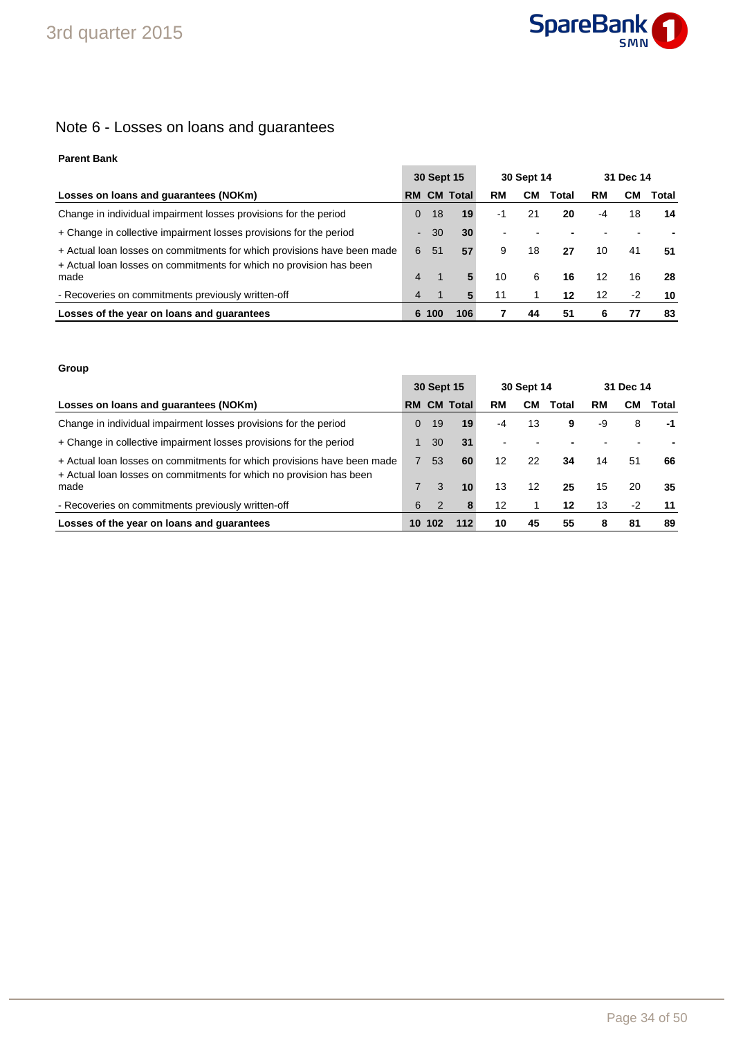## Note 6 - Losses on loans and guarantees

**Parent Bank**

| | 30 Sept 15 | | | 30 Sept 14 | | | 31 Dec 14 | | |
|---|---|---|---|---|---|---|---|---|---|
| **Losses on loans and guarantees (NOKm)** | **RM** | **CM** | **Total** | **RM** | **CM** | **Total** | **RM** | **CM** | **Total** |
| Change in individual impairment losses provisions for the period | 0 | 18 | **19** | -1 | 21 | **20** | -4 | 18 | **14** |
| + Change in collective impairment losses provisions for the period | - | 30 | **30** | - | - | **-** | - | - | **-** |
| + Actual loan losses on commitments for which provisions have been made | 6 | 51 | **57** | 9 | 18 | **27** | 10 | 41 | **51** |
| + Actual loan losses on commitments for which no provision has been made | 4 | 1 | **5** | 10 | 6 | **16** | 12 | 16 | **28** |
| - Recoveries on commitments previously written-off | 4 | 1 | **5** | 11 | 1 | **12** | 12 | -2 | **10** |
| **Losses of the year on loans and guarantees** | **6** | **100** | **106** | **7** | **44** | **51** | **6** | **77** | **83** |

**Group**

| | 30 Sept 15 | | | 30 Sept 14 | | | 31 Dec 14 | | |
|---|---|---|---|---|---|---|---|---|---|
| **Losses on loans and guarantees (NOKm)** | **RM** | **CM** | **Total** | **RM** | **CM** | **Total** | **RM** | **CM** | **Total** |
| Change in individual impairment losses provisions for the period | 0 | 19 | **19** | -4 | 13 | **9** | -9 | 8 | **-1** |
| + Change in collective impairment losses provisions for the period | 1 | 30 | **31** | - | - | **-** | - | - | **-** |
| + Actual loan losses on commitments for which provisions have been made | 7 | 53 | **60** | 12 | 22 | **34** | 14 | 51 | **66** |
| + Actual loan losses on commitments for which no provision has been made | 7 | 3 | **10** | 13 | 12 | **25** | 15 | 20 | **35** |
| - Recoveries on commitments previously written-off | 6 | 2 | **8** | 12 | 1 | **12** | 13 | -2 | **11** |
| **Losses of the year on loans and guarantees** | **10** | **102** | **112** | **10** | **45** | **55** | **8** | **81** | **89** |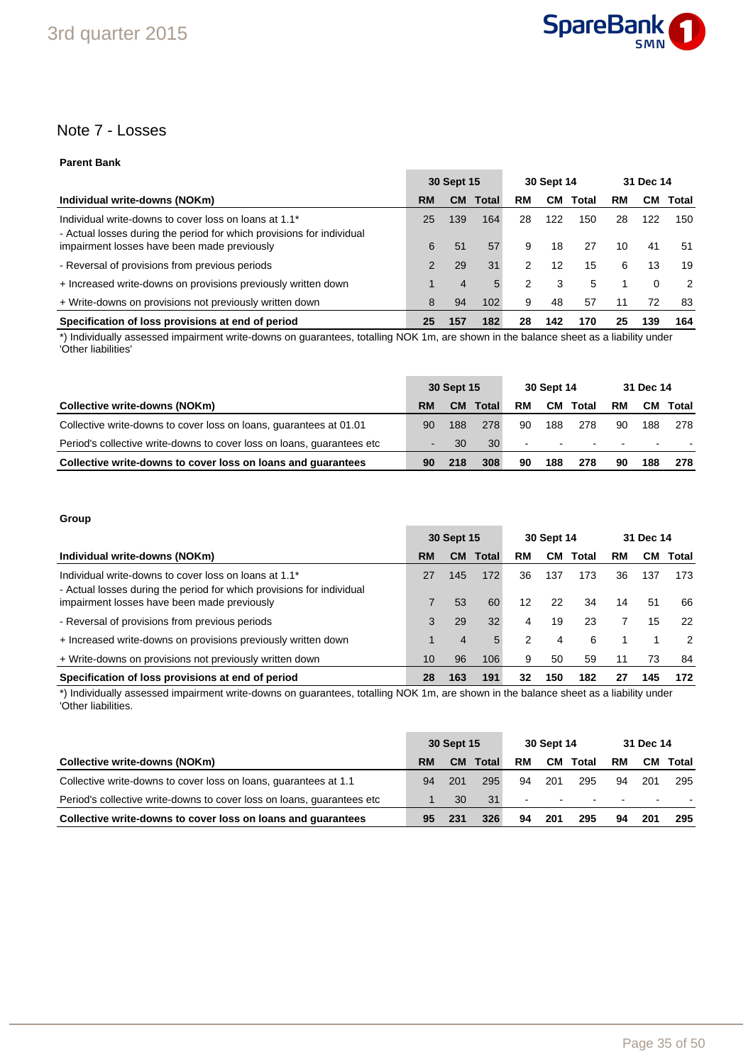## Note 7 - Losses

**Parent Bank**

| Individual write-downs (NOKm) | 30 Sept 15 | | | 30 Sept 14 | | | 31 Dec 14 | | |
|---|---|---|---|---|---|---|---|---|---|
| | **RM** | **CM** | **Total** | **RM** | **CM** | **Total** | **RM** | **CM** | **Total** |
| Individual write-downs to cover loss on loans at 1.1* | 25 | 139 | 164 | 28 | 122 | 150 | 28 | 122 | 150 |
| - Actual losses during the period for which provisions for individual impairment losses have been made previously | 6 | 51 | 57 | 9 | 18 | 27 | 10 | 41 | 51 |
| - Reversal of provisions from previous periods | 2 | 29 | 31 | 2 | 12 | 15 | 6 | 13 | 19 |
| + Increased write-downs on provisions previously written down | 1 | 4 | 5 | 2 | 3 | 5 | 1 | 0 | 2 |
| + Write-downs on provisions not previously written down | 8 | 94 | 102 | 9 | 48 | 57 | 11 | 72 | 83 |
| **Specification of loss provisions at end of period** | **25** | **157** | **182** | **28** | **142** | **170** | **25** | **139** | **164** |

*) Individually assessed impairment write-downs on guarantees, totalling NOK 1m, are shown in the balance sheet as a liability under 'Other liabilities'

| Collective write-downs (NOKm) | 30 Sept 15 | | | 30 Sept 14 | | | 31 Dec 14 | | |
|---|---|---|---|---|---|---|---|---|---|
| | **RM** | **CM** | **Total** | **RM** | **CM** | **Total** | **RM** | **CM** | **Total** |
| Collective write-downs to cover loss on loans, guarantees at 01.01 | 90 | 188 | 278 | 90 | 188 | 278 | 90 | 188 | 278 |
| Period's collective write-downs to cover loss on loans, guarantees etc | - | 30 | 30 | - | - | - | - | - | - |
| **Collective write-downs to cover loss on loans and guarantees** | **90** | **218** | **308** | **90** | **188** | **278** | **90** | **188** | **278** |

**Group**

| Individual write-downs (NOKm) | 30 Sept 15 | | | 30 Sept 14 | | | 31 Dec 14 | | |
|---|---|---|---|---|---|---|---|---|---|
| | **RM** | **CM** | **Total** | **RM** | **CM** | **Total** | **RM** | **CM** | **Total** |
| Individual write-downs to cover loss on loans at 1.1* | 27 | 145 | 172 | 36 | 137 | 173 | 36 | 137 | 173 |
| - Actual losses during the period for which provisions for individual impairment losses have been made previously | 7 | 53 | 60 | 12 | 22 | 34 | 14 | 51 | 66 |
| - Reversal of provisions from previous periods | 3 | 29 | 32 | 4 | 19 | 23 | 7 | 15 | 22 |
| + Increased write-downs on provisions previously written down | 1 | 4 | 5 | 2 | 4 | 6 | 1 | 1 | 2 |
| + Write-downs on provisions not previously written down | 10 | 96 | 106 | 9 | 50 | 59 | 11 | 73 | 84 |
| **Specification of loss provisions at end of period** | **28** | **163** | **191** | **32** | **150** | **182** | **27** | **145** | **172** |

*) Individually assessed impairment write-downs on guarantees, totalling NOK 1m, are shown in the balance sheet as a liability under 'Other liabilities.

| Collective write-downs (NOKm) | 30 Sept 15 | | | 30 Sept 14 | | | 31 Dec 14 | | |
|---|---|---|---|---|---|---|---|---|---|
| | **RM** | **CM** | **Total** | **RM** | **CM** | **Total** | **RM** | **CM** | **Total** |
| Collective write-downs to cover loss on loans, guarantees at 1.1 | 94 | 201 | 295 | 94 | 201 | 295 | 94 | 201 | 295 |
| Period's collective write-downs to cover loss on loans, guarantees etc | 1 | 30 | 31 | - | - | - | - | - | - |
| **Collective write-downs to cover loss on loans and guarantees** | **95** | **231** | **326** | **94** | **201** | **295** | **94** | **201** | **295** |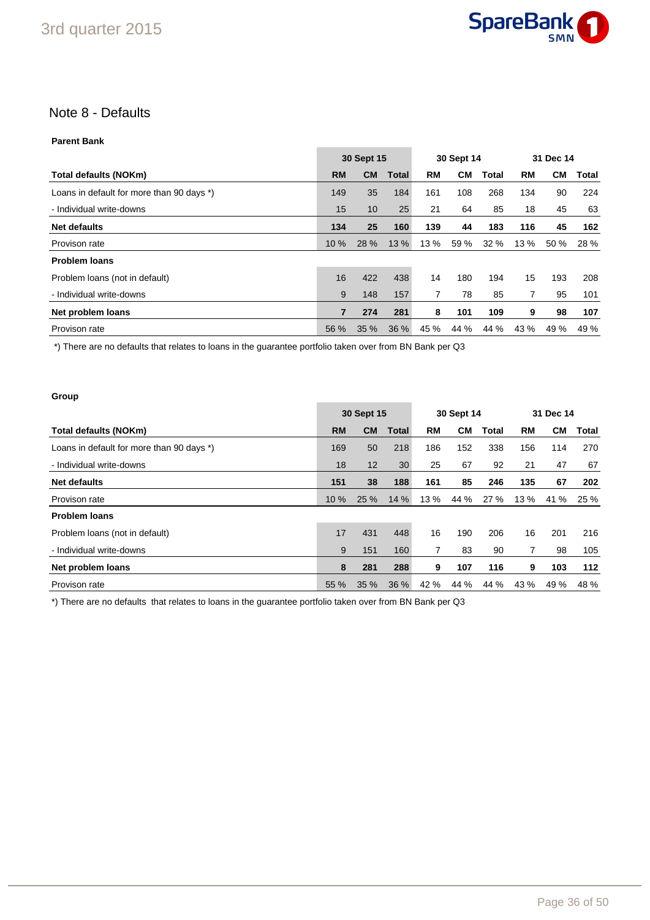## Note 8 - Defaults

**Parent Bank**

| | 30 Sept 15 | | | 30 Sept 14 | | | 31 Dec 14 | | |
|---|---|---|---|---|---|---|---|---|---|
| **Total defaults (NOKm)** | **RM** | **CM** | **Total** | **RM** | **CM** | **Total** | **RM** | **CM** | **Total** |
| Loans in default for more than 90 days *) | 149 | 35 | 184 | 161 | 108 | 268 | 134 | 90 | 224 |
| - Individual write-downs | 15 | 10 | 25 | 21 | 64 | 85 | 18 | 45 | 63 |
| **Net defaults** | **134** | **25** | **160** | **139** | **44** | **183** | **116** | **45** | **162** |
| Provison rate | 10 % | 28 % | 13 % | 13 % | 59 % | 32 % | 13 % | 50 % | 28 % |
| **Problem loans** | | | | | | | | | |
| Problem loans (not in default) | 16 | 422 | 438 | 14 | 180 | 194 | 15 | 193 | 208 |
| - Individual write-downs | 9 | 148 | 157 | 7 | 78 | 85 | 7 | 95 | 101 |
| **Net problem loans** | **7** | **274** | **281** | **8** | **101** | **109** | **9** | **98** | **107** |
| Provison rate | 56 % | 35 % | 36 % | 45 % | 44 % | 44 % | 43 % | 49 % | 49 % |

*) There are no defaults that relates to loans in the guarantee portfolio taken over from BN Bank per Q3

**Group**

| | 30 Sept 15 | | | 30 Sept 14 | | | 31 Dec 14 | | |
|---|---|---|---|---|---|---|---|---|---|
| **Total defaults (NOKm)** | **RM** | **CM** | **Total** | **RM** | **CM** | **Total** | **RM** | **CM** | **Total** |
| Loans in default for more than 90 days *) | 169 | 50 | 218 | 186 | 152 | 338 | 156 | 114 | 270 |
| - Individual write-downs | 18 | 12 | 30 | 25 | 67 | 92 | 21 | 47 | 67 |
| **Net defaults** | **151** | **38** | **188** | **161** | **85** | **246** | **135** | **67** | **202** |
| Provison rate | 10 % | 25 % | 14 % | 13 % | 44 % | 27 % | 13 % | 41 % | 25 % |
| **Problem loans** | | | | | | | | | |
| Problem loans (not in default) | 17 | 431 | 448 | 16 | 190 | 206 | 16 | 201 | 216 |
| - Individual write-downs | 9 | 151 | 160 | 7 | 83 | 90 | 7 | 98 | 105 |
| **Net problem loans** | **8** | **281** | **288** | **9** | **107** | **116** | **9** | **103** | **112** |
| Provison rate | 55 % | 35 % | 36 % | 42 % | 44 % | 44 % | 43 % | 49 % | 48 % |

*) There are no defaults that relates to loans in the guarantee portfolio taken over from BN Bank per Q3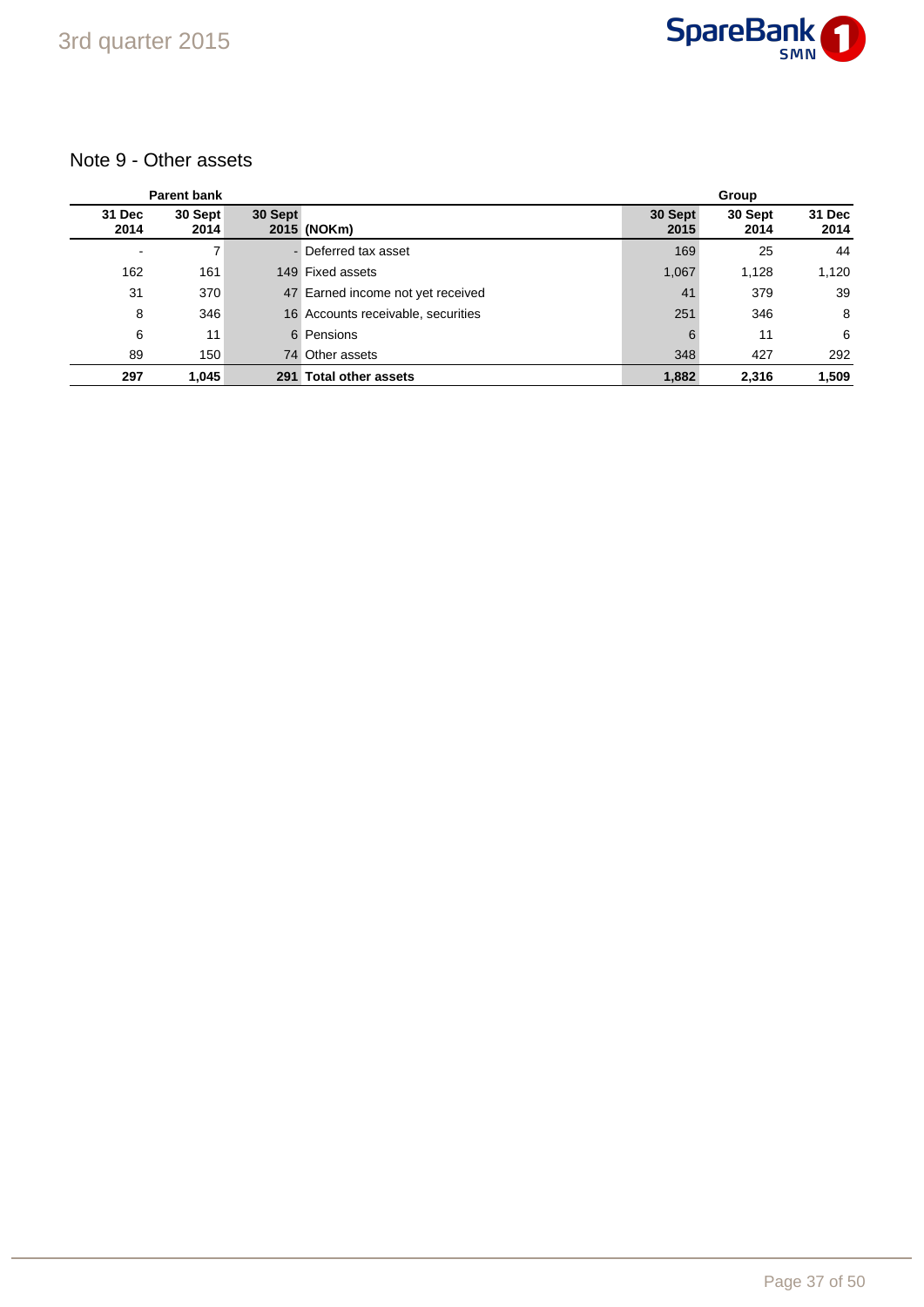## Note 9 - Other assets

| Parent bank | | | | Group | | |
|---|---|---|---|---|---|---|
| 31 Dec 2014 | 30 Sept 2014 | 30 Sept 2015 | (NOKm) | 30 Sept 2015 | 30 Sept 2014 | 31 Dec 2014 |
| - | 7 | - | Deferred tax asset | 169 | 25 | 44 |
| 162 | 161 | 149 | Fixed assets | 1,067 | 1,128 | 1,120 |
| 31 | 370 | 47 | Earned income not yet received | 41 | 379 | 39 |
| 8 | 346 | 16 | Accounts receivable, securities | 251 | 346 | 8 |
| 6 | 11 | 6 | Pensions | 6 | 11 | 6 |
| 89 | 150 | 74 | Other assets | 348 | 427 | 292 |
| **297** | **1,045** | **291** | **Total other assets** | **1,882** | **2,316** | **1,509** |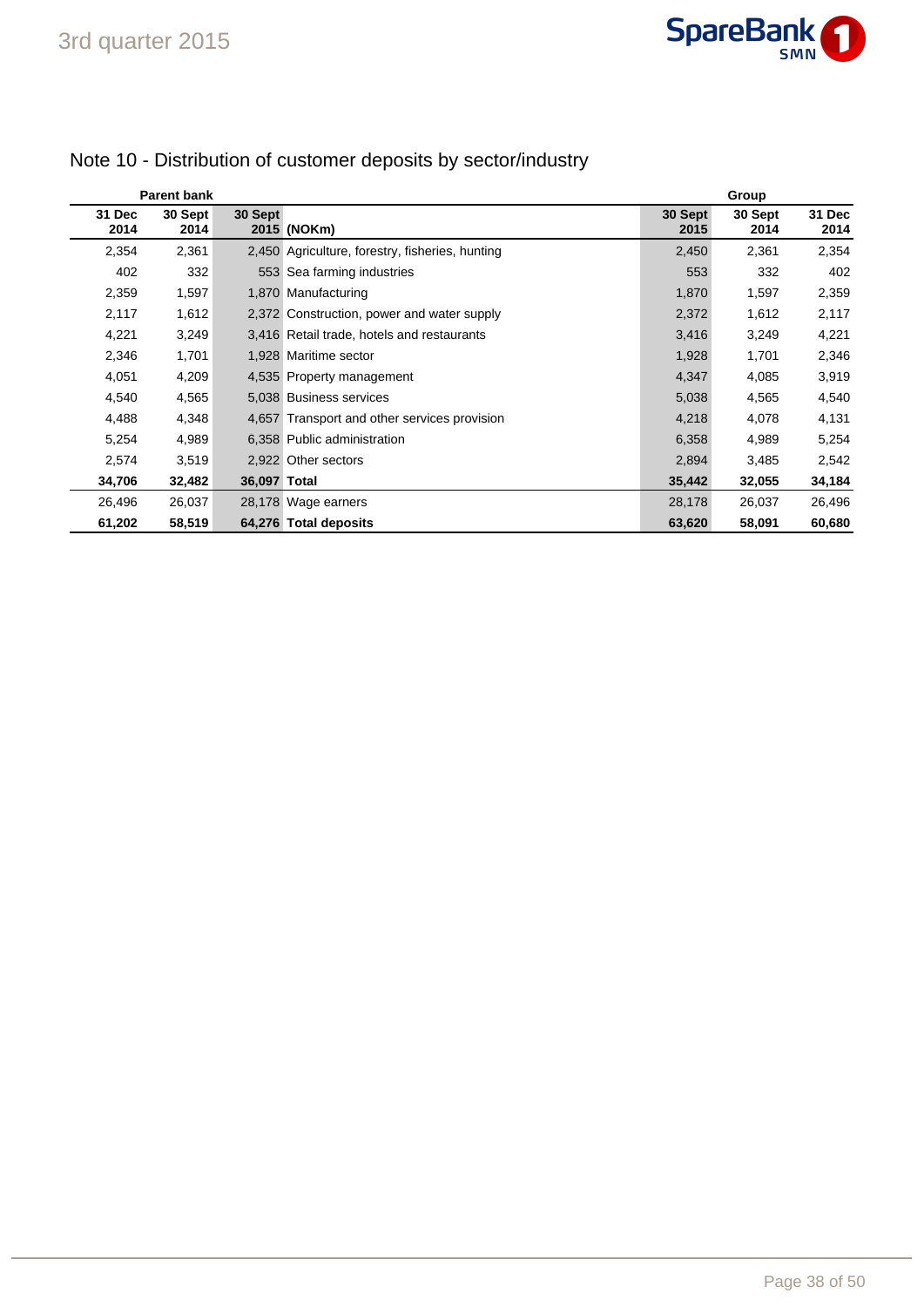## Note 10 - Distribution of customer deposits by sector/industry

| Parent bank | | | | Group | | |
|---|---|---|---|---|---|---|
| 31 Dec 2014 | 30 Sept 2014 | 30 Sept 2015 | (NOKm) | 30 Sept 2015 | 30 Sept 2014 | 31 Dec 2014 |
| 2,354 | 2,361 | 2,450 | Agriculture, forestry, fisheries, hunting | 2,450 | 2,361 | 2,354 |
| 402 | 332 | 553 | Sea farming industries | 553 | 332 | 402 |
| 2,359 | 1,597 | 1,870 | Manufacturing | 1,870 | 1,597 | 2,359 |
| 2,117 | 1,612 | 2,372 | Construction, power and water supply | 2,372 | 1,612 | 2,117 |
| 4,221 | 3,249 | 3,416 | Retail trade, hotels and restaurants | 3,416 | 3,249 | 4,221 |
| 2,346 | 1,701 | 1,928 | Maritime sector | 1,928 | 1,701 | 2,346 |
| 4,051 | 4,209 | 4,535 | Property management | 4,347 | 4,085 | 3,919 |
| 4,540 | 4,565 | 5,038 | Business services | 5,038 | 4,565 | 4,540 |
| 4,488 | 4,348 | 4,657 | Transport and other services provision | 4,218 | 4,078 | 4,131 |
| 5,254 | 4,989 | 6,358 | Public administration | 6,358 | 4,989 | 5,254 |
| 2,574 | 3,519 | 2,922 | Other sectors | 2,894 | 3,485 | 2,542 |
| **34,706** | **32,482** | **36,097** | **Total** | **35,442** | **32,055** | **34,184** |
| 26,496 | 26,037 | 28,178 | Wage earners | 28,178 | 26,037 | 26,496 |
| **61,202** | **58,519** | **64,276** | **Total deposits** | **63,620** | **58,091** | **60,680** |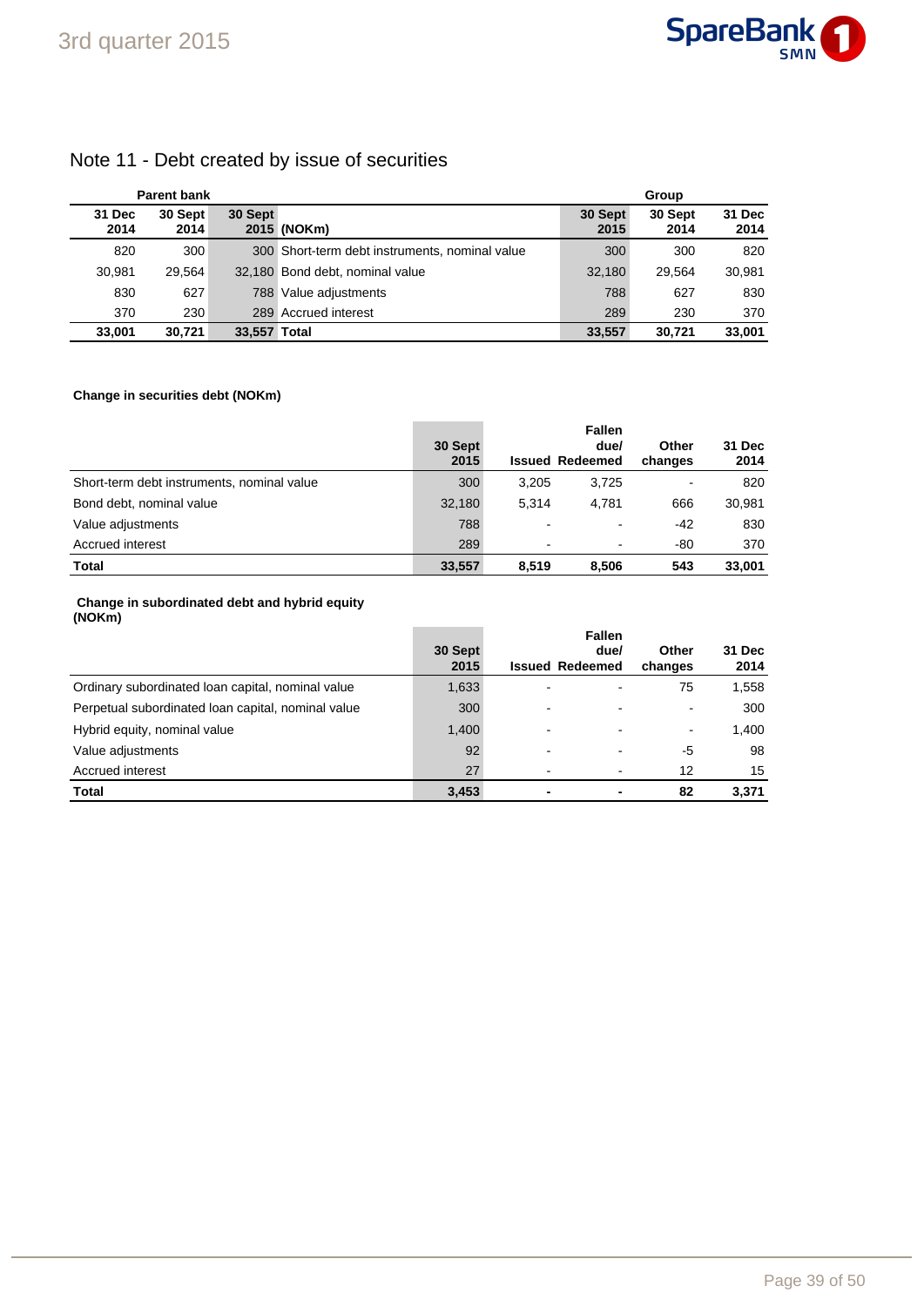## Note 11 - Debt created by issue of securities

| Parent bank | | | | Group | | |
|---|---|---|---|---|---|---|
| 31 Dec 2014 | 30 Sept 2014 | 30 Sept 2015 | (NOKm) | 30 Sept 2015 | 30 Sept 2014 | 31 Dec 2014 |
| 820 | 300 | 300 | Short-term debt instruments, nominal value | 300 | 300 | 820 |
| 30,981 | 29,564 | 32,180 | Bond debt, nominal value | 32,180 | 29,564 | 30,981 |
| 830 | 627 | 788 | Value adjustments | 788 | 627 | 830 |
| 370 | 230 | 289 | Accrued interest | 289 | 230 | 370 |
| **33,001** | **30,721** | **33,557** | **Total** | **33,557** | **30,721** | **33,001** |

**Change in securities debt (NOKm)**

| | 30 Sept 2015 | Issued | Fallen due/ Redeemed | Other changes | 31 Dec 2014 |
|---|---|---|---|---|---|
| Short-term debt instruments, nominal value | 300 | 3,205 | 3,725 | - | 820 |
| Bond debt, nominal value | 32,180 | 5,314 | 4,781 | 666 | 30,981 |
| Value adjustments | 788 | - | - | -42 | 830 |
| Accrued interest | 289 | - | - | -80 | 370 |
| **Total** | **33,557** | **8,519** | **8,506** | **543** | **33,001** |

**Change in subordinated debt and hybrid equity (NOKm)**

| | 30 Sept 2015 | Issued | Fallen due/ Redeemed | Other changes | 31 Dec 2014 |
|---|---|---|---|---|---|
| Ordinary subordinated loan capital, nominal value | 1,633 | - | - | 75 | 1,558 |
| Perpetual subordinated loan capital, nominal value | 300 | - | - | - | 300 |
| Hybrid equity, nominal value | 1,400 | - | - | - | 1,400 |
| Value adjustments | 92 | - | - | -5 | 98 |
| Accrued interest | 27 | - | - | 12 | 15 |
| **Total** | **3,453** | **-** | **-** | **82** | **3,371** |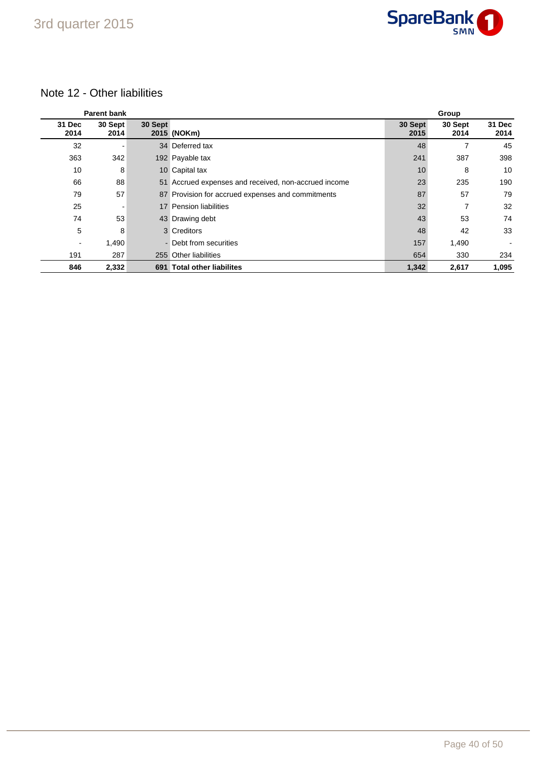## Note 12 - Other liabilities

| Parent bank | | | | Group | | |
|---|---|---|---|---|---|---|
| 31 Dec 2014 | 30 Sept 2014 | 30 Sept 2015 | (NOKm) | 30 Sept 2015 | 30 Sept 2014 | 31 Dec 2014 |
| 32 | - | 34 | Deferred tax | 48 | 7 | 45 |
| 363 | 342 | 192 | Payable tax | 241 | 387 | 398 |
| 10 | 8 | 10 | Capital tax | 10 | 8 | 10 |
| 66 | 88 | 51 | Accrued expenses and received, non-accrued income | 23 | 235 | 190 |
| 79 | 57 | 87 | Provision for accrued expenses and commitments | 87 | 57 | 79 |
| 25 | - | 17 | Pension liabilities | 32 | 7 | 32 |
| 74 | 53 | 43 | Drawing debt | 43 | 53 | 74 |
| 5 | 8 | 3 | Creditors | 48 | 42 | 33 |
| - | 1,490 | - | Debt from securities | 157 | 1,490 | - |
| 191 | 287 | 255 | Other liabilities | 654 | 330 | 234 |
| **846** | **2,332** | **691** | **Total other liabilites** | **1,342** | **2,617** | **1,095** |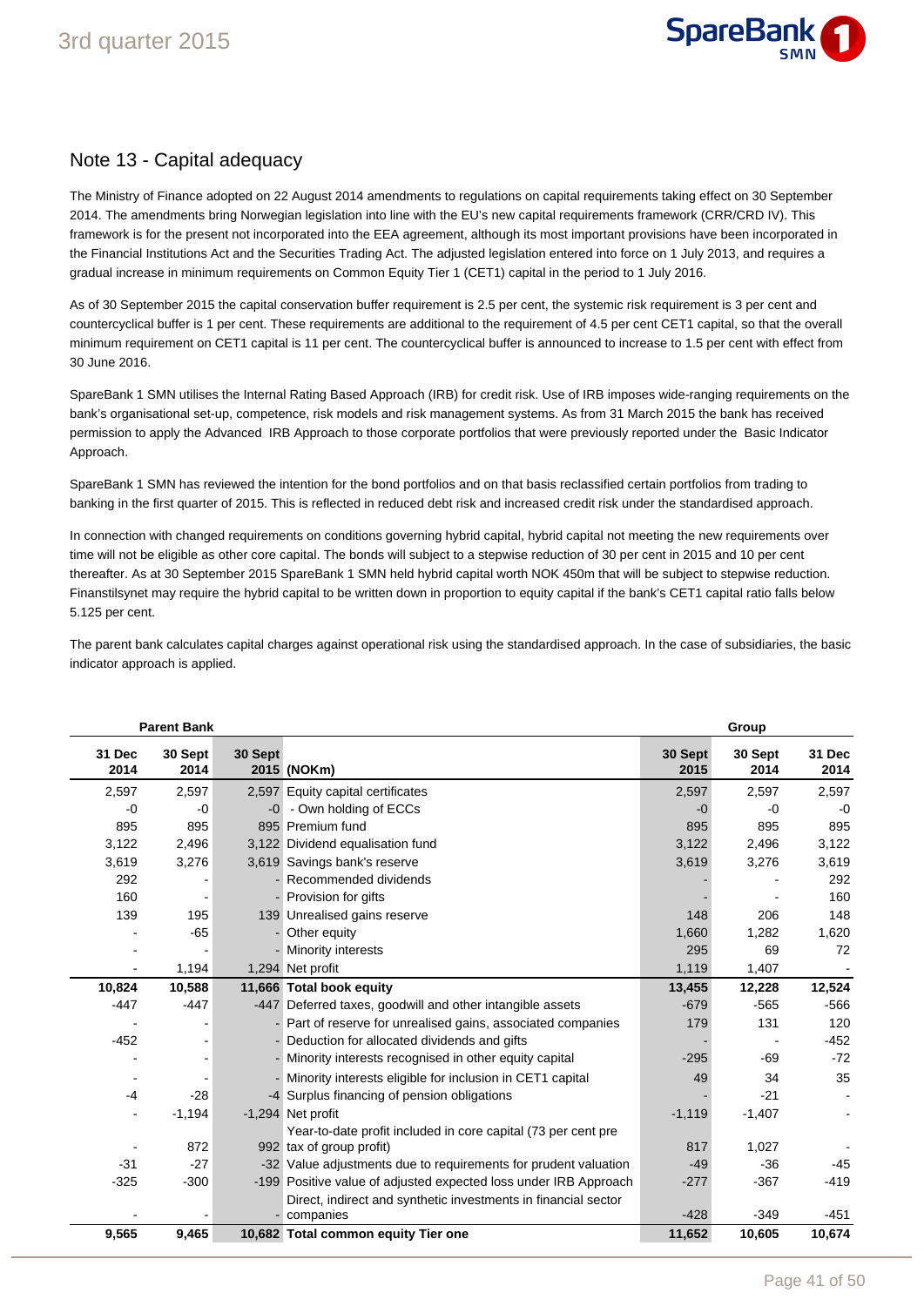## Note 13 - Capital adequacy

The Ministry of Finance adopted on 22 August 2014 amendments to regulations on capital requirements taking effect on 30 September 2014. The amendments bring Norwegian legislation into line with the EU's new capital requirements framework (CRR/CRD IV). This framework is for the present not incorporated into the EEA agreement, although its most important provisions have been incorporated in the Financial Institutions Act and the Securities Trading Act. The adjusted legislation entered into force on 1 July 2013, and requires a gradual increase in minimum requirements on Common Equity Tier 1 (CET1) capital in the period to 1 July 2016.

As of 30 September 2015 the capital conservation buffer requirement is 2.5 per cent, the systemic risk requirement is 3 per cent and countercyclical buffer is 1 per cent. These requirements are additional to the requirement of 4.5 per cent CET1 capital, so that the overall minimum requirement on CET1 capital is 11 per cent. The countercyclical buffer is announced to increase to 1.5 per cent with effect from 30 June 2016.

SpareBank 1 SMN utilises the Internal Rating Based Approach (IRB) for credit risk. Use of IRB imposes wide-ranging requirements on the bank's organisational set-up, competence, risk models and risk management systems. As from 31 March 2015 the bank has received permission to apply the Advanced IRB Approach to those corporate portfolios that were previously reported under the Basic Indicator Approach.

SpareBank 1 SMN has reviewed the intention for the bond portfolios and on that basis reclassified certain portfolios from trading to banking in the first quarter of 2015. This is reflected in reduced debt risk and increased credit risk under the standardised approach.

In connection with changed requirements on conditions governing hybrid capital, hybrid capital not meeting the new requirements over time will not be eligible as other core capital. The bonds will subject to a stepwise reduction of 30 per cent in 2015 and 10 per cent thereafter. As at 30 September 2015 SpareBank 1 SMN held hybrid capital worth NOK 450m that will be subject to stepwise reduction. Finanstilsynet may require the hybrid capital to be written down in proportion to equity capital if the bank's CET1 capital ratio falls below 5.125 per cent.

The parent bank calculates capital charges against operational risk using the standardised approach. In the case of subsidiaries, the basic indicator approach is applied.

| Parent Bank | | | | Group | | |
|---|---|---|---|---|---|---|
| 31 Dec 2014 | 30 Sept 2014 | 30 Sept 2015 | (NOKm) | 30 Sept 2015 | 30 Sept 2014 | 31 Dec 2014 |
| 2,597 | 2,597 | 2,597 | Equity capital certificates | 2,597 | 2,597 | 2,597 |
| -0 | -0 | -0 | - Own holding of ECCs | -0 | -0 | -0 |
| 895 | 895 | 895 | Premium fund | 895 | 895 | 895 |
| 3,122 | 2,496 | 3,122 | Dividend equalisation fund | 3,122 | 2,496 | 3,122 |
| 3,619 | 3,276 | 3,619 | Savings bank's reserve | 3,619 | 3,276 | 3,619 |
| 292 | - | - | Recommended dividends | - | - | 292 |
| 160 | - | - | Provision for gifts | - | - | 160 |
| 139 | 195 | 139 | Unrealised gains reserve | 148 | 206 | 148 |
| - | -65 | - | Other equity | 1,660 | 1,282 | 1,620 |
| - | - | - | Minority interests | 295 | 69 | 72 |
| - | 1,194 | 1,294 | Net profit | 1,119 | 1,407 | - |
| **10,824** | **10,588** | **11,666** | **Total book equity** | **13,455** | **12,228** | **12,524** |
| -447 | -447 | -447 | Deferred taxes, goodwill and other intangible assets | -679 | -565 | -566 |
| - | - | - | Part of reserve for unrealised gains, associated companies | 179 | 131 | 120 |
| -452 | - | - | Deduction for allocated dividends and gifts | - | - | -452 |
| - | - | - | Minority interests recognised in other equity capital | -295 | -69 | -72 |
| - | - | - | Minority interests eligible for inclusion in CET1 capital | 49 | 34 | 35 |
| -4 | -28 | -4 | Surplus financing of pension obligations | - | -21 | - |
| - | -1,194 | -1,294 | Net profit | -1,119 | -1,407 | - |
| - | 872 | 992 | Year-to-date profit included in core capital (73 per cent pre tax of group profit) | 817 | 1,027 | - |
| -31 | -27 | -32 | Value adjustments due to requirements for prudent valuation | -49 | -36 | -45 |
| -325 | -300 | -199 | Positive value of adjusted expected loss under IRB Approach | -277 | -367 | -419 |
| - | - | - | Direct, indirect and synthetic investments in financial sector companies | -428 | -349 | -451 |
| **9,565** | **9,465** | **10,682** | **Total common equity Tier one** | **11,652** | **10,605** | **10,674** |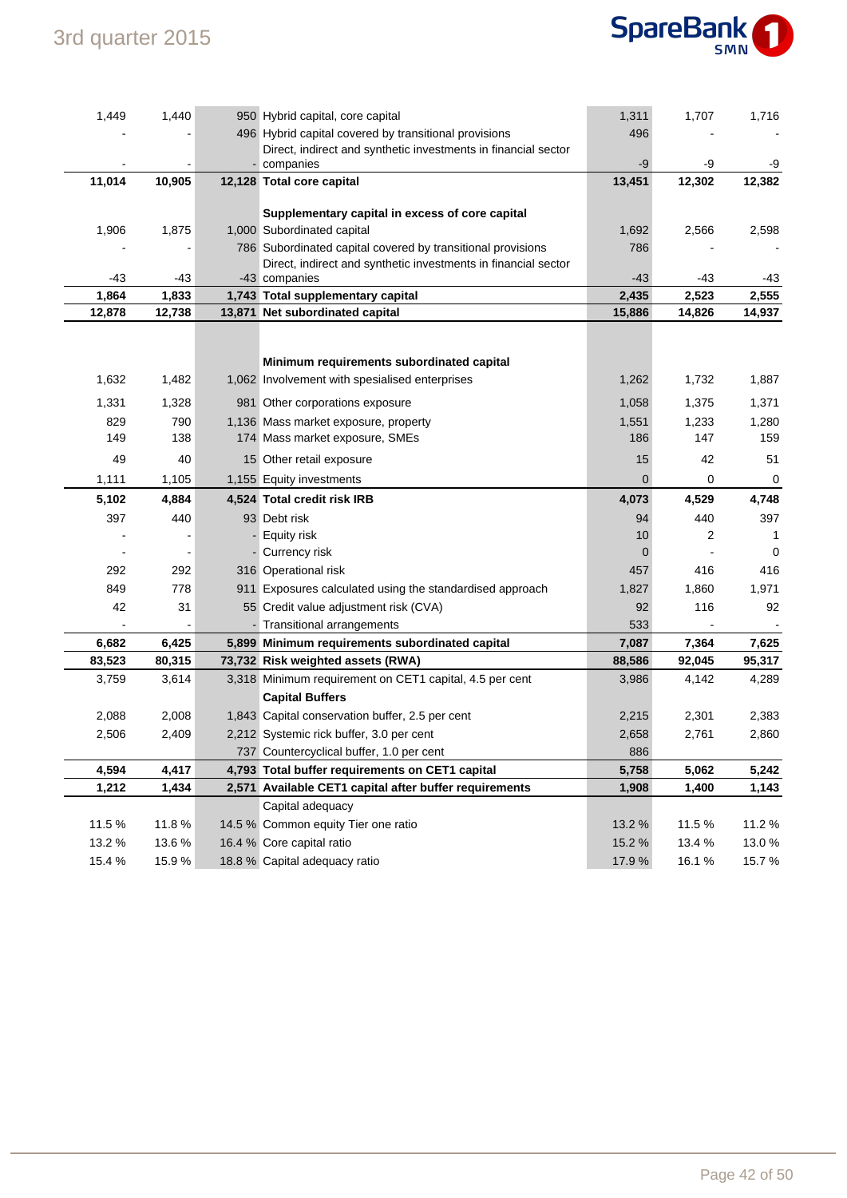| | | | | | | |
|---|---|---|---|---|---|---|
| 1,449 | 1,440 | 950 | Hybrid capital, core capital | 1,311 | 1,707 | 1,716 |
| - | - | 496 | Hybrid capital covered by transitional provisions | 496 | - | - |
| - | - | - | Direct, indirect and synthetic investments in financial sector companies | -9 | -9 | -9 |
| **11,014** | **10,905** | **12,128** | **Total core capital** | **13,451** | **12,302** | **12,382** |
| | | | **Supplementary capital in excess of core capital** | | | |
| 1,906 | 1,875 | 1,000 | Subordinated capital | 1,692 | 2,566 | 2,598 |
| - | - | 786 | Subordinated capital covered by transitional provisions | 786 | - | - |
| -43 | -43 | -43 | Direct, indirect and synthetic investments in financial sector companies | -43 | -43 | -43 |
| **1,864** | **1,833** | **1,743** | **Total supplementary capital** | **2,435** | **2,523** | **2,555** |
| **12,878** | **12,738** | **13,871** | **Net subordinated capital** | **15,886** | **14,826** | **14,937** |
| | | | **Minimum requirements subordinated capital** | | | |
| 1,632 | 1,482 | 1,062 | Involvement with spesialised enterprises | 1,262 | 1,732 | 1,887 |
| 1,331 | 1,328 | 981 | Other corporations exposure | 1,058 | 1,375 | 1,371 |
| 829 | 790 | 1,136 | Mass market exposure, property | 1,551 | 1,233 | 1,280 |
| 149 | 138 | 174 | Mass market exposure, SMEs | 186 | 147 | 159 |
| 49 | 40 | 15 | Other retail exposure | 15 | 42 | 51 |
| 1,111 | 1,105 | 1,155 | Equity investments | 0 | 0 | 0 |
| **5,102** | **4,884** | **4,524** | **Total credit risk IRB** | **4,073** | **4,529** | **4,748** |
| 397 | 440 | 93 | Debt risk | 94 | 440 | 397 |
| - | - | - | Equity risk | 10 | 2 | 1 |
| - | - | - | Currency risk | 0 | - | 0 |
| 292 | 292 | 316 | Operational risk | 457 | 416 | 416 |
| 849 | 778 | 911 | Exposures calculated using the standardised approach | 1,827 | 1,860 | 1,971 |
| 42 | 31 | 55 | Credit value adjustment risk (CVA) | 92 | 116 | 92 |
| - | - | - | Transitional arrangements | 533 | - | - |
| **6,682** | **6,425** | **5,899** | **Minimum requirements subordinated capital** | **7,087** | **7,364** | **7,625** |
| **83,523** | **80,315** | **73,732** | **Risk weighted assets (RWA)** | **88,586** | **92,045** | **95,317** |
| 3,759 | 3,614 | 3,318 | Minimum requirement on CET1 capital, 4.5 per cent | 3,986 | 4,142 | 4,289 |
| | | | **Capital Buffers** | | | |
| 2,088 | 2,008 | 1,843 | Capital conservation buffer, 2.5 per cent | 2,215 | 2,301 | 2,383 |
| 2,506 | 2,409 | 2,212 | Systemic rick buffer, 3.0 per cent | 2,658 | 2,761 | 2,860 |
| | | 737 | Countercyclical buffer, 1.0 per cent | 886 | | |
| **4,594** | **4,417** | **4,793** | **Total buffer requirements on CET1 capital** | **5,758** | **5,062** | **5,242** |
| **1,212** | **1,434** | **2,571** | **Available CET1 capital after buffer requirements** | **1,908** | **1,400** | **1,143** |
| | | | Capital adequacy | | | |
| 11.5 % | 11.8 % | 14.5 % | Common equity Tier one ratio | 13.2 % | 11.5 % | 11.2 % |
| 13.2 % | 13.6 % | 16.4 % | Core capital ratio | 15.2 % | 13.4 % | 13.0 % |
| 15.4 % | 15.9 % | 18.8 % | Capital adequacy ratio | 17.9 % | 16.1 % | 15.7 % |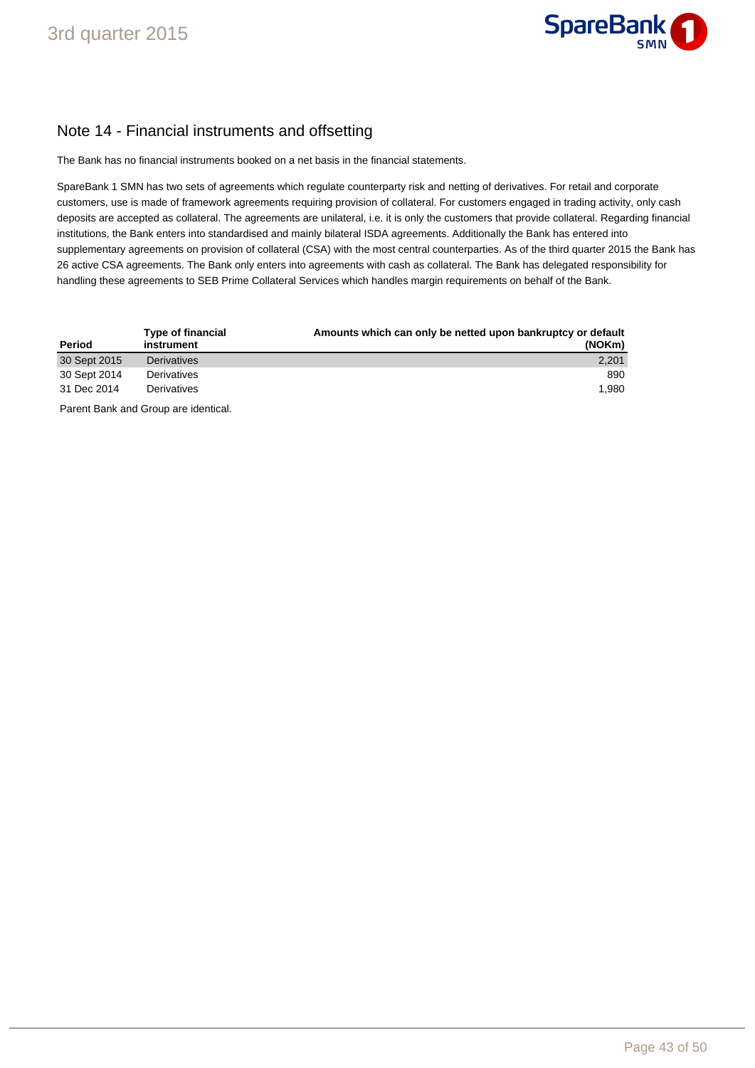## Note 14 - Financial instruments and offsetting

The Bank has no financial instruments booked on a net basis in the financial statements.

SpareBank 1 SMN has two sets of agreements which regulate counterparty risk and netting of derivatives. For retail and corporate customers, use is made of framework agreements requiring provision of collateral. For customers engaged in trading activity, only cash deposits are accepted as collateral. The agreements are unilateral, i.e. it is only the customers that provide collateral. Regarding financial institutions, the Bank enters into standardised and mainly bilateral ISDA agreements. Additionally the Bank has entered into supplementary agreements on provision of collateral (CSA) with the most central counterparties. As of the third quarter 2015 the Bank has 26 active CSA agreements. The Bank only enters into agreements with cash as collateral. The Bank has delegated responsibility for handling these agreements to SEB Prime Collateral Services which handles margin requirements on behalf of the Bank.

| Period | Type of financial instrument | Amounts which can only be netted upon bankruptcy or default (NOKm) |
|---|---|---|
| 30 Sept 2015 | Derivatives | 2,201 |
| 30 Sept 2014 | Derivatives | 890 |
| 31 Dec 2014 | Derivatives | 1,980 |

Parent Bank and Group are identical.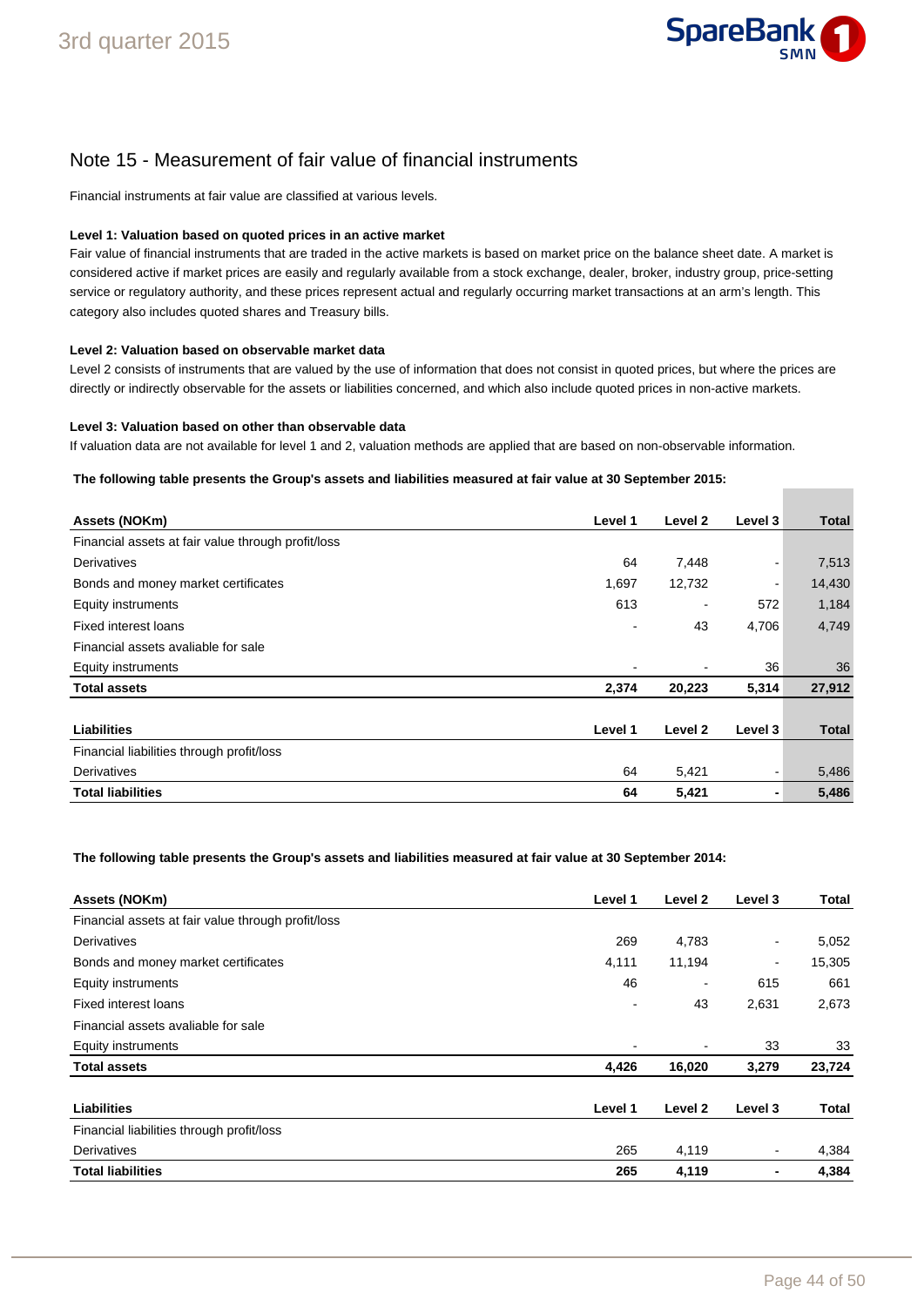## Note 15 - Measurement of fair value of financial instruments

Financial instruments at fair value are classified at various levels.

**Level 1: Valuation based on quoted prices in an active market**

Fair value of financial instruments that are traded in the active markets is based on market price on the balance sheet date. A market is considered active if market prices are easily and regularly available from a stock exchange, dealer, broker, industry group, price-setting service or regulatory authority, and these prices represent actual and regularly occurring market transactions at an arm's length. This category also includes quoted shares and Treasury bills.

**Level 2: Valuation based on observable market data**

Level 2 consists of instruments that are valued by the use of information that does not consist in quoted prices, but where the prices are directly or indirectly observable for the assets or liabilities concerned, and which also include quoted prices in non-active markets.

**Level 3: Valuation based on other than observable data**

If valuation data are not available for level 1 and 2, valuation methods are applied that are based on non-observable information.

**The following table presents the Group's assets and liabilities measured at fair value at 30 September 2015:**

| Assets (NOKm) | Level 1 | Level 2 | Level 3 | Total |
|---|---|---|---|---|
| Financial assets at fair value through profit/loss | | | | |
| Derivatives | 64 | 7,448 | - | 7,513 |
| Bonds and money market certificates | 1,697 | 12,732 | - | 14,430 |
| Equity instruments | 613 | - | 572 | 1,184 |
| Fixed interest loans | - | 43 | 4,706 | 4,749 |
| Financial assets avaliable for sale | | | | |
| Equity instruments | - | - | 36 | 36 |
| **Total assets** | **2,374** | **20,223** | **5,314** | **27,912** |

| Liabilities | Level 1 | Level 2 | Level 3 | Total |
|---|---|---|---|---|
| Financial liabilities through profit/loss | | | | |
| Derivatives | 64 | 5,421 | - | 5,486 |
| **Total liabilities** | **64** | **5,421** | **-** | **5,486** |

**The following table presents the Group's assets and liabilities measured at fair value at 30 September 2014:**

| Assets (NOKm) | Level 1 | Level 2 | Level 3 | Total |
|---|---|---|---|---|
| Financial assets at fair value through profit/loss | | | | |
| Derivatives | 269 | 4,783 | - | 5,052 |
| Bonds and money market certificates | 4,111 | 11,194 | - | 15,305 |
| Equity instruments | 46 | - | 615 | 661 |
| Fixed interest loans | - | 43 | 2,631 | 2,673 |
| Financial assets avaliable for sale | | | | |
| Equity instruments | - | - | 33 | 33 |
| **Total assets** | **4,426** | **16,020** | **3,279** | **23,724** |

| Liabilities | Level 1 | Level 2 | Level 3 | Total |
|---|---|---|---|---|
| Financial liabilities through profit/loss | | | | |
| Derivatives | 265 | 4,119 | - | 4,384 |
| **Total liabilities** | **265** | **4,119** | **-** | **4,384** |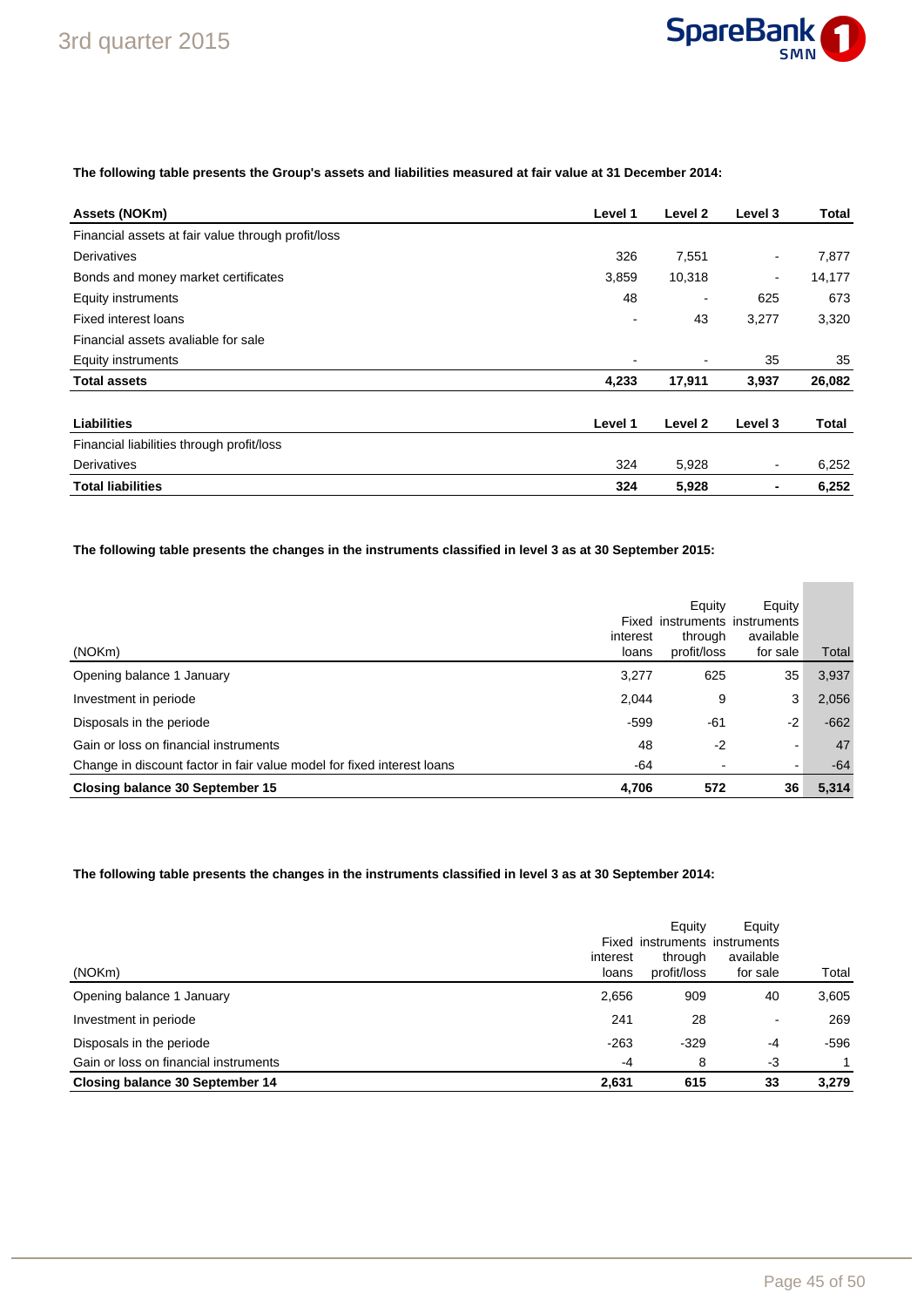**The following table presents the Group's assets and liabilities measured at fair value at 31 December 2014:**

| Assets (NOKm) | Level 1 | Level 2 | Level 3 | Total |
|---|---|---|---|---|
| Financial assets at fair value through profit/loss | | | | |
| Derivatives | 326 | 7,551 | - | 7,877 |
| Bonds and money market certificates | 3,859 | 10,318 | - | 14,177 |
| Equity instruments | 48 | - | 625 | 673 |
| Fixed interest loans | - | 43 | 3,277 | 3,320 |
| Financial assets avaliable for sale | | | | |
| Equity instruments | - | - | 35 | 35 |
| **Total assets** | **4,233** | **17,911** | **3,937** | **26,082** |

| Liabilities | Level 1 | Level 2 | Level 3 | Total |
|---|---|---|---|---|
| Financial liabilities through profit/loss | | | | |
| Derivatives | 324 | 5,928 | - | 6,252 |
| **Total liabilities** | **324** | **5,928** | **-** | **6,252** |

**The following table presents the changes in the instruments classified in level 3 as at 30 September 2015:**

| (NOKm) | Fixed interest loans | Equity instruments through profit/loss | Equity instruments available for sale | Total |
|---|---|---|---|---|
| Opening balance 1 January | 3,277 | 625 | 35 | 3,937 |
| Investment in periode | 2,044 | 9 | 3 | 2,056 |
| Disposals in the periode | -599 | -61 | -2 | -662 |
| Gain or loss on financial instruments | 48 | -2 | - | 47 |
| Change in discount factor in fair value model for fixed interest loans | -64 | - | - | -64 |
| **Closing balance 30 September 15** | **4,706** | **572** | **36** | **5,314** |

**The following table presents the changes in the instruments classified in level 3 as at 30 September 2014:**

| (NOKm) | Fixed interest loans | Equity instruments through profit/loss | Equity instruments available for sale | Total |
|---|---|---|---|---|
| Opening balance 1 January | 2,656 | 909 | 40 | 3,605 |
| Investment in periode | 241 | 28 | - | 269 |
| Disposals in the periode | -263 | -329 | -4 | -596 |
| Gain or loss on financial instruments | -4 | 8 | -3 | 1 |
| **Closing balance 30 September 14** | **2,631** | **615** | **33** | **3,279** |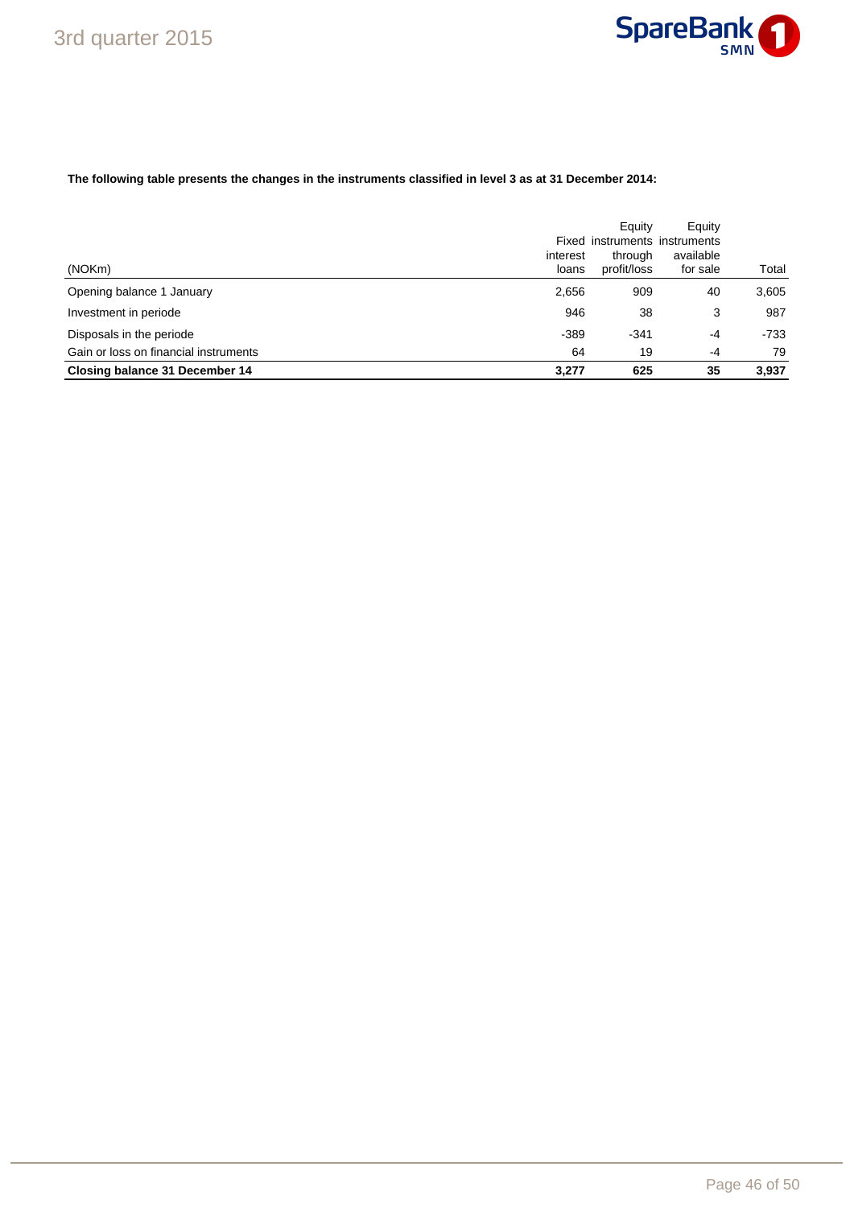**The following table presents the changes in the instruments classified in level 3 as at 31 December 2014:**

| (NOKm) | Fixed interest loans | Equity instruments through profit/loss | Equity instruments available for sale | Total |
|---|---|---|---|---|
| Opening balance 1 January | 2,656 | 909 | 40 | 3,605 |
| Investment in periode | 946 | 38 | 3 | 987 |
| Disposals in the periode | -389 | -341 | -4 | -733 |
| Gain or loss on financial instruments | 64 | 19 | -4 | 79 |
| **Closing balance 31 December 14** | **3,277** | **625** | **35** | **3,937** |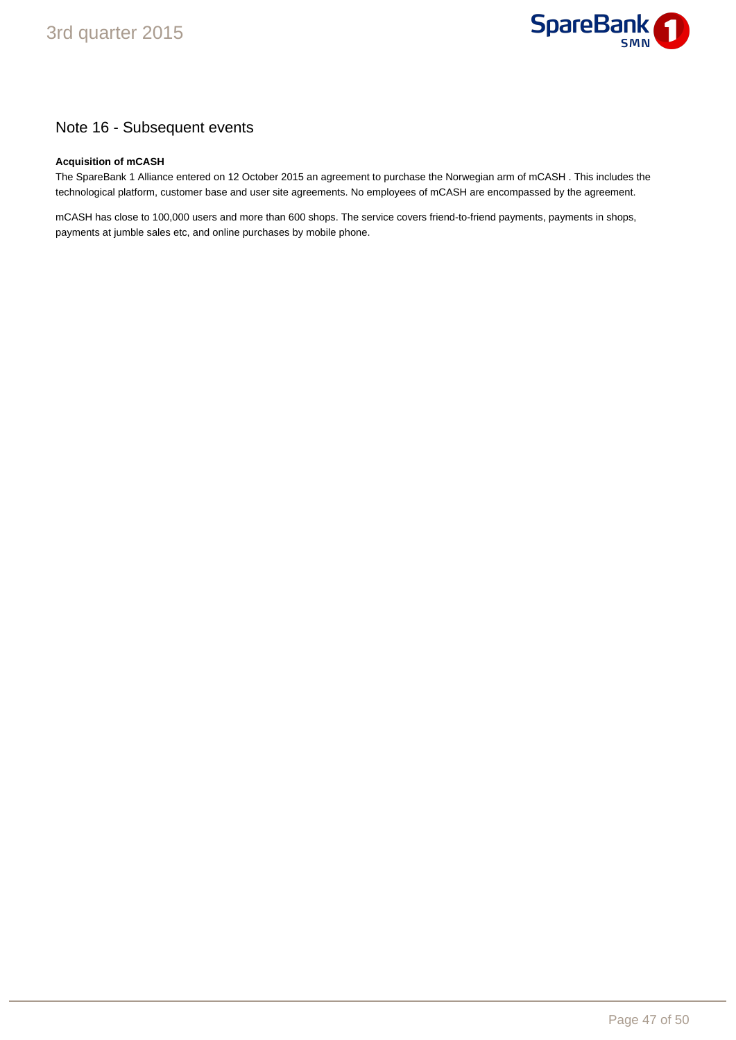## Note 16 - Subsequent events

**Acquisition of mCASH**

The SpareBank 1 Alliance entered on 12 October 2015 an agreement to purchase the Norwegian arm of mCASH . This includes the technological platform, customer base and user site agreements. No employees of mCASH are encompassed by the agreement.

mCASH has close to 100,000 users and more than 600 shops. The service covers friend-to-friend payments, payments in shops, payments at jumble sales etc, and online purchases by mobile phone.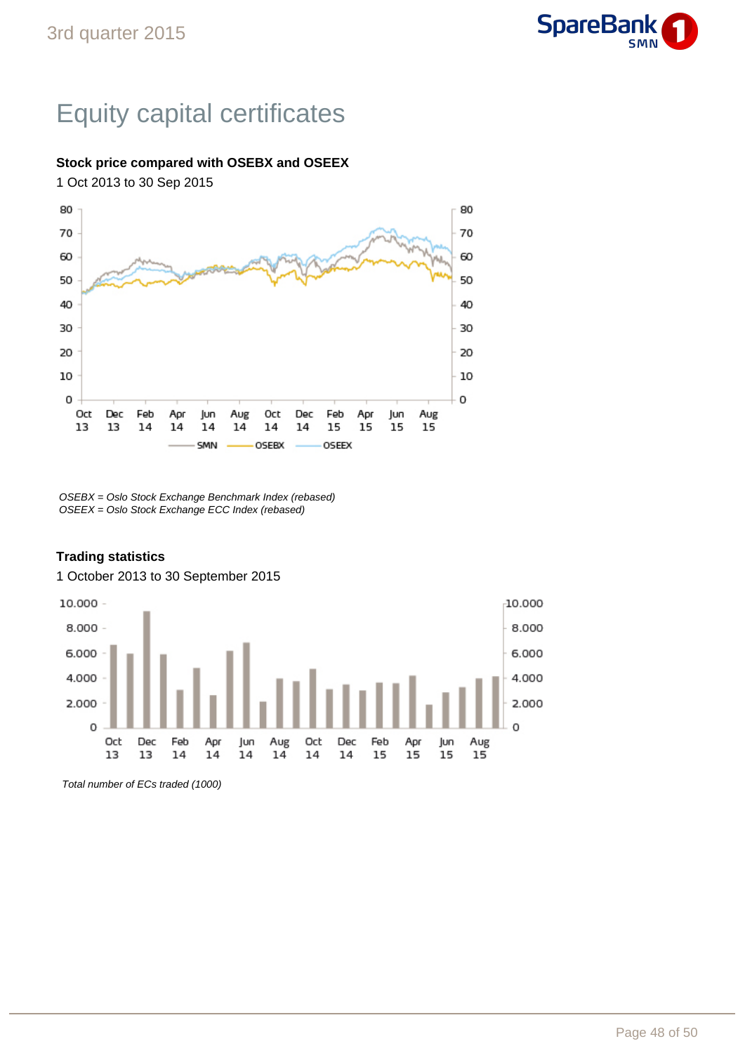# Equity capital certificates

**Stock price compared with OSEBX and OSEEX**

1 Oct 2013 to 30 Sep 2015

*OSEBX = Oslo Stock Exchange Benchmark Index (rebased)*
*OSEEX = Oslo Stock Exchange ECC Index (rebased)*

**Trading statistics**

1 October 2013 to 30 September 2015

*Total number of ECs traded (1000)*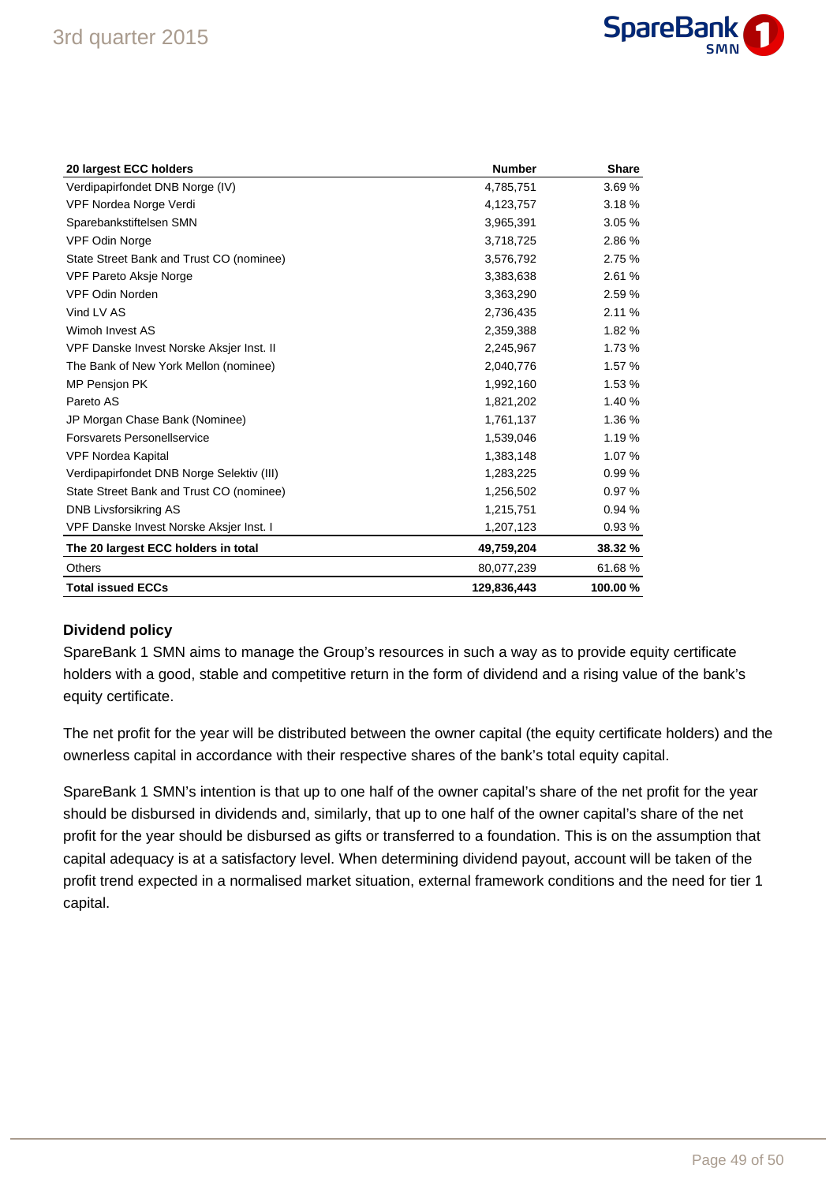| 20 largest ECC holders | Number | Share |
|---|---|---|
| Verdipapirfondet DNB Norge (IV) | 4,785,751 | 3.69 % |
| VPF Nordea Norge Verdi | 4,123,757 | 3.18 % |
| Sparebankstiftelsen SMN | 3,965,391 | 3.05 % |
| VPF Odin Norge | 3,718,725 | 2.86 % |
| State Street Bank and Trust CO (nominee) | 3,576,792 | 2.75 % |
| VPF Pareto Aksje Norge | 3,383,638 | 2.61 % |
| VPF Odin Norden | 3,363,290 | 2.59 % |
| Vind LV AS | 2,736,435 | 2.11 % |
| Wimoh Invest AS | 2,359,388 | 1.82 % |
| VPF Danske Invest Norske Aksjer Inst. II | 2,245,967 | 1.73 % |
| The Bank of New York Mellon (nominee) | 2,040,776 | 1.57 % |
| MP Pensjon PK | 1,992,160 | 1.53 % |
| Pareto AS | 1,821,202 | 1.40 % |
| JP Morgan Chase Bank (Nominee) | 1,761,137 | 1.36 % |
| Forsvarets Personellservice | 1,539,046 | 1.19 % |
| VPF Nordea Kapital | 1,383,148 | 1.07 % |
| Verdipapirfondet DNB Norge Selektiv (III) | 1,283,225 | 0.99 % |
| State Street Bank and Trust CO (nominee) | 1,256,502 | 0.97 % |
| DNB Livsforsikring AS | 1,215,751 | 0.94 % |
| VPF Danske Invest Norske Aksjer Inst. I | 1,207,123 | 0.93 % |
| **The 20 largest ECC holders in total** | **49,759,204** | **38.32 %** |
| Others | 80,077,239 | 61.68 % |
| **Total issued ECCs** | **129,836,443** | **100.00 %** |

## Dividend policy

SpareBank 1 SMN aims to manage the Group's resources in such a way as to provide equity certificate holders with a good, stable and competitive return in the form of dividend and a rising value of the bank's equity certificate.

The net profit for the year will be distributed between the owner capital (the equity certificate holders) and the ownerless capital in accordance with their respective shares of the bank's total equity capital.

SpareBank 1 SMN's intention is that up to one half of the owner capital's share of the net profit for the year should be disbursed in dividends and, similarly, that up to one half of the owner capital's share of the net profit for the year should be disbursed as gifts or transferred to a foundation. This is on the assumption that capital adequacy is at a satisfactory level. When determining dividend payout, account will be taken of the profit trend expected in a normalised market situation, external framework conditions and the need for tier 1 capital.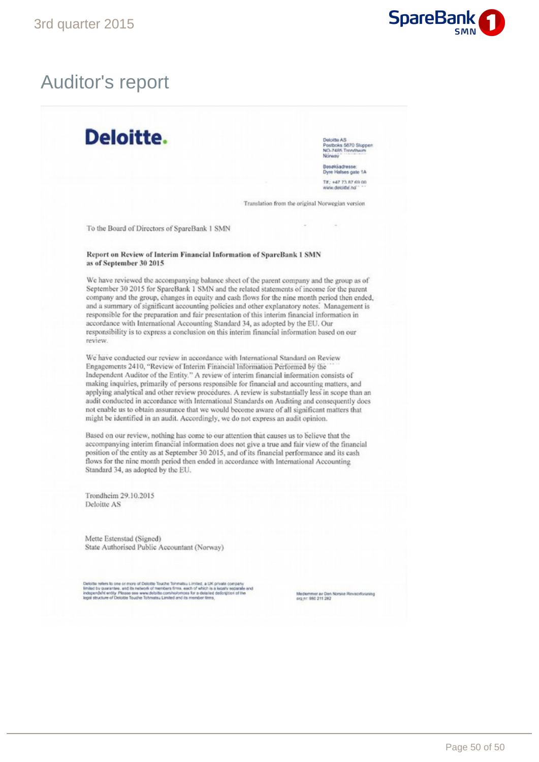# Auditor's report

Deloitte.

Deloitte AS
Postboks 5670 Sluppen
NO-7485 Trondheim
Norway

Besøksadresse:
Dyre Halses gate 1A

Tlf.: +47 73 87 69 00
www.deloitte.no

Translation from the original Norwegian version

To the Board of Directors of SpareBank 1 SMN

**Report on Review of Interim Financial Information of SpareBank 1 SMN as of September 30 2015**

We have reviewed the accompanying balance sheet of the parent company and the group as of September 30 2015 for SpareBank 1 SMN and the related statements of income for the parent company and the group, changes in equity and cash flows for the nine month period then ended, and a summary of significant accounting policies and other explanatory notes. Management is responsible for the preparation and fair presentation of this interim financial information in accordance with International Accounting Standard 34, as adopted by the EU. Our responsibility is to express a conclusion on this interim financial information based on our review.

We have conducted our review in accordance with International Standard on Review Engagements 2410, "Review of Interim Financial Information Performed by the Independent Auditor of the Entity." A review of interim financial information consists of making inquiries, primarily of persons responsible for financial and accounting matters, and applying analytical and other review procedures. A review is substantially less in scope than an audit conducted in accordance with International Standards on Auditing and consequently does not enable us to obtain assurance that we would become aware of all significant matters that might be identified in an audit. Accordingly, we do not express an audit opinion.

Based on our review, nothing has come to our attention that causes us to believe that the accompanying interim financial information does not give a true and fair view of the financial position of the entity as at September 30 2015, and of its financial performance and its cash flows for the nine month period then ended in accordance with International Accounting Standard 34, as adopted by the EU.

Trondheim 29.10.2015
Deloitte AS

Mette Estenstad (Signed)
State Authorised Public Accountant (Norway)

Deloitte refers to one or more of Deloitte Touche Tohmatsu Limited, a UK private company limited by guarantee, and its network of member firms, each of which is a legally separate and independent entity. Please see www.deloitte.com/no/omoss for a detailed description of the legal structure of Deloitte Touche Tohmatsu Limited and its member firms.

Medlemmer av Den Norske Revisorforening
org.nr: 980 211 282